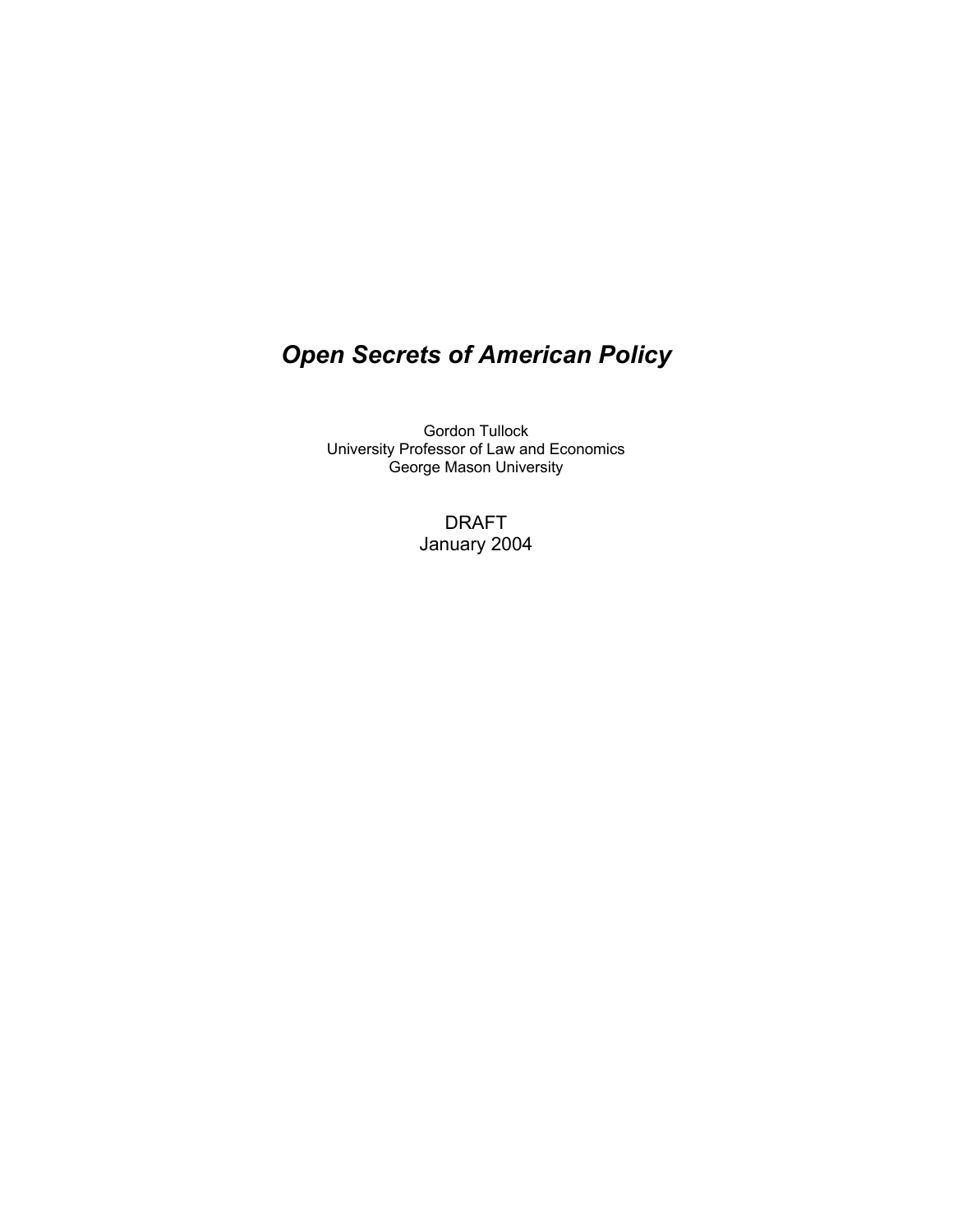# *Open Secrets of American Policy*

Gordon Tullock
University Professor of Law and Economics
George Mason University

DRAFT
January 2004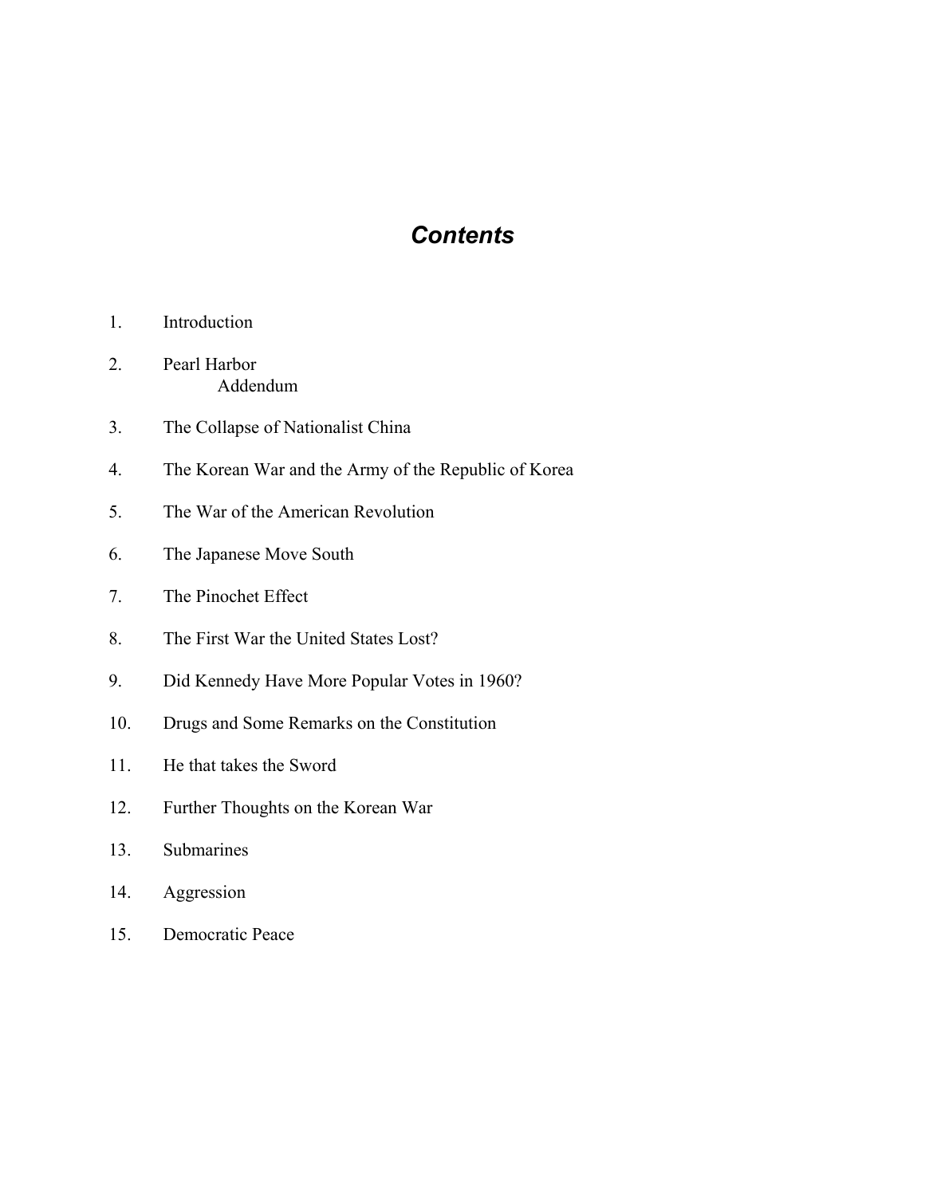# *Contents*

1. Introduction
2. Pearl Harbor
   Addendum
3. The Collapse of Nationalist China
4. The Korean War and the Army of the Republic of Korea
5. The War of the American Revolution
6. The Japanese Move South
7. The Pinochet Effect
8. The First War the United States Lost?
9. Did Kennedy Have More Popular Votes in 1960?
10. Drugs and Some Remarks on the Constitution
11. He that takes the Sword
12. Further Thoughts on the Korean War
13. Submarines
14. Aggression
15. Democratic Peace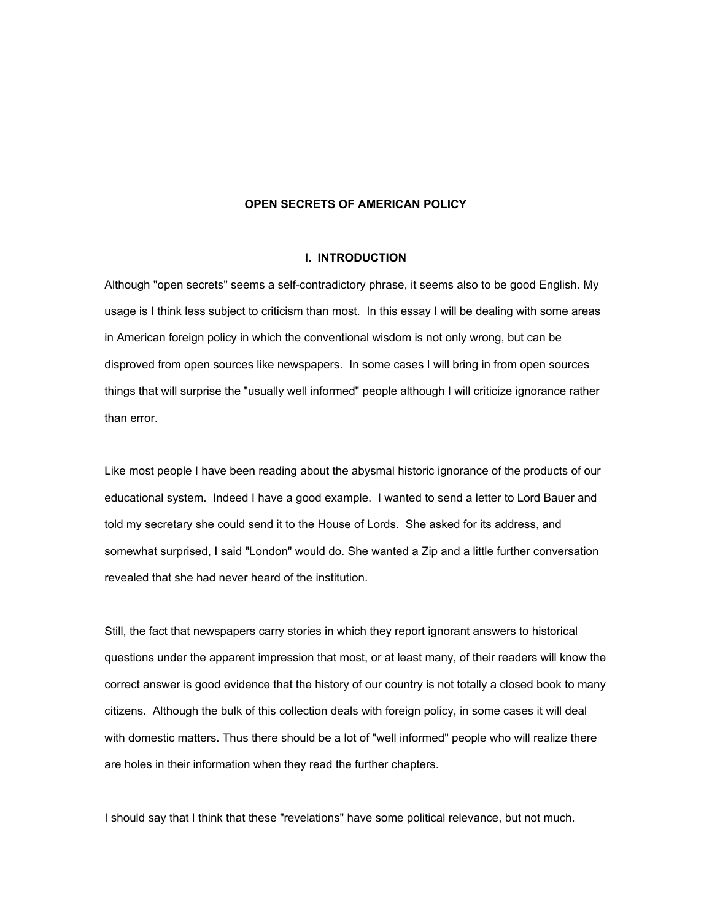# OPEN SECRETS OF AMERICAN POLICY

## I. INTRODUCTION

Although "open secrets" seems a self-contradictory phrase, it seems also to be good English. My usage is I think less subject to criticism than most. In this essay I will be dealing with some areas in American foreign policy in which the conventional wisdom is not only wrong, but can be disproved from open sources like newspapers. In some cases I will bring in from open sources things that will surprise the "usually well informed" people although I will criticize ignorance rather than error.

Like most people I have been reading about the abysmal historic ignorance of the products of our educational system. Indeed I have a good example. I wanted to send a letter to Lord Bauer and told my secretary she could send it to the House of Lords. She asked for its address, and somewhat surprised, I said "London" would do. She wanted a Zip and a little further conversation revealed that she had never heard of the institution.

Still, the fact that newspapers carry stories in which they report ignorant answers to historical questions under the apparent impression that most, or at least many, of their readers will know the correct answer is good evidence that the history of our country is not totally a closed book to many citizens. Although the bulk of this collection deals with foreign policy, in some cases it will deal with domestic matters. Thus there should be a lot of "well informed" people who will realize there are holes in their information when they read the further chapters.

I should say that I think that these "revelations" have some political relevance, but not much.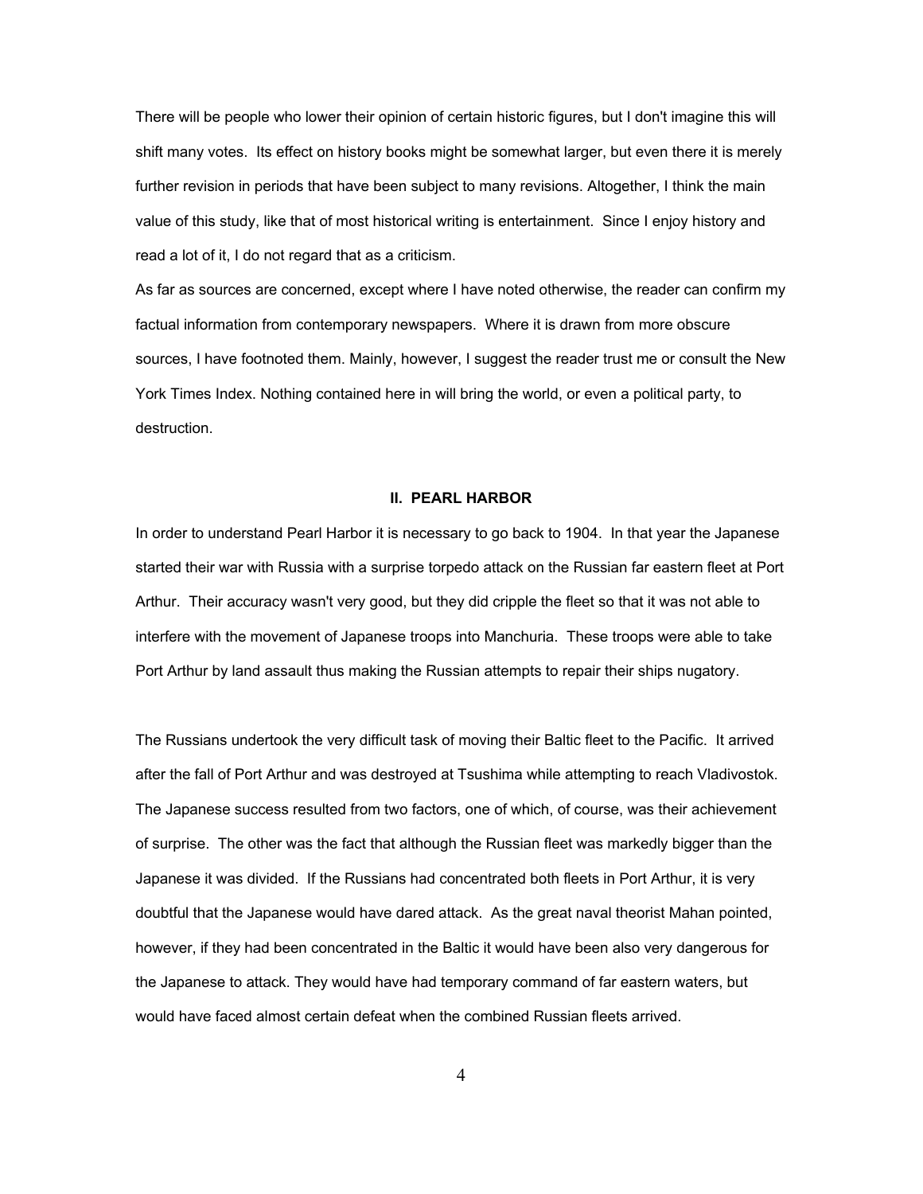There will be people who lower their opinion of certain historic figures, but I don't imagine this will shift many votes. Its effect on history books might be somewhat larger, but even there it is merely further revision in periods that have been subject to many revisions. Altogether, I think the main value of this study, like that of most historical writing is entertainment. Since I enjoy history and read a lot of it, I do not regard that as a criticism.

As far as sources are concerned, except where I have noted otherwise, the reader can confirm my factual information from contemporary newspapers. Where it is drawn from more obscure sources, I have footnoted them. Mainly, however, I suggest the reader trust me or consult the New York Times Index. Nothing contained here in will bring the world, or even a political party, to destruction.

## II. PEARL HARBOR

In order to understand Pearl Harbor it is necessary to go back to 1904. In that year the Japanese started their war with Russia with a surprise torpedo attack on the Russian far eastern fleet at Port Arthur. Their accuracy wasn't very good, but they did cripple the fleet so that it was not able to interfere with the movement of Japanese troops into Manchuria. These troops were able to take Port Arthur by land assault thus making the Russian attempts to repair their ships nugatory.

The Russians undertook the very difficult task of moving their Baltic fleet to the Pacific. It arrived after the fall of Port Arthur and was destroyed at Tsushima while attempting to reach Vladivostok. The Japanese success resulted from two factors, one of which, of course, was their achievement of surprise. The other was the fact that although the Russian fleet was markedly bigger than the Japanese it was divided. If the Russians had concentrated both fleets in Port Arthur, it is very doubtful that the Japanese would have dared attack. As the great naval theorist Mahan pointed, however, if they had been concentrated in the Baltic it would have been also very dangerous for the Japanese to attack. They would have had temporary command of far eastern waters, but would have faced almost certain defeat when the combined Russian fleets arrived.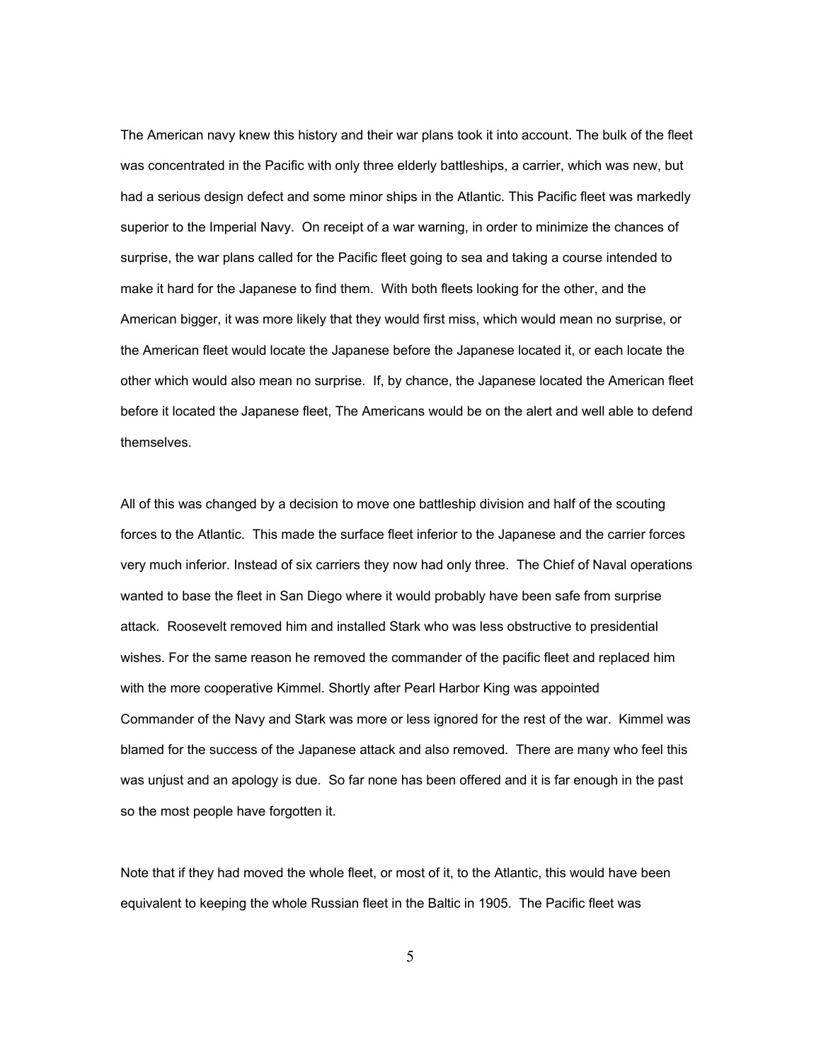The American navy knew this history and their war plans took it into account. The bulk of the fleet was concentrated in the Pacific with only three elderly battleships, a carrier, which was new, but had a serious design defect and some minor ships in the Atlantic. This Pacific fleet was markedly superior to the Imperial Navy. On receipt of a war warning, in order to minimize the chances of surprise, the war plans called for the Pacific fleet going to sea and taking a course intended to make it hard for the Japanese to find them. With both fleets looking for the other, and the American bigger, it was more likely that they would first miss, which would mean no surprise, or the American fleet would locate the Japanese before the Japanese located it, or each locate the other which would also mean no surprise. If, by chance, the Japanese located the American fleet before it located the Japanese fleet, The Americans would be on the alert and well able to defend themselves.

All of this was changed by a decision to move one battleship division and half of the scouting forces to the Atlantic. This made the surface fleet inferior to the Japanese and the carrier forces very much inferior. Instead of six carriers they now had only three. The Chief of Naval operations wanted to base the fleet in San Diego where it would probably have been safe from surprise attack. Roosevelt removed him and installed Stark who was less obstructive to presidential wishes. For the same reason he removed the commander of the pacific fleet and replaced him with the more cooperative Kimmel. Shortly after Pearl Harbor King was appointed Commander of the Navy and Stark was more or less ignored for the rest of the war. Kimmel was blamed for the success of the Japanese attack and also removed. There are many who feel this was unjust and an apology is due. So far none has been offered and it is far enough in the past so the most people have forgotten it.

Note that if they had moved the whole fleet, or most of it, to the Atlantic, this would have been equivalent to keeping the whole Russian fleet in the Baltic in 1905. The Pacific fleet was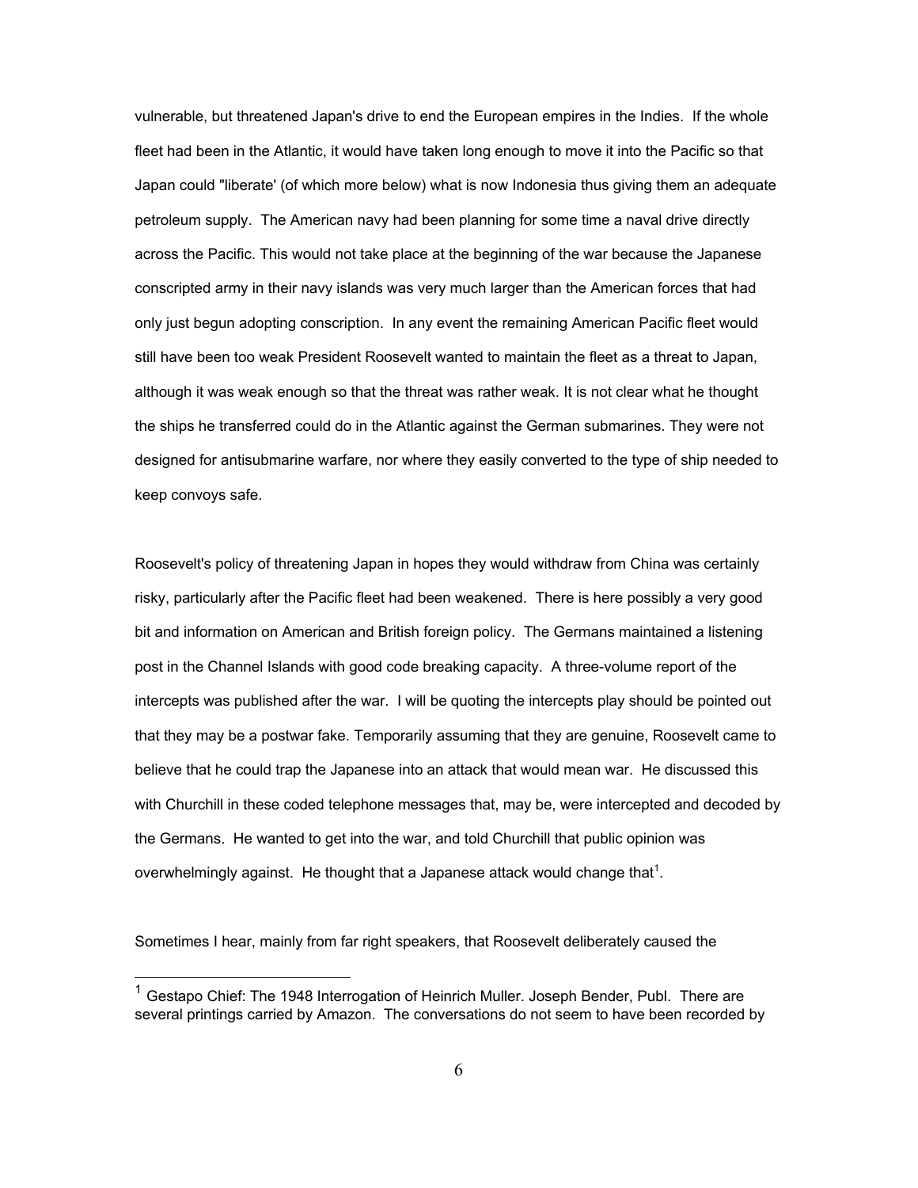vulnerable, but threatened Japan's drive to end the European empires in the Indies. If the whole fleet had been in the Atlantic, it would have taken long enough to move it into the Pacific so that Japan could "liberate' (of which more below) what is now Indonesia thus giving them an adequate petroleum supply. The American navy had been planning for some time a naval drive directly across the Pacific. This would not take place at the beginning of the war because the Japanese conscripted army in their navy islands was very much larger than the American forces that had only just begun adopting conscription. In any event the remaining American Pacific fleet would still have been too weak President Roosevelt wanted to maintain the fleet as a threat to Japan, although it was weak enough so that the threat was rather weak. It is not clear what he thought the ships he transferred could do in the Atlantic against the German submarines. They were not designed for antisubmarine warfare, nor where they easily converted to the type of ship needed to keep convoys safe.

Roosevelt's policy of threatening Japan in hopes they would withdraw from China was certainly risky, particularly after the Pacific fleet had been weakened. There is here possibly a very good bit and information on American and British foreign policy. The Germans maintained a listening post in the Channel Islands with good code breaking capacity. A three-volume report of the intercepts was published after the war. I will be quoting the intercepts play should be pointed out that they may be a postwar fake. Temporarily assuming that they are genuine, Roosevelt came to believe that he could trap the Japanese into an attack that would mean war. He discussed this with Churchill in these coded telephone messages that, may be, were intercepted and decoded by the Germans. He wanted to get into the war, and told Churchill that public opinion was overwhelmingly against. He thought that a Japanese attack would change that[1].

Sometimes I hear, mainly from far right speakers, that Roosevelt deliberately caused the

---

[1] Gestapo Chief: The 1948 Interrogation of Heinrich Muller. Joseph Bender, Publ. There are several printings carried by Amazon. The conversations do not seem to have been recorded by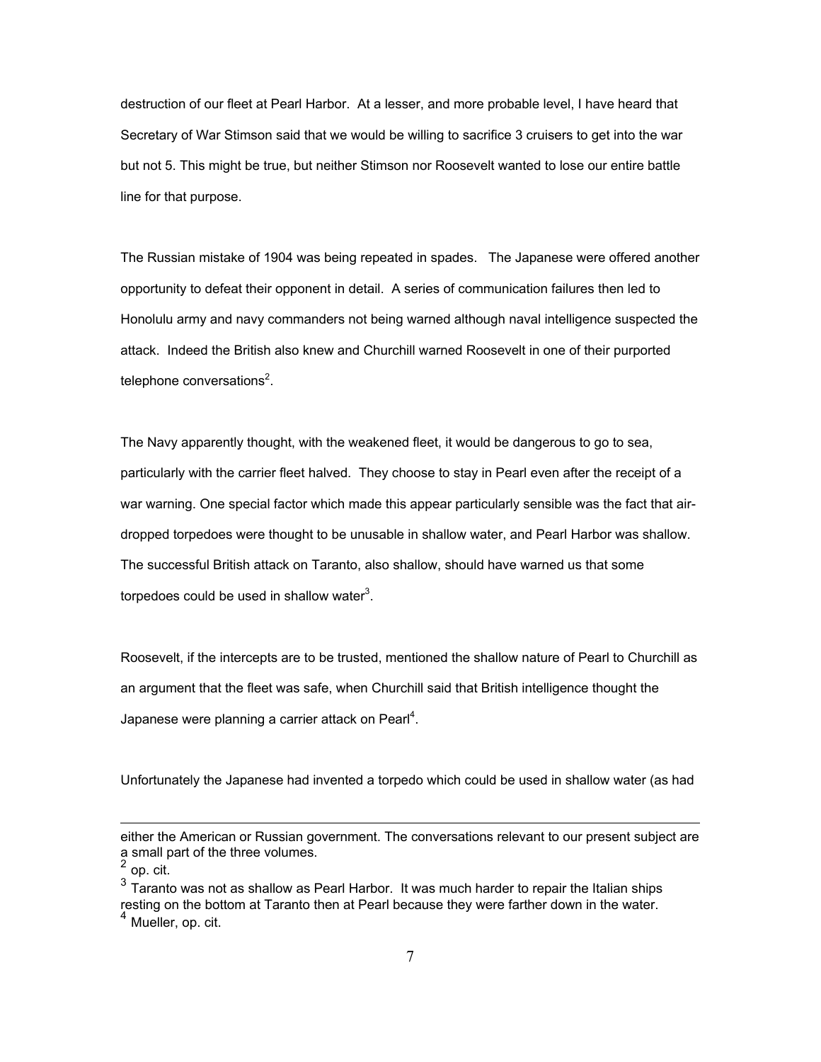destruction of our fleet at Pearl Harbor. At a lesser, and more probable level, I have heard that Secretary of War Stimson said that we would be willing to sacrifice 3 cruisers to get into the war but not 5. This might be true, but neither Stimson nor Roosevelt wanted to lose our entire battle line for that purpose.

The Russian mistake of 1904 was being repeated in spades. The Japanese were offered another opportunity to defeat their opponent in detail. A series of communication failures then led to Honolulu army and navy commanders not being warned although naval intelligence suspected the attack. Indeed the British also knew and Churchill warned Roosevelt in one of their purported telephone conversations[2].

The Navy apparently thought, with the weakened fleet, it would be dangerous to go to sea, particularly with the carrier fleet halved. They choose to stay in Pearl even after the receipt of a war warning. One special factor which made this appear particularly sensible was the fact that air-dropped torpedoes were thought to be unusable in shallow water, and Pearl Harbor was shallow. The successful British attack on Taranto, also shallow, should have warned us that some torpedoes could be used in shallow water[3].

Roosevelt, if the intercepts are to be trusted, mentioned the shallow nature of Pearl to Churchill as an argument that the fleet was safe, when Churchill said that British intelligence thought the Japanese were planning a carrier attack on Pearl[4].

Unfortunately the Japanese had invented a torpedo which could be used in shallow water (as had

---

either the American or Russian government. The conversations relevant to our present subject are a small part of the three volumes.

[2] op. cit.

[3] Taranto was not as shallow as Pearl Harbor. It was much harder to repair the Italian ships resting on the bottom at Taranto then at Pearl because they were farther down in the water.

[4] Mueller, op. cit.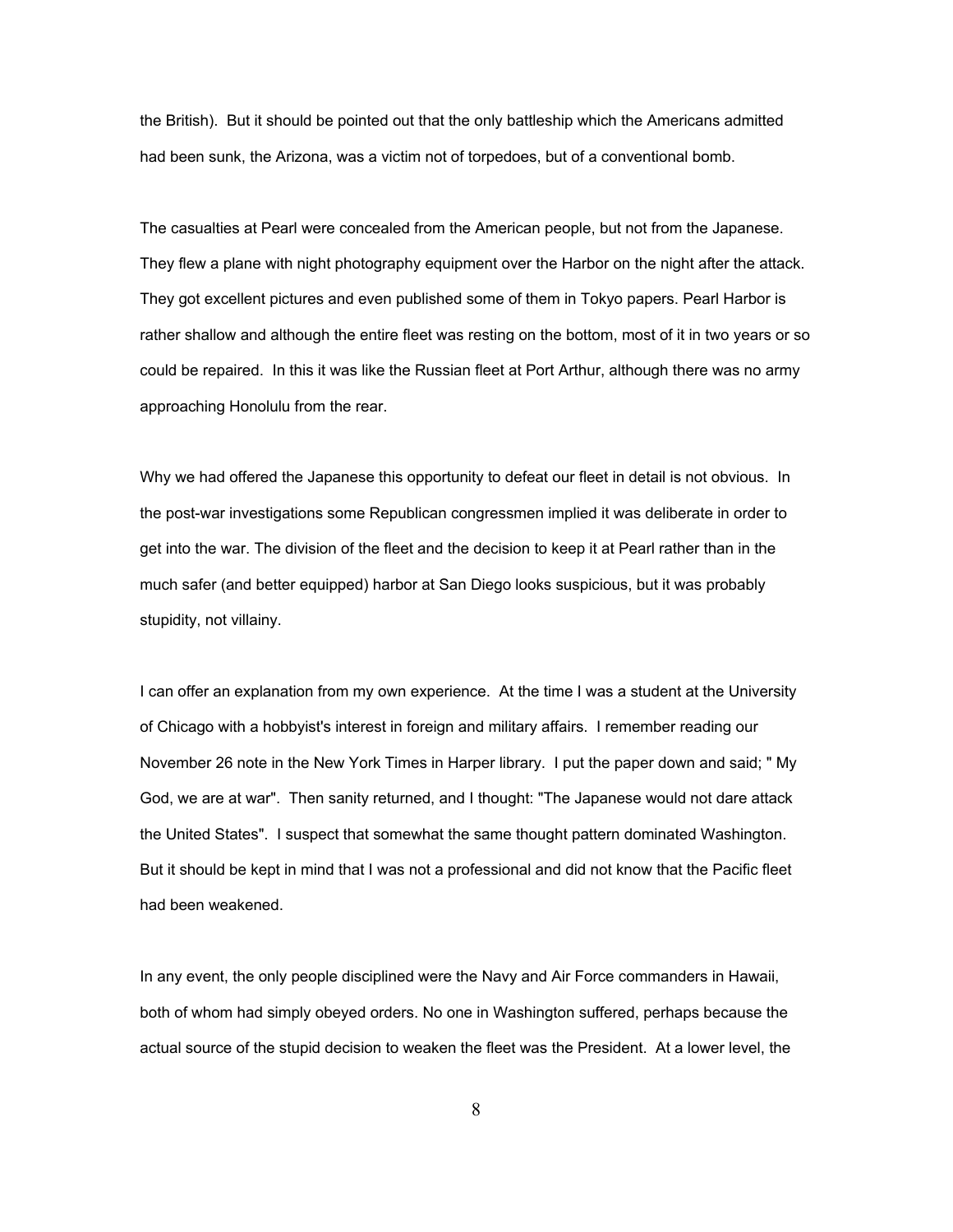the British). But it should be pointed out that the only battleship which the Americans admitted had been sunk, the Arizona, was a victim not of torpedoes, but of a conventional bomb.

The casualties at Pearl were concealed from the American people, but not from the Japanese. They flew a plane with night photography equipment over the Harbor on the night after the attack. They got excellent pictures and even published some of them in Tokyo papers. Pearl Harbor is rather shallow and although the entire fleet was resting on the bottom, most of it in two years or so could be repaired. In this it was like the Russian fleet at Port Arthur, although there was no army approaching Honolulu from the rear.

Why we had offered the Japanese this opportunity to defeat our fleet in detail is not obvious. In the post-war investigations some Republican congressmen implied it was deliberate in order to get into the war. The division of the fleet and the decision to keep it at Pearl rather than in the much safer (and better equipped) harbor at San Diego looks suspicious, but it was probably stupidity, not villainy.

I can offer an explanation from my own experience. At the time I was a student at the University of Chicago with a hobbyist's interest in foreign and military affairs. I remember reading our November 26 note in the New York Times in Harper library. I put the paper down and said; " My God, we are at war". Then sanity returned, and I thought: "The Japanese would not dare attack the United States". I suspect that somewhat the same thought pattern dominated Washington. But it should be kept in mind that I was not a professional and did not know that the Pacific fleet had been weakened.

In any event, the only people disciplined were the Navy and Air Force commanders in Hawaii, both of whom had simply obeyed orders. No one in Washington suffered, perhaps because the actual source of the stupid decision to weaken the fleet was the President. At a lower level, the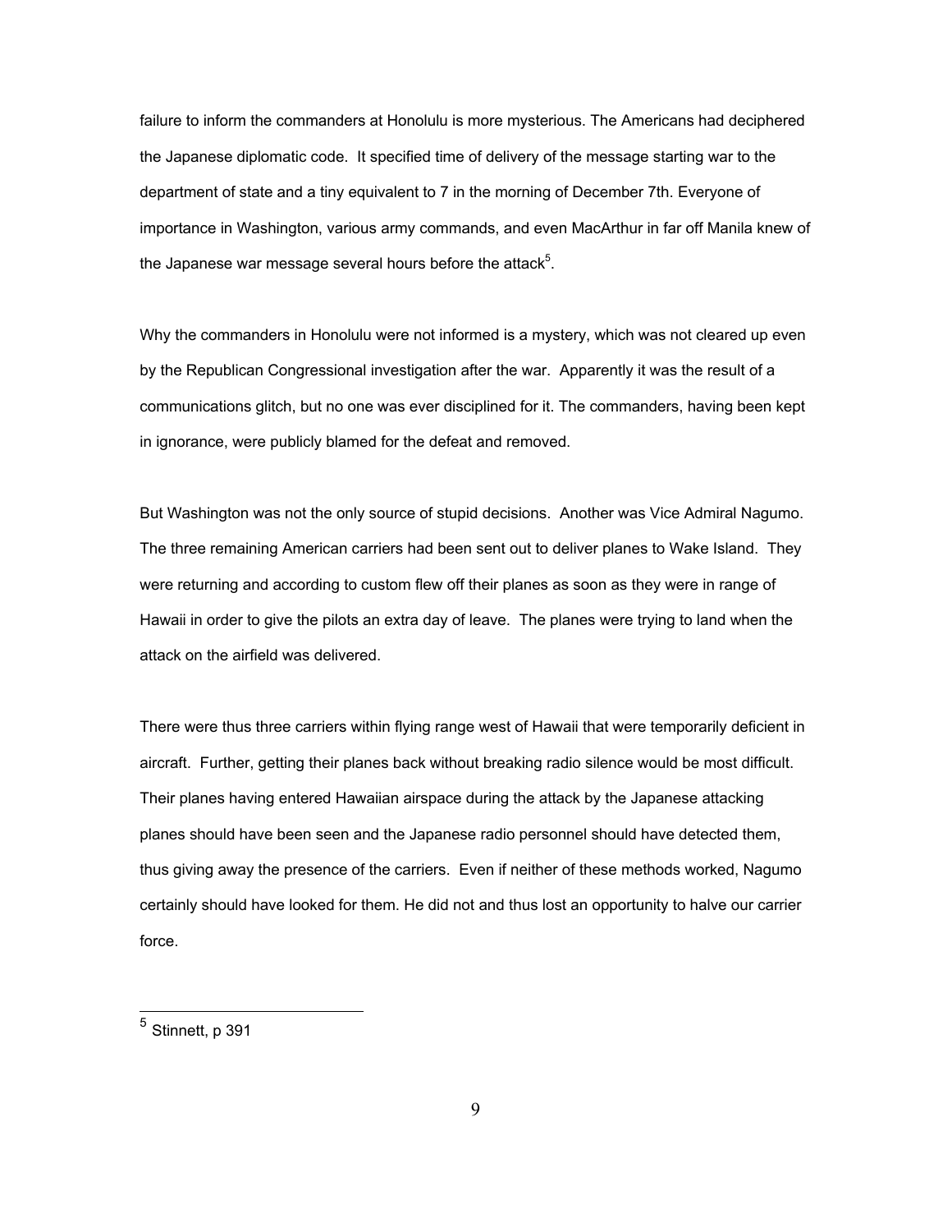failure to inform the commanders at Honolulu is more mysterious. The Americans had deciphered the Japanese diplomatic code. It specified time of delivery of the message starting war to the department of state and a tiny equivalent to 7 in the morning of December 7th. Everyone of importance in Washington, various army commands, and even MacArthur in far off Manila knew of the Japanese war message several hours before the attack[5].

Why the commanders in Honolulu were not informed is a mystery, which was not cleared up even by the Republican Congressional investigation after the war. Apparently it was the result of a communications glitch, but no one was ever disciplined for it. The commanders, having been kept in ignorance, were publicly blamed for the defeat and removed.

But Washington was not the only source of stupid decisions. Another was Vice Admiral Nagumo. The three remaining American carriers had been sent out to deliver planes to Wake Island. They were returning and according to custom flew off their planes as soon as they were in range of Hawaii in order to give the pilots an extra day of leave. The planes were trying to land when the attack on the airfield was delivered.

There were thus three carriers within flying range west of Hawaii that were temporarily deficient in aircraft. Further, getting their planes back without breaking radio silence would be most difficult. Their planes having entered Hawaiian airspace during the attack by the Japanese attacking planes should have been seen and the Japanese radio personnel should have detected them, thus giving away the presence of the carriers. Even if neither of these methods worked, Nagumo certainly should have looked for them. He did not and thus lost an opportunity to halve our carrier force.

---

[5] Stinnett, p 391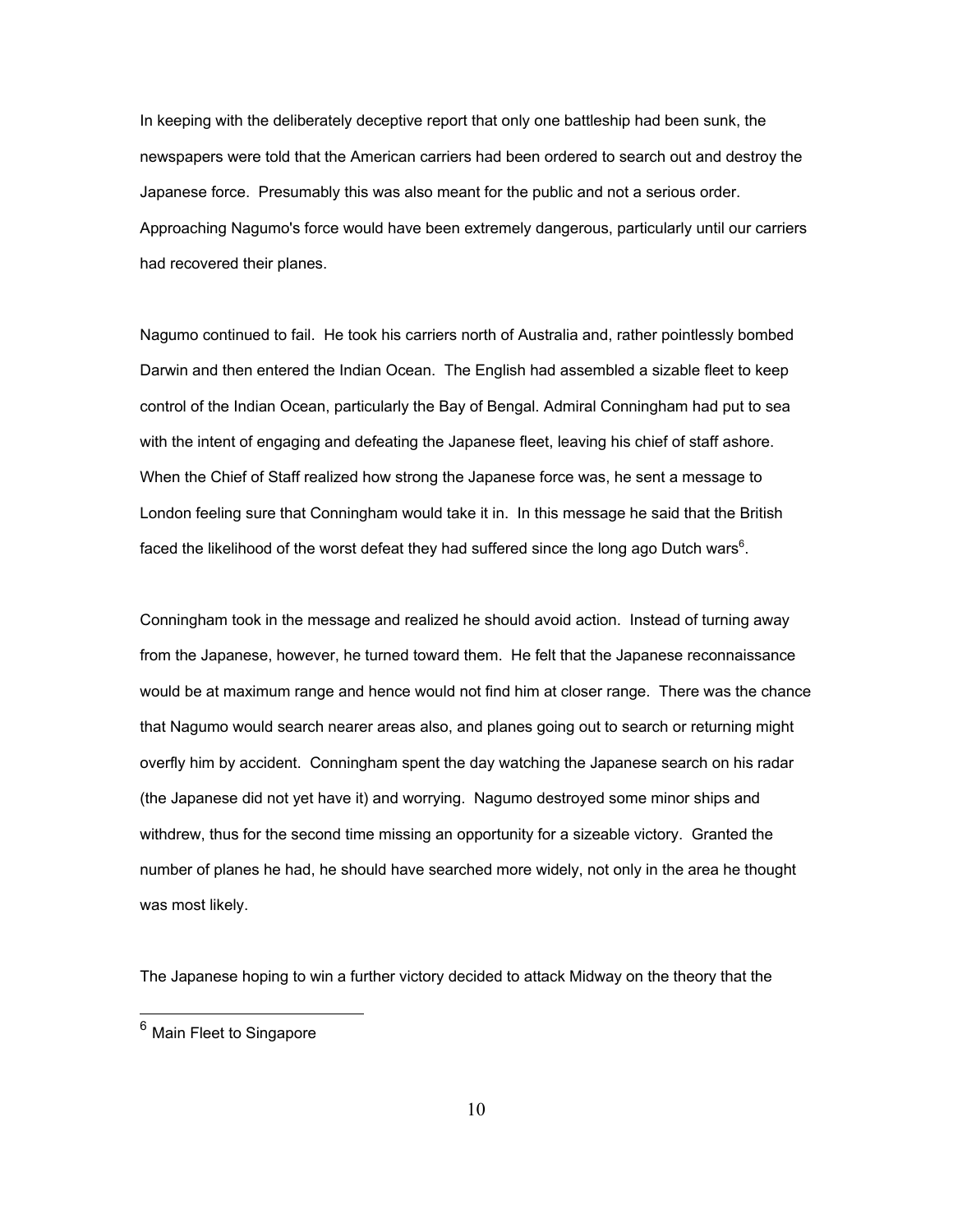In keeping with the deliberately deceptive report that only one battleship had been sunk, the newspapers were told that the American carriers had been ordered to search out and destroy the Japanese force. Presumably this was also meant for the public and not a serious order. Approaching Nagumo's force would have been extremely dangerous, particularly until our carriers had recovered their planes.

Nagumo continued to fail. He took his carriers north of Australia and, rather pointlessly bombed Darwin and then entered the Indian Ocean. The English had assembled a sizable fleet to keep control of the Indian Ocean, particularly the Bay of Bengal. Admiral Conningham had put to sea with the intent of engaging and defeating the Japanese fleet, leaving his chief of staff ashore. When the Chief of Staff realized how strong the Japanese force was, he sent a message to London feeling sure that Conningham would take it in. In this message he said that the British faced the likelihood of the worst defeat they had suffered since the long ago Dutch wars[6].

Conningham took in the message and realized he should avoid action. Instead of turning away from the Japanese, however, he turned toward them. He felt that the Japanese reconnaissance would be at maximum range and hence would not find him at closer range. There was the chance that Nagumo would search nearer areas also, and planes going out to search or returning might overfly him by accident. Conningham spent the day watching the Japanese search on his radar (the Japanese did not yet have it) and worrying. Nagumo destroyed some minor ships and withdrew, thus for the second time missing an opportunity for a sizeable victory. Granted the number of planes he had, he should have searched more widely, not only in the area he thought was most likely.

The Japanese hoping to win a further victory decided to attack Midway on the theory that the

---

[6] Main Fleet to Singapore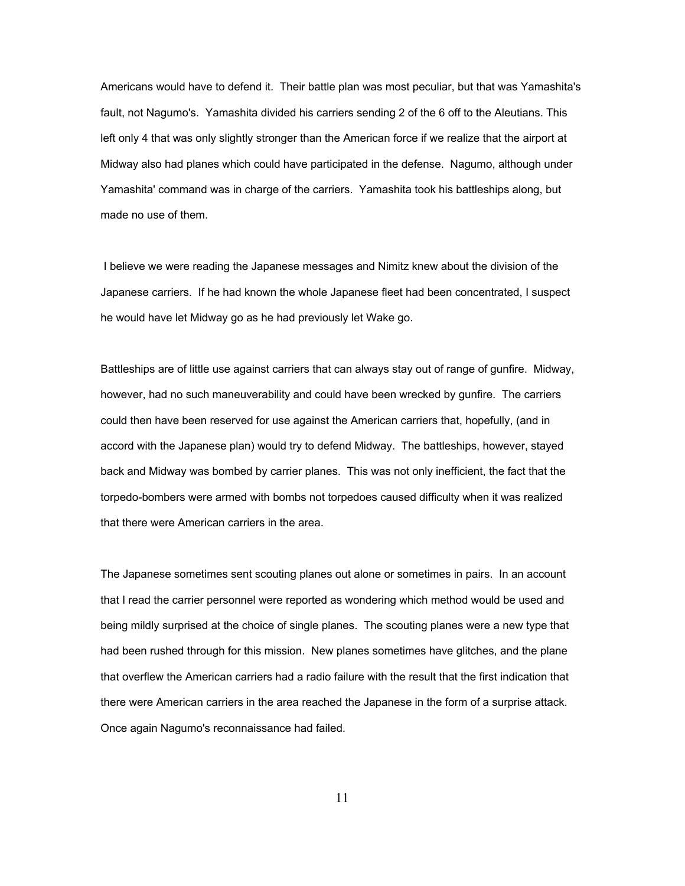Americans would have to defend it. Their battle plan was most peculiar, but that was Yamashita's fault, not Nagumo's. Yamashita divided his carriers sending 2 of the 6 off to the Aleutians. This left only 4 that was only slightly stronger than the American force if we realize that the airport at Midway also had planes which could have participated in the defense. Nagumo, although under Yamashita' command was in charge of the carriers. Yamashita took his battleships along, but made no use of them.

I believe we were reading the Japanese messages and Nimitz knew about the division of the Japanese carriers. If he had known the whole Japanese fleet had been concentrated, I suspect he would have let Midway go as he had previously let Wake go.

Battleships are of little use against carriers that can always stay out of range of gunfire. Midway, however, had no such maneuverability and could have been wrecked by gunfire. The carriers could then have been reserved for use against the American carriers that, hopefully, (and in accord with the Japanese plan) would try to defend Midway. The battleships, however, stayed back and Midway was bombed by carrier planes. This was not only inefficient, the fact that the torpedo-bombers were armed with bombs not torpedoes caused difficulty when it was realized that there were American carriers in the area.

The Japanese sometimes sent scouting planes out alone or sometimes in pairs. In an account that I read the carrier personnel were reported as wondering which method would be used and being mildly surprised at the choice of single planes. The scouting planes were a new type that had been rushed through for this mission. New planes sometimes have glitches, and the plane that overflew the American carriers had a radio failure with the result that the first indication that there were American carriers in the area reached the Japanese in the form of a surprise attack. Once again Nagumo's reconnaissance had failed.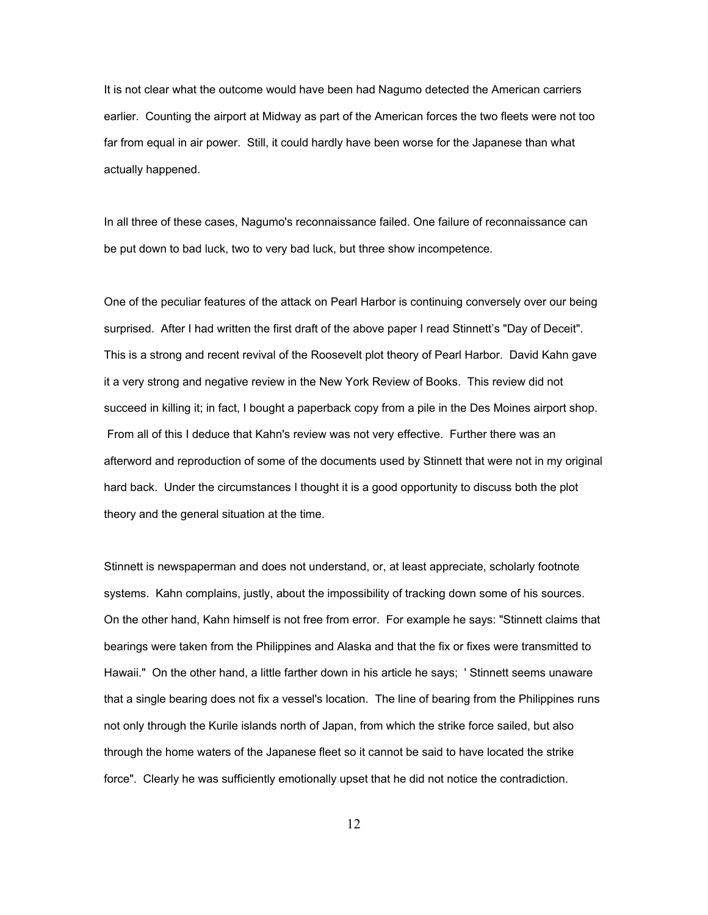It is not clear what the outcome would have been had Nagumo detected the American carriers earlier. Counting the airport at Midway as part of the American forces the two fleets were not too far from equal in air power. Still, it could hardly have been worse for the Japanese than what actually happened.

In all three of these cases, Nagumo's reconnaissance failed. One failure of reconnaissance can be put down to bad luck, two to very bad luck, but three show incompetence.

One of the peculiar features of the attack on Pearl Harbor is continuing conversely over our being surprised. After I had written the first draft of the above paper I read Stinnett's "Day of Deceit". This is a strong and recent revival of the Roosevelt plot theory of Pearl Harbor. David Kahn gave it a very strong and negative review in the New York Review of Books. This review did not succeed in killing it; in fact, I bought a paperback copy from a pile in the Des Moines airport shop. From all of this I deduce that Kahn's review was not very effective. Further there was an afterword and reproduction of some of the documents used by Stinnett that were not in my original hard back. Under the circumstances I thought it is a good opportunity to discuss both the plot theory and the general situation at the time.

Stinnett is newspaperman and does not understand, or, at least appreciate, scholarly footnote systems. Kahn complains, justly, about the impossibility of tracking down some of his sources. On the other hand, Kahn himself is not free from error. For example he says: "Stinnett claims that bearings were taken from the Philippines and Alaska and that the fix or fixes were transmitted to Hawaii." On the other hand, a little farther down in his article he says; ' Stinnett seems unaware that a single bearing does not fix a vessel's location. The line of bearing from the Philippines runs not only through the Kurile islands north of Japan, from which the strike force sailed, but also through the home waters of the Japanese fleet so it cannot be said to have located the strike force". Clearly he was sufficiently emotionally upset that he did not notice the contradiction.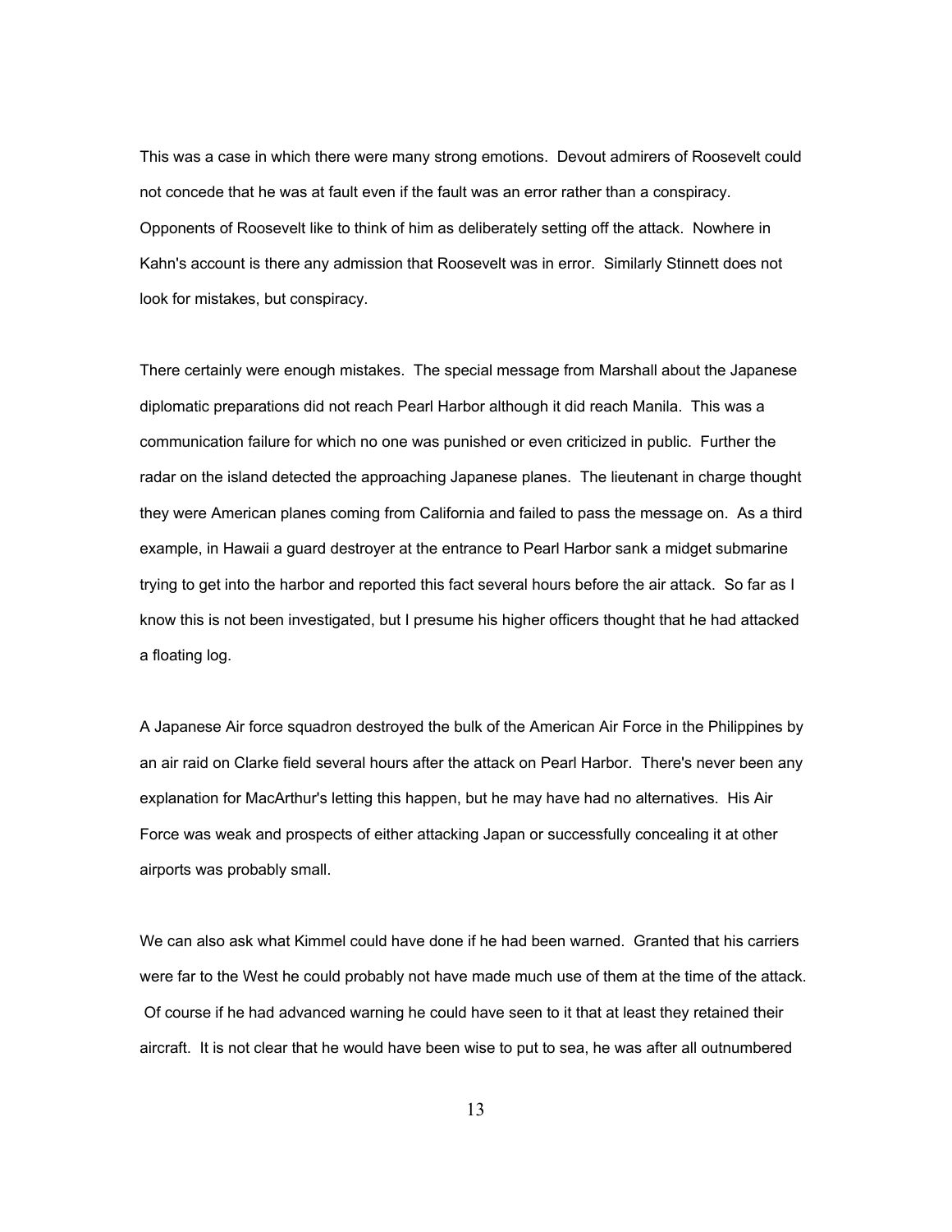This was a case in which there were many strong emotions. Devout admirers of Roosevelt could not concede that he was at fault even if the fault was an error rather than a conspiracy. Opponents of Roosevelt like to think of him as deliberately setting off the attack. Nowhere in Kahn's account is there any admission that Roosevelt was in error. Similarly Stinnett does not look for mistakes, but conspiracy.

There certainly were enough mistakes. The special message from Marshall about the Japanese diplomatic preparations did not reach Pearl Harbor although it did reach Manila. This was a communication failure for which no one was punished or even criticized in public. Further the radar on the island detected the approaching Japanese planes. The lieutenant in charge thought they were American planes coming from California and failed to pass the message on. As a third example, in Hawaii a guard destroyer at the entrance to Pearl Harbor sank a midget submarine trying to get into the harbor and reported this fact several hours before the air attack. So far as I know this is not been investigated, but I presume his higher officers thought that he had attacked a floating log.

A Japanese Air force squadron destroyed the bulk of the American Air Force in the Philippines by an air raid on Clarke field several hours after the attack on Pearl Harbor. There's never been any explanation for MacArthur's letting this happen, but he may have had no alternatives. His Air Force was weak and prospects of either attacking Japan or successfully concealing it at other airports was probably small.

We can also ask what Kimmel could have done if he had been warned. Granted that his carriers were far to the West he could probably not have made much use of them at the time of the attack. Of course if he had advanced warning he could have seen to it that at least they retained their aircraft. It is not clear that he would have been wise to put to sea, he was after all outnumbered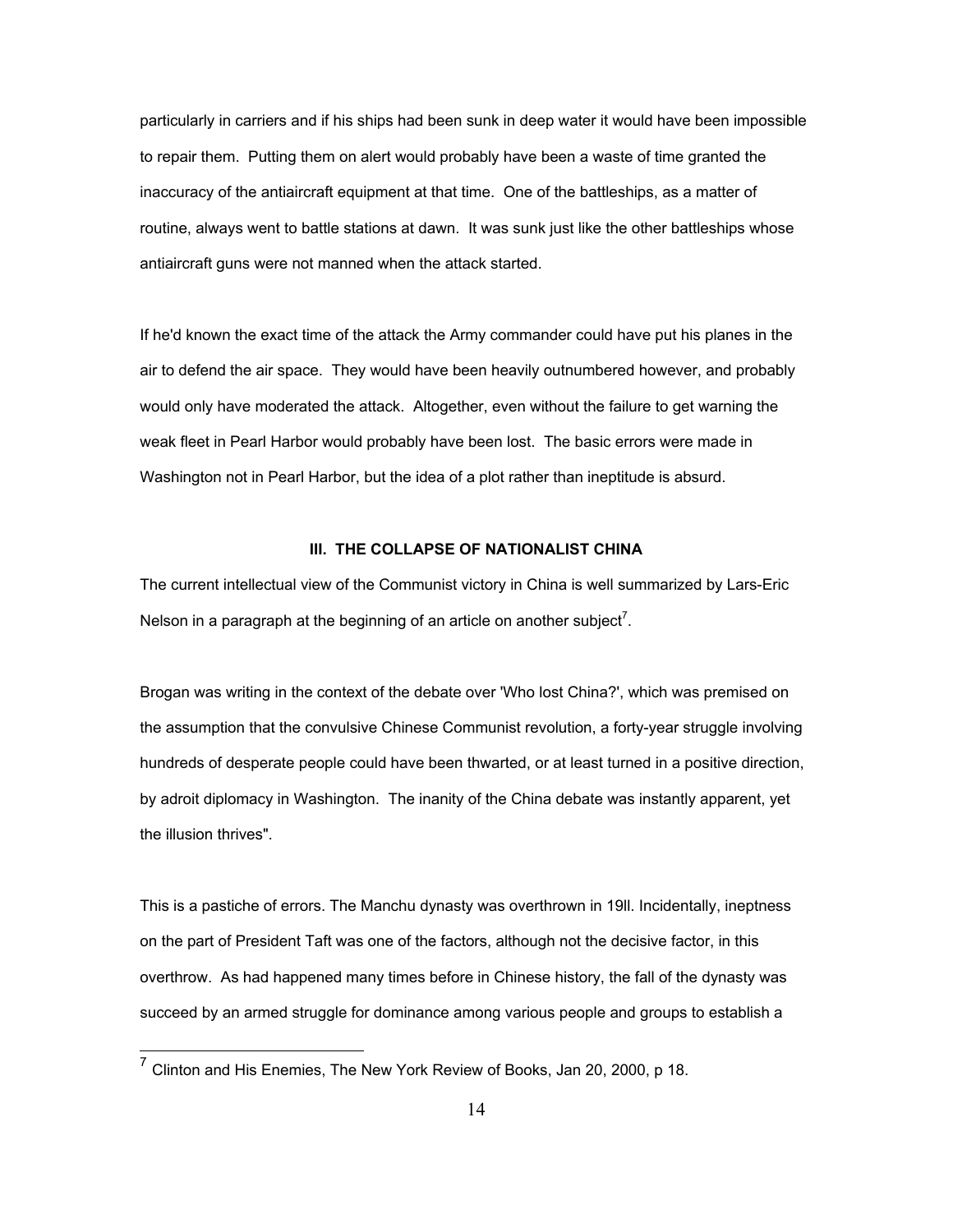particularly in carriers and if his ships had been sunk in deep water it would have been impossible to repair them. Putting them on alert would probably have been a waste of time granted the inaccuracy of the antiaircraft equipment at that time. One of the battleships, as a matter of routine, always went to battle stations at dawn. It was sunk just like the other battleships whose antiaircraft guns were not manned when the attack started.

If he'd known the exact time of the attack the Army commander could have put his planes in the air to defend the air space. They would have been heavily outnumbered however, and probably would only have moderated the attack. Altogether, even without the failure to get warning the weak fleet in Pearl Harbor would probably have been lost. The basic errors were made in Washington not in Pearl Harbor, but the idea of a plot rather than ineptitude is absurd.

### III. THE COLLAPSE OF NATIONALIST CHINA

The current intellectual view of the Communist victory in China is well summarized by Lars-Eric Nelson in a paragraph at the beginning of an article on another subject[7].

Brogan was writing in the context of the debate over 'Who lost China?', which was premised on the assumption that the convulsive Chinese Communist revolution, a forty-year struggle involving hundreds of desperate people could have been thwarted, or at least turned in a positive direction, by adroit diplomacy in Washington. The inanity of the China debate was instantly apparent, yet the illusion thrives".

This is a pastiche of errors. The Manchu dynasty was overthrown in 19ll. Incidentally, ineptness on the part of President Taft was one of the factors, although not the decisive factor, in this overthrow. As had happened many times before in Chinese history, the fall of the dynasty was succeed by an armed struggle for dominance among various people and groups to establish a

---

[7] Clinton and His Enemies, The New York Review of Books, Jan 20, 2000, p 18.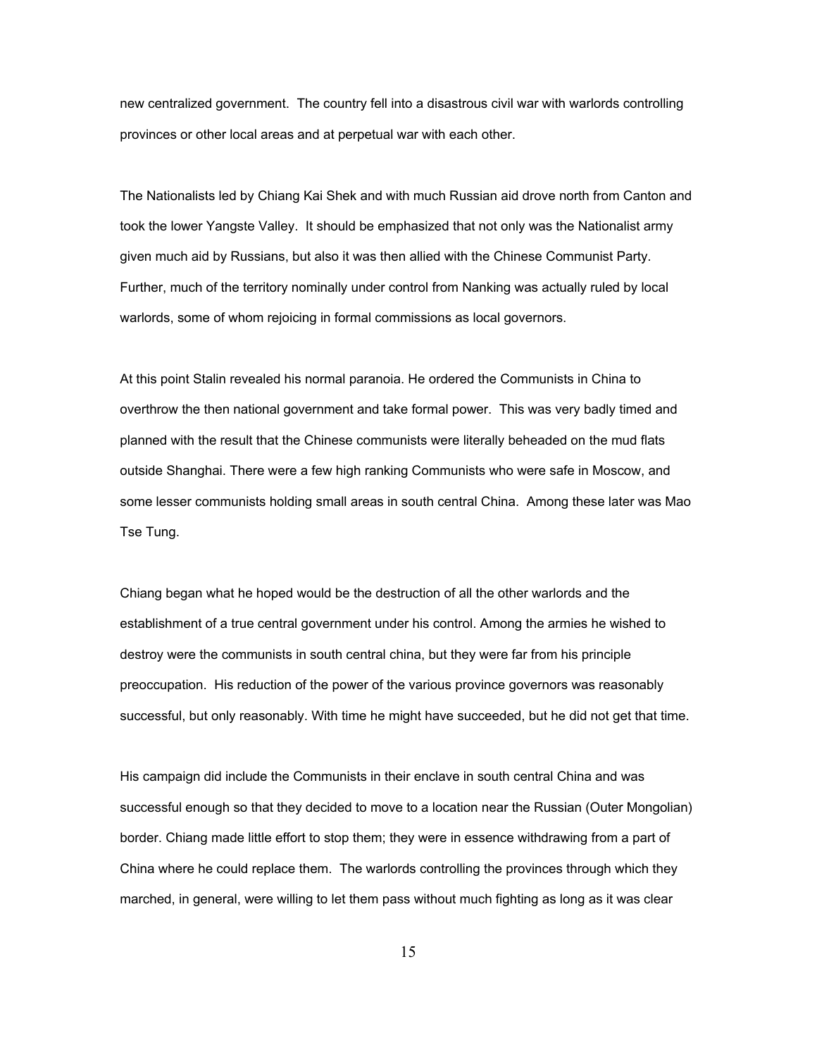new centralized government. The country fell into a disastrous civil war with warlords controlling provinces or other local areas and at perpetual war with each other.

The Nationalists led by Chiang Kai Shek and with much Russian aid drove north from Canton and took the lower Yangste Valley. It should be emphasized that not only was the Nationalist army given much aid by Russians, but also it was then allied with the Chinese Communist Party. Further, much of the territory nominally under control from Nanking was actually ruled by local warlords, some of whom rejoicing in formal commissions as local governors.

At this point Stalin revealed his normal paranoia. He ordered the Communists in China to overthrow the then national government and take formal power. This was very badly timed and planned with the result that the Chinese communists were literally beheaded on the mud flats outside Shanghai. There were a few high ranking Communists who were safe in Moscow, and some lesser communists holding small areas in south central China. Among these later was Mao Tse Tung.

Chiang began what he hoped would be the destruction of all the other warlords and the establishment of a true central government under his control. Among the armies he wished to destroy were the communists in south central china, but they were far from his principle preoccupation. His reduction of the power of the various province governors was reasonably successful, but only reasonably. With time he might have succeeded, but he did not get that time.

His campaign did include the Communists in their enclave in south central China and was successful enough so that they decided to move to a location near the Russian (Outer Mongolian) border. Chiang made little effort to stop them; they were in essence withdrawing from a part of China where he could replace them. The warlords controlling the provinces through which they marched, in general, were willing to let them pass without much fighting as long as it was clear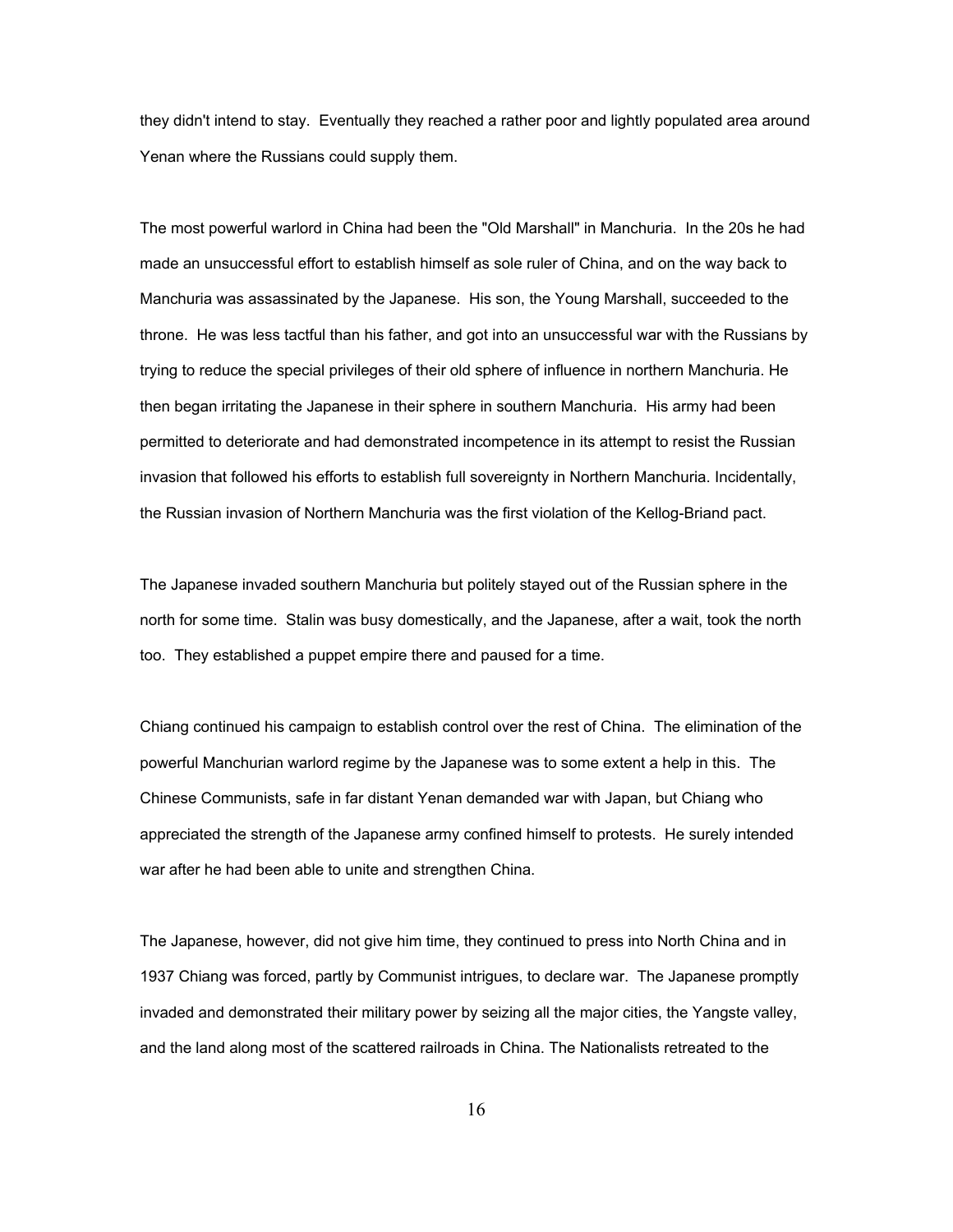they didn't intend to stay. Eventually they reached a rather poor and lightly populated area around Yenan where the Russians could supply them.

The most powerful warlord in China had been the "Old Marshall" in Manchuria. In the 20s he had made an unsuccessful effort to establish himself as sole ruler of China, and on the way back to Manchuria was assassinated by the Japanese. His son, the Young Marshall, succeeded to the throne. He was less tactful than his father, and got into an unsuccessful war with the Russians by trying to reduce the special privileges of their old sphere of influence in northern Manchuria. He then began irritating the Japanese in their sphere in southern Manchuria. His army had been permitted to deteriorate and had demonstrated incompetence in its attempt to resist the Russian invasion that followed his efforts to establish full sovereignty in Northern Manchuria. Incidentally, the Russian invasion of Northern Manchuria was the first violation of the Kellog-Briand pact.

The Japanese invaded southern Manchuria but politely stayed out of the Russian sphere in the north for some time. Stalin was busy domestically, and the Japanese, after a wait, took the north too. They established a puppet empire there and paused for a time.

Chiang continued his campaign to establish control over the rest of China. The elimination of the powerful Manchurian warlord regime by the Japanese was to some extent a help in this. The Chinese Communists, safe in far distant Yenan demanded war with Japan, but Chiang who appreciated the strength of the Japanese army confined himself to protests. He surely intended war after he had been able to unite and strengthen China.

The Japanese, however, did not give him time, they continued to press into North China and in 1937 Chiang was forced, partly by Communist intrigues, to declare war. The Japanese promptly invaded and demonstrated their military power by seizing all the major cities, the Yangste valley, and the land along most of the scattered railroads in China. The Nationalists retreated to the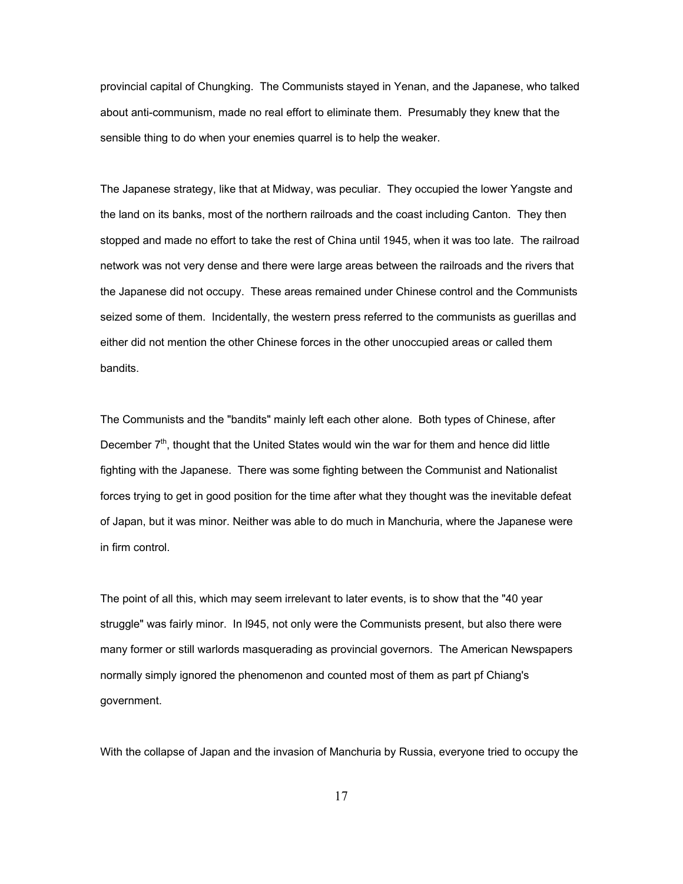provincial capital of Chungking. The Communists stayed in Yenan, and the Japanese, who talked about anti-communism, made no real effort to eliminate them. Presumably they knew that the sensible thing to do when your enemies quarrel is to help the weaker.

The Japanese strategy, like that at Midway, was peculiar. They occupied the lower Yangste and the land on its banks, most of the northern railroads and the coast including Canton. They then stopped and made no effort to take the rest of China until 1945, when it was too late. The railroad network was not very dense and there were large areas between the railroads and the rivers that the Japanese did not occupy. These areas remained under Chinese control and the Communists seized some of them. Incidentally, the western press referred to the communists as guerillas and either did not mention the other Chinese forces in the other unoccupied areas or called them bandits.

The Communists and the "bandits" mainly left each other alone. Both types of Chinese, after December 7th, thought that the United States would win the war for them and hence did little fighting with the Japanese. There was some fighting between the Communist and Nationalist forces trying to get in good position for the time after what they thought was the inevitable defeat of Japan, but it was minor. Neither was able to do much in Manchuria, where the Japanese were in firm control.

The point of all this, which may seem irrelevant to later events, is to show that the "40 year struggle" was fairly minor. In l945, not only were the Communists present, but also there were many former or still warlords masquerading as provincial governors. The American Newspapers normally simply ignored the phenomenon and counted most of them as part pf Chiang's government.

With the collapse of Japan and the invasion of Manchuria by Russia, everyone tried to occupy the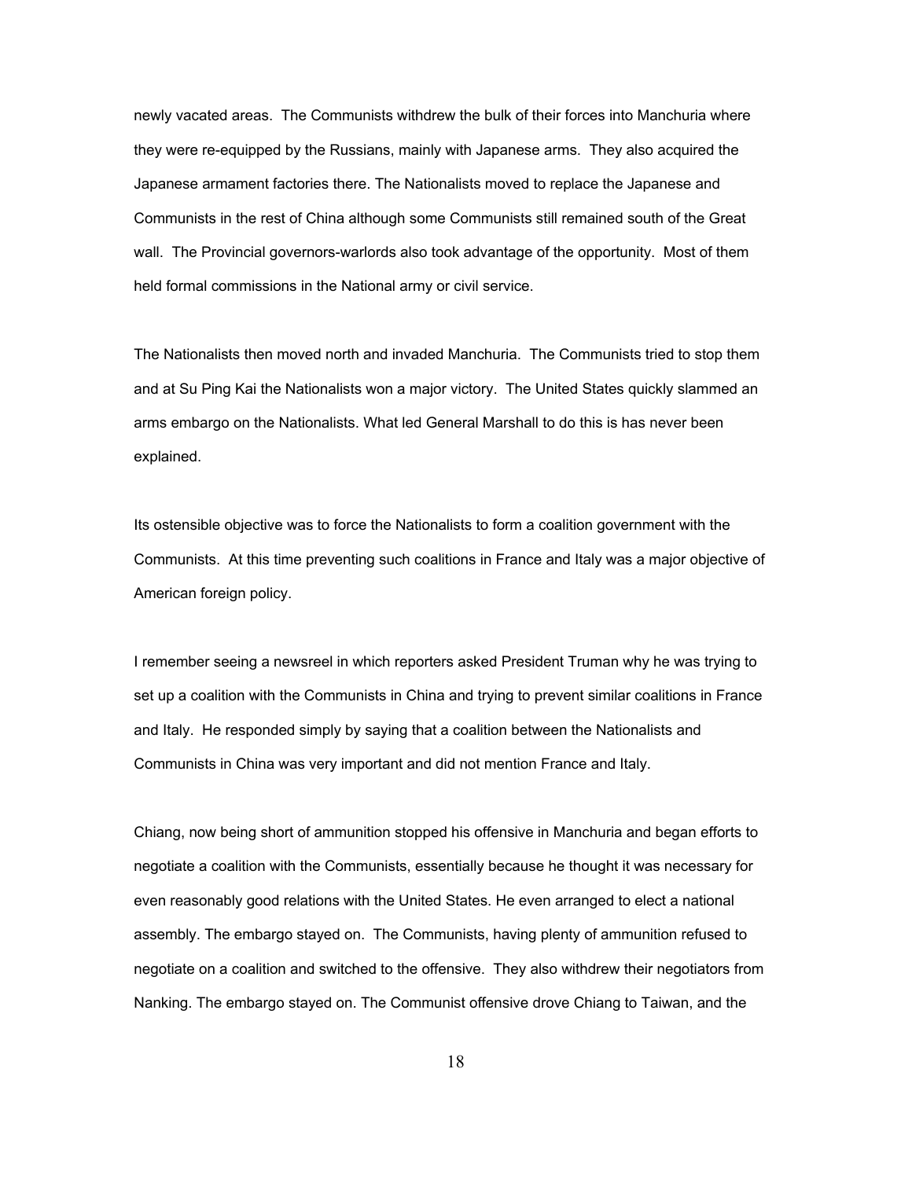newly vacated areas. The Communists withdrew the bulk of their forces into Manchuria where they were re-equipped by the Russians, mainly with Japanese arms. They also acquired the Japanese armament factories there. The Nationalists moved to replace the Japanese and Communists in the rest of China although some Communists still remained south of the Great wall. The Provincial governors-warlords also took advantage of the opportunity. Most of them held formal commissions in the National army or civil service.

The Nationalists then moved north and invaded Manchuria. The Communists tried to stop them and at Su Ping Kai the Nationalists won a major victory. The United States quickly slammed an arms embargo on the Nationalists. What led General Marshall to do this is has never been explained.

Its ostensible objective was to force the Nationalists to form a coalition government with the Communists. At this time preventing such coalitions in France and Italy was a major objective of American foreign policy.

I remember seeing a newsreel in which reporters asked President Truman why he was trying to set up a coalition with the Communists in China and trying to prevent similar coalitions in France and Italy. He responded simply by saying that a coalition between the Nationalists and Communists in China was very important and did not mention France and Italy.

Chiang, now being short of ammunition stopped his offensive in Manchuria and began efforts to negotiate a coalition with the Communists, essentially because he thought it was necessary for even reasonably good relations with the United States. He even arranged to elect a national assembly. The embargo stayed on. The Communists, having plenty of ammunition refused to negotiate on a coalition and switched to the offensive. They also withdrew their negotiators from Nanking. The embargo stayed on. The Communist offensive drove Chiang to Taiwan, and the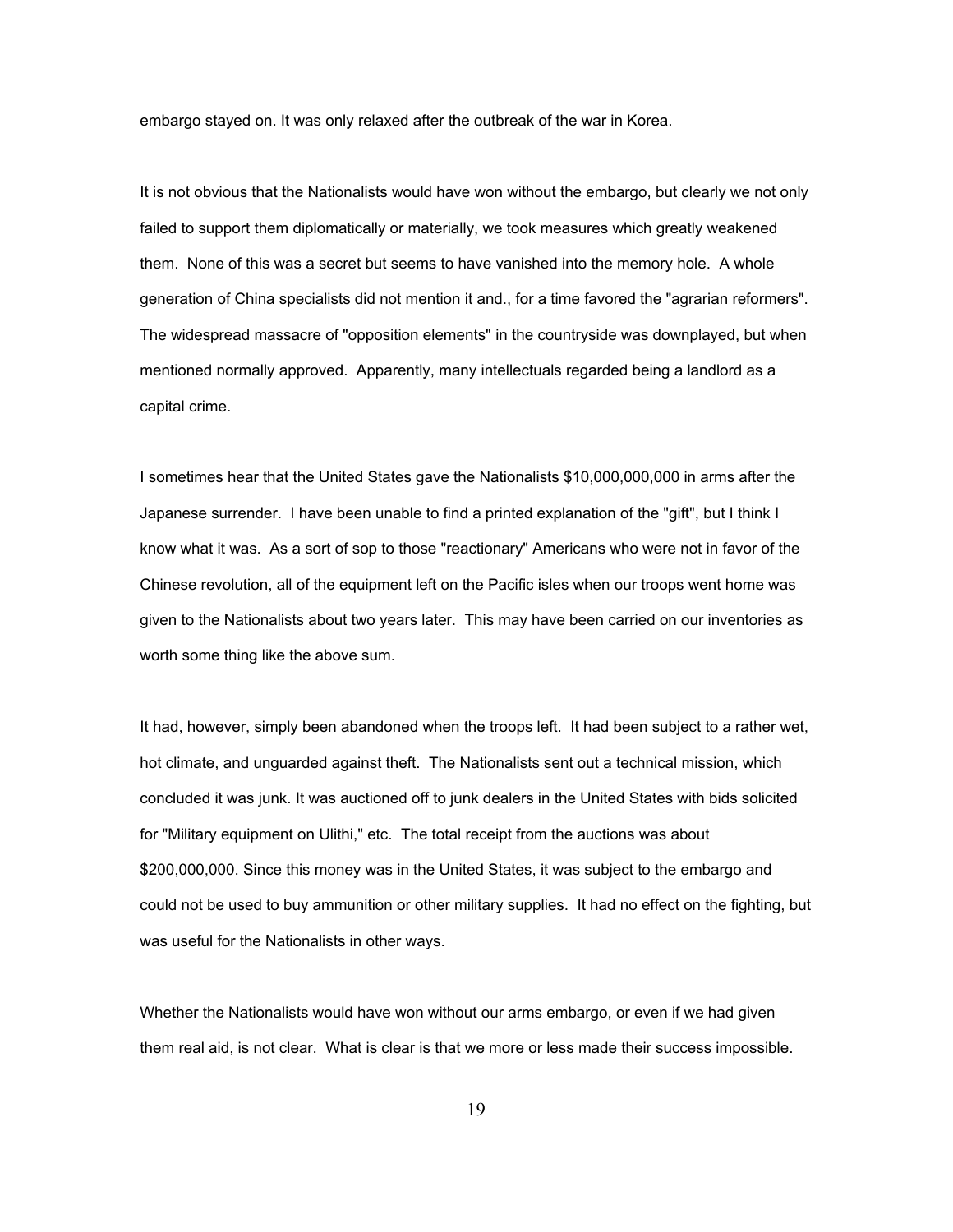embargo stayed on. It was only relaxed after the outbreak of the war in Korea.

It is not obvious that the Nationalists would have won without the embargo, but clearly we not only failed to support them diplomatically or materially, we took measures which greatly weakened them. None of this was a secret but seems to have vanished into the memory hole. A whole generation of China specialists did not mention it and., for a time favored the "agrarian reformers". The widespread massacre of "opposition elements" in the countryside was downplayed, but when mentioned normally approved. Apparently, many intellectuals regarded being a landlord as a capital crime.

I sometimes hear that the United States gave the Nationalists $10,000,000,000 in arms after the Japanese surrender. I have been unable to find a printed explanation of the "gift", but I think I know what it was. As a sort of sop to those "reactionary" Americans who were not in favor of the Chinese revolution, all of the equipment left on the Pacific isles when our troops went home was given to the Nationalists about two years later. This may have been carried on our inventories as worth some thing like the above sum.

It had, however, simply been abandoned when the troops left. It had been subject to a rather wet, hot climate, and unguarded against theft. The Nationalists sent out a technical mission, which concluded it was junk. It was auctioned off to junk dealers in the United States with bids solicited for "Military equipment on Ulithi," etc. The total receipt from the auctions was about $200,000,000. Since this money was in the United States, it was subject to the embargo and could not be used to buy ammunition or other military supplies. It had no effect on the fighting, but was useful for the Nationalists in other ways.

Whether the Nationalists would have won without our arms embargo, or even if we had given them real aid, is not clear. What is clear is that we more or less made their success impossible.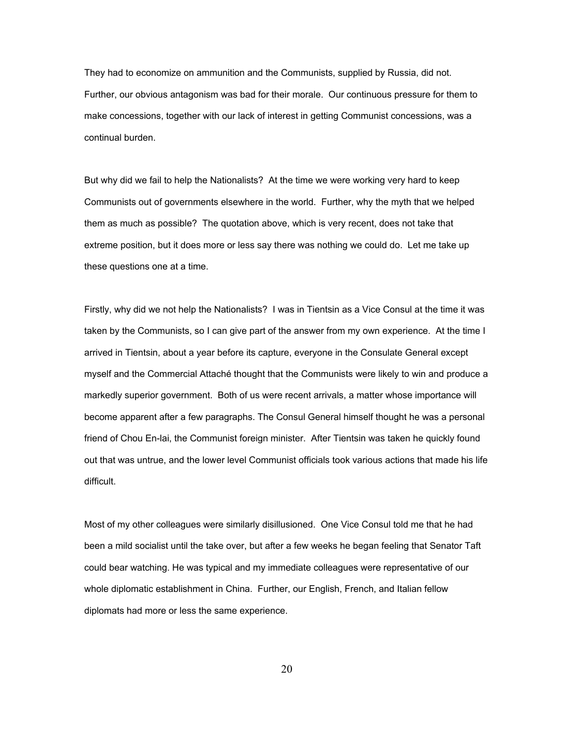They had to economize on ammunition and the Communists, supplied by Russia, did not. Further, our obvious antagonism was bad for their morale. Our continuous pressure for them to make concessions, together with our lack of interest in getting Communist concessions, was a continual burden.

But why did we fail to help the Nationalists? At the time we were working very hard to keep Communists out of governments elsewhere in the world. Further, why the myth that we helped them as much as possible? The quotation above, which is very recent, does not take that extreme position, but it does more or less say there was nothing we could do. Let me take up these questions one at a time.

Firstly, why did we not help the Nationalists? I was in Tientsin as a Vice Consul at the time it was taken by the Communists, so I can give part of the answer from my own experience. At the time I arrived in Tientsin, about a year before its capture, everyone in the Consulate General except myself and the Commercial Attaché thought that the Communists were likely to win and produce a markedly superior government. Both of us were recent arrivals, a matter whose importance will become apparent after a few paragraphs. The Consul General himself thought he was a personal friend of Chou En-lai, the Communist foreign minister. After Tientsin was taken he quickly found out that was untrue, and the lower level Communist officials took various actions that made his life difficult.

Most of my other colleagues were similarly disillusioned. One Vice Consul told me that he had been a mild socialist until the take over, but after a few weeks he began feeling that Senator Taft could bear watching. He was typical and my immediate colleagues were representative of our whole diplomatic establishment in China. Further, our English, French, and Italian fellow diplomats had more or less the same experience.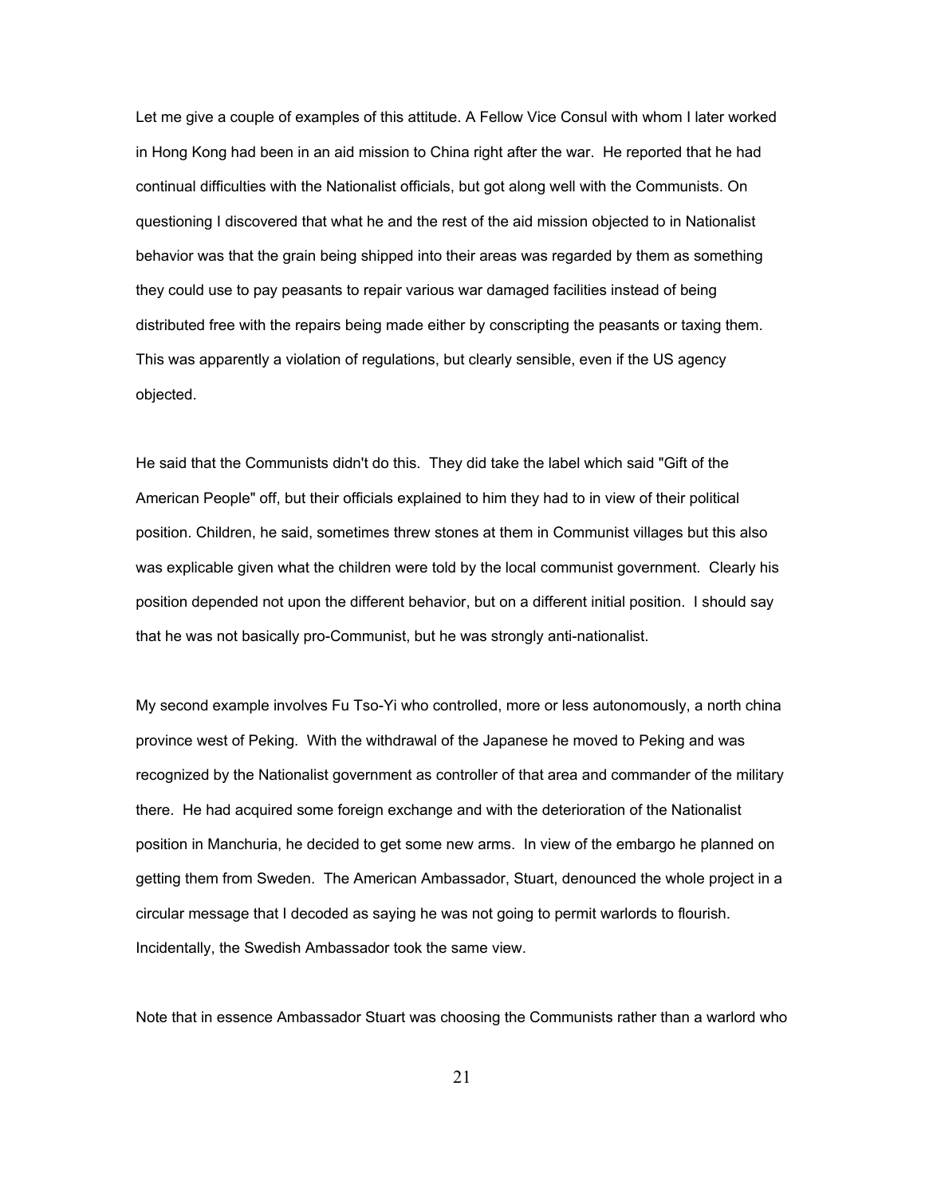Let me give a couple of examples of this attitude. A Fellow Vice Consul with whom I later worked in Hong Kong had been in an aid mission to China right after the war. He reported that he had continual difficulties with the Nationalist officials, but got along well with the Communists. On questioning I discovered that what he and the rest of the aid mission objected to in Nationalist behavior was that the grain being shipped into their areas was regarded by them as something they could use to pay peasants to repair various war damaged facilities instead of being distributed free with the repairs being made either by conscripting the peasants or taxing them. This was apparently a violation of regulations, but clearly sensible, even if the US agency objected.

He said that the Communists didn't do this. They did take the label which said "Gift of the American People" off, but their officials explained to him they had to in view of their political position. Children, he said, sometimes threw stones at them in Communist villages but this also was explicable given what the children were told by the local communist government. Clearly his position depended not upon the different behavior, but on a different initial position. I should say that he was not basically pro-Communist, but he was strongly anti-nationalist.

My second example involves Fu Tso-Yi who controlled, more or less autonomously, a north china province west of Peking. With the withdrawal of the Japanese he moved to Peking and was recognized by the Nationalist government as controller of that area and commander of the military there. He had acquired some foreign exchange and with the deterioration of the Nationalist position in Manchuria, he decided to get some new arms. In view of the embargo he planned on getting them from Sweden. The American Ambassador, Stuart, denounced the whole project in a circular message that I decoded as saying he was not going to permit warlords to flourish. Incidentally, the Swedish Ambassador took the same view.

Note that in essence Ambassador Stuart was choosing the Communists rather than a warlord who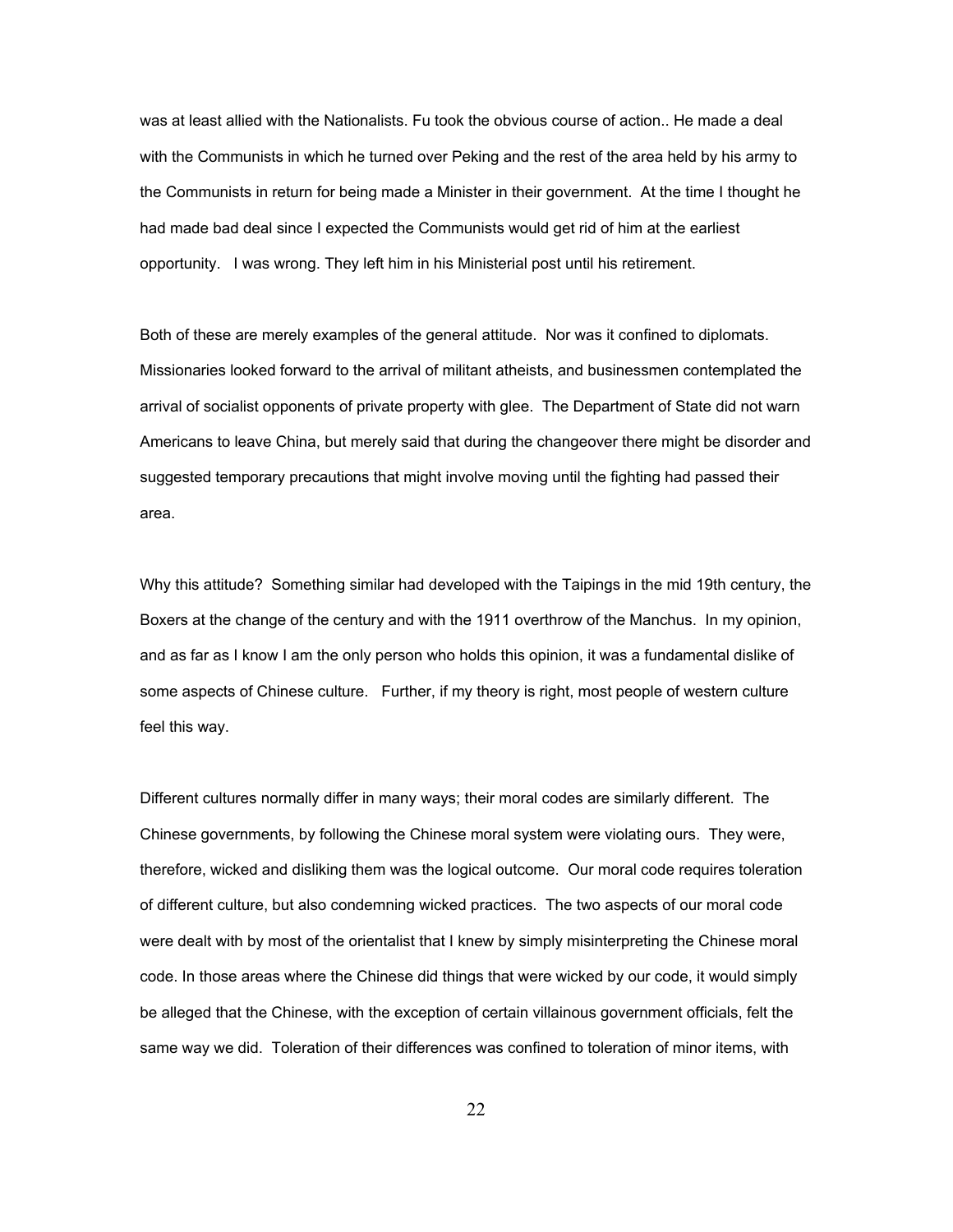was at least allied with the Nationalists. Fu took the obvious course of action.. He made a deal with the Communists in which he turned over Peking and the rest of the area held by his army to the Communists in return for being made a Minister in their government. At the time I thought he had made bad deal since I expected the Communists would get rid of him at the earliest opportunity. I was wrong. They left him in his Ministerial post until his retirement.

Both of these are merely examples of the general attitude. Nor was it confined to diplomats. Missionaries looked forward to the arrival of militant atheists, and businessmen contemplated the arrival of socialist opponents of private property with glee. The Department of State did not warn Americans to leave China, but merely said that during the changeover there might be disorder and suggested temporary precautions that might involve moving until the fighting had passed their area.

Why this attitude? Something similar had developed with the Taipings in the mid 19th century, the Boxers at the change of the century and with the 1911 overthrow of the Manchus. In my opinion, and as far as I know I am the only person who holds this opinion, it was a fundamental dislike of some aspects of Chinese culture. Further, if my theory is right, most people of western culture feel this way.

Different cultures normally differ in many ways; their moral codes are similarly different. The Chinese governments, by following the Chinese moral system were violating ours. They were, therefore, wicked and disliking them was the logical outcome. Our moral code requires toleration of different culture, but also condemning wicked practices. The two aspects of our moral code were dealt with by most of the orientalist that I knew by simply misinterpreting the Chinese moral code. In those areas where the Chinese did things that were wicked by our code, it would simply be alleged that the Chinese, with the exception of certain villainous government officials, felt the same way we did. Toleration of their differences was confined to toleration of minor items, with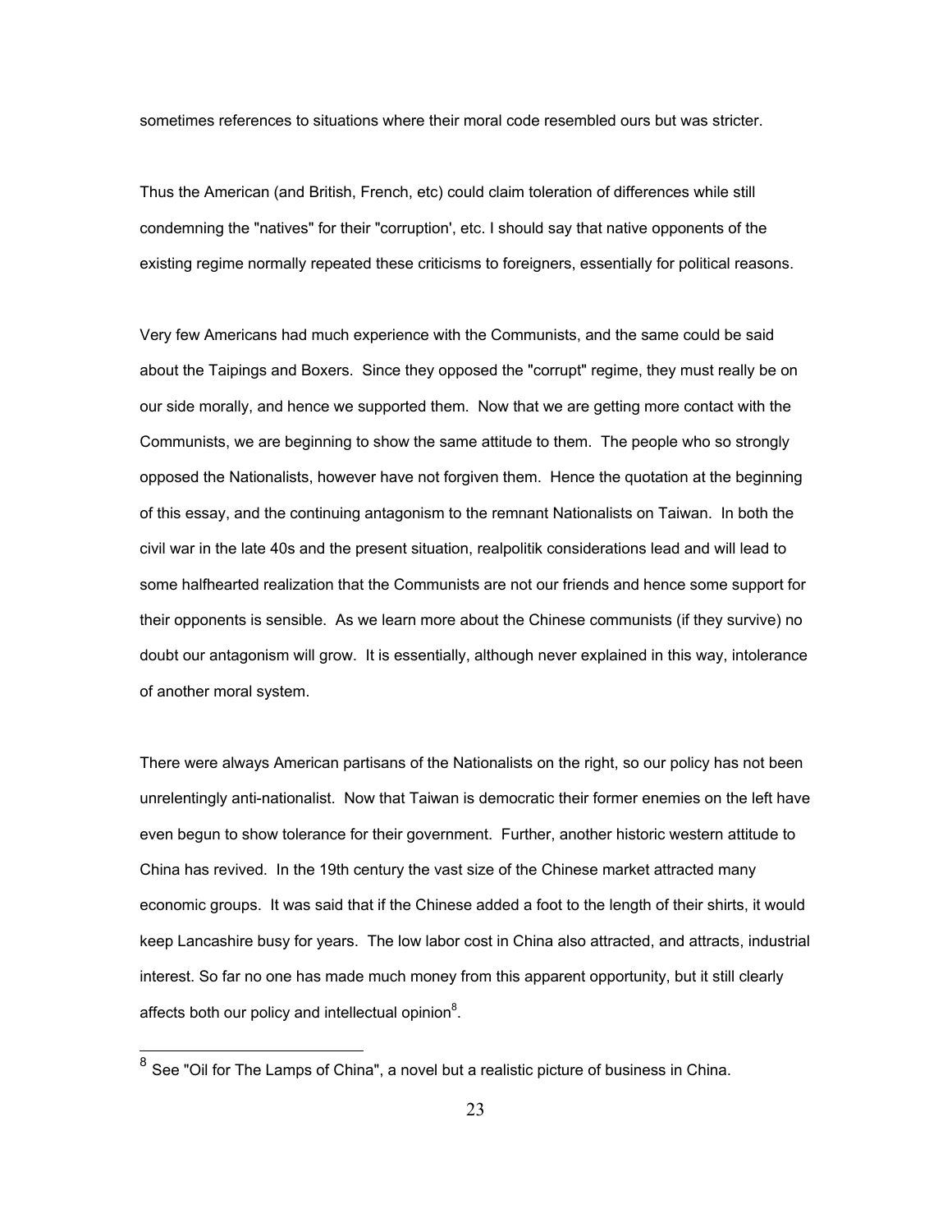sometimes references to situations where their moral code resembled ours but was stricter.

Thus the American (and British, French, etc) could claim toleration of differences while still condemning the "natives" for their "corruption', etc. I should say that native opponents of the existing regime normally repeated these criticisms to foreigners, essentially for political reasons.

Very few Americans had much experience with the Communists, and the same could be said about the Taipings and Boxers. Since they opposed the "corrupt" regime, they must really be on our side morally, and hence we supported them. Now that we are getting more contact with the Communists, we are beginning to show the same attitude to them. The people who so strongly opposed the Nationalists, however have not forgiven them. Hence the quotation at the beginning of this essay, and the continuing antagonism to the remnant Nationalists on Taiwan. In both the civil war in the late 40s and the present situation, realpolitik considerations lead and will lead to some halfhearted realization that the Communists are not our friends and hence some support for their opponents is sensible. As we learn more about the Chinese communists (if they survive) no doubt our antagonism will grow. It is essentially, although never explained in this way, intolerance of another moral system.

There were always American partisans of the Nationalists on the right, so our policy has not been unrelentingly anti-nationalist. Now that Taiwan is democratic their former enemies on the left have even begun to show tolerance for their government. Further, another historic western attitude to China has revived. In the 19th century the vast size of the Chinese market attracted many economic groups. It was said that if the Chinese added a foot to the length of their shirts, it would keep Lancashire busy for years. The low labor cost in China also attracted, and attracts, industrial interest. So far no one has made much money from this apparent opportunity, but it still clearly affects both our policy and intellectual opinion[8].

---

[8] See "Oil for The Lamps of China", a novel but a realistic picture of business in China.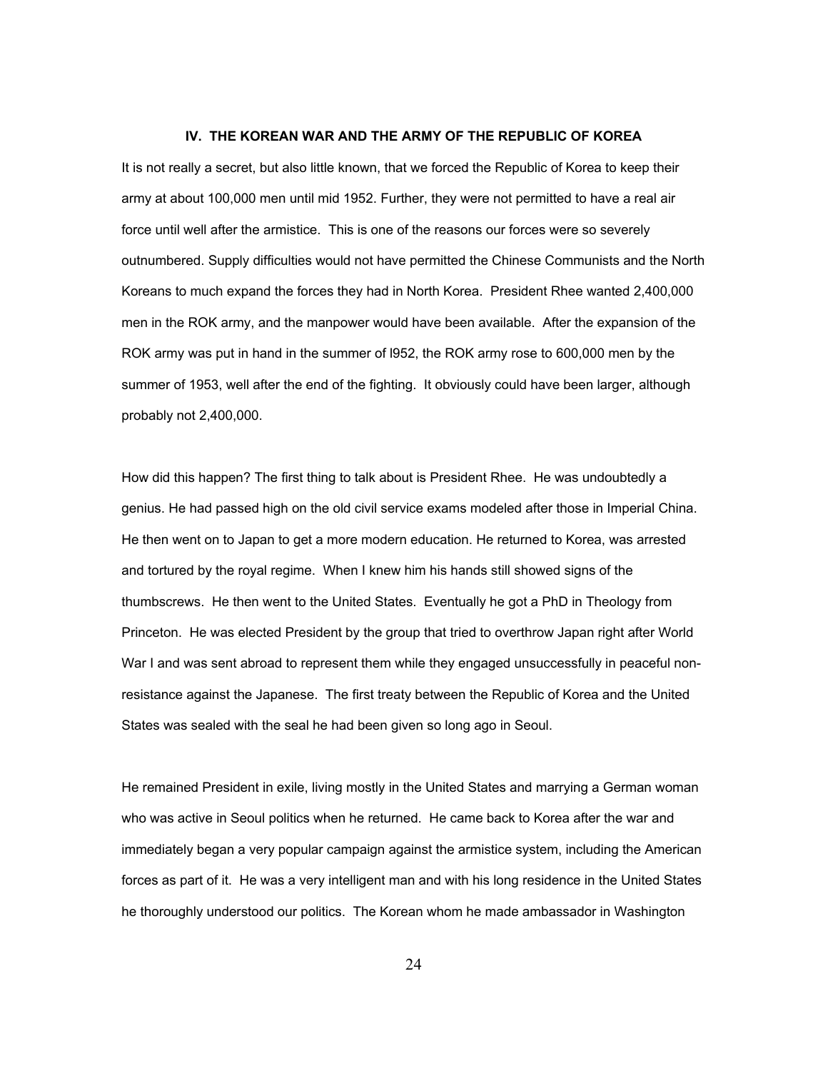## IV. THE KOREAN WAR AND THE ARMY OF THE REPUBLIC OF KOREA

It is not really a secret, but also little known, that we forced the Republic of Korea to keep their army at about 100,000 men until mid 1952. Further, they were not permitted to have a real air force until well after the armistice. This is one of the reasons our forces were so severely outnumbered. Supply difficulties would not have permitted the Chinese Communists and the North Koreans to much expand the forces they had in North Korea. President Rhee wanted 2,400,000 men in the ROK army, and the manpower would have been available. After the expansion of the ROK army was put in hand in the summer of l952, the ROK army rose to 600,000 men by the summer of 1953, well after the end of the fighting. It obviously could have been larger, although probably not 2,400,000.

How did this happen? The first thing to talk about is President Rhee. He was undoubtedly a genius. He had passed high on the old civil service exams modeled after those in Imperial China. He then went on to Japan to get a more modern education. He returned to Korea, was arrested and tortured by the royal regime. When I knew him his hands still showed signs of the thumbscrews. He then went to the United States. Eventually he got a PhD in Theology from Princeton. He was elected President by the group that tried to overthrow Japan right after World War I and was sent abroad to represent them while they engaged unsuccessfully in peaceful non-resistance against the Japanese. The first treaty between the Republic of Korea and the United States was sealed with the seal he had been given so long ago in Seoul.

He remained President in exile, living mostly in the United States and marrying a German woman who was active in Seoul politics when he returned. He came back to Korea after the war and immediately began a very popular campaign against the armistice system, including the American forces as part of it. He was a very intelligent man and with his long residence in the United States he thoroughly understood our politics. The Korean whom he made ambassador in Washington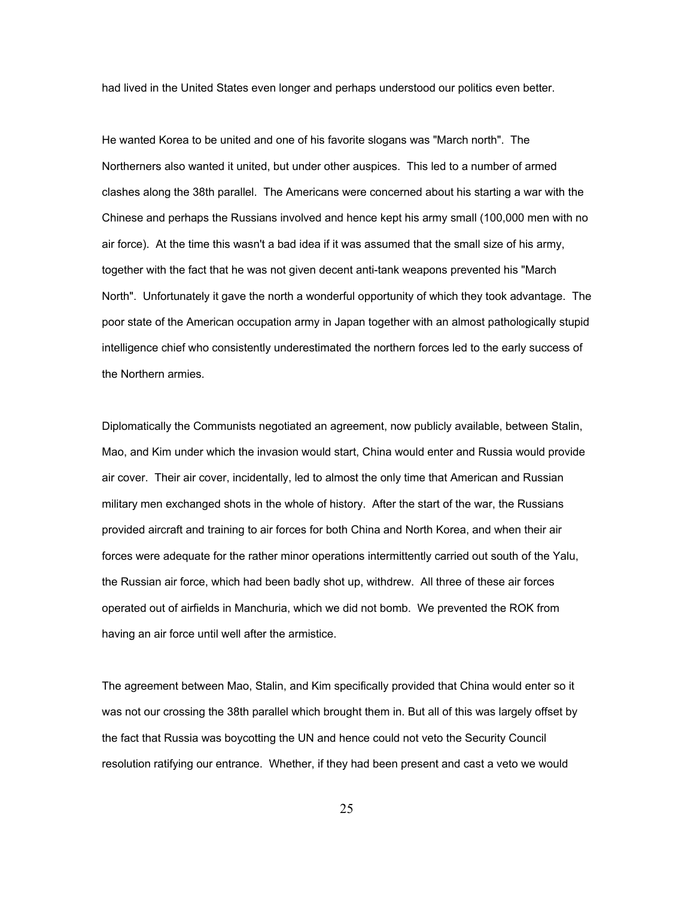had lived in the United States even longer and perhaps understood our politics even better.

He wanted Korea to be united and one of his favorite slogans was "March north". The Northerners also wanted it united, but under other auspices. This led to a number of armed clashes along the 38th parallel. The Americans were concerned about his starting a war with the Chinese and perhaps the Russians involved and hence kept his army small (100,000 men with no air force). At the time this wasn't a bad idea if it was assumed that the small size of his army, together with the fact that he was not given decent anti-tank weapons prevented his "March North". Unfortunately it gave the north a wonderful opportunity of which they took advantage. The poor state of the American occupation army in Japan together with an almost pathologically stupid intelligence chief who consistently underestimated the northern forces led to the early success of the Northern armies.

Diplomatically the Communists negotiated an agreement, now publicly available, between Stalin, Mao, and Kim under which the invasion would start, China would enter and Russia would provide air cover. Their air cover, incidentally, led to almost the only time that American and Russian military men exchanged shots in the whole of history. After the start of the war, the Russians provided aircraft and training to air forces for both China and North Korea, and when their air forces were adequate for the rather minor operations intermittently carried out south of the Yalu, the Russian air force, which had been badly shot up, withdrew. All three of these air forces operated out of airfields in Manchuria, which we did not bomb. We prevented the ROK from having an air force until well after the armistice.

The agreement between Mao, Stalin, and Kim specifically provided that China would enter so it was not our crossing the 38th parallel which brought them in. But all of this was largely offset by the fact that Russia was boycotting the UN and hence could not veto the Security Council resolution ratifying our entrance. Whether, if they had been present and cast a veto we would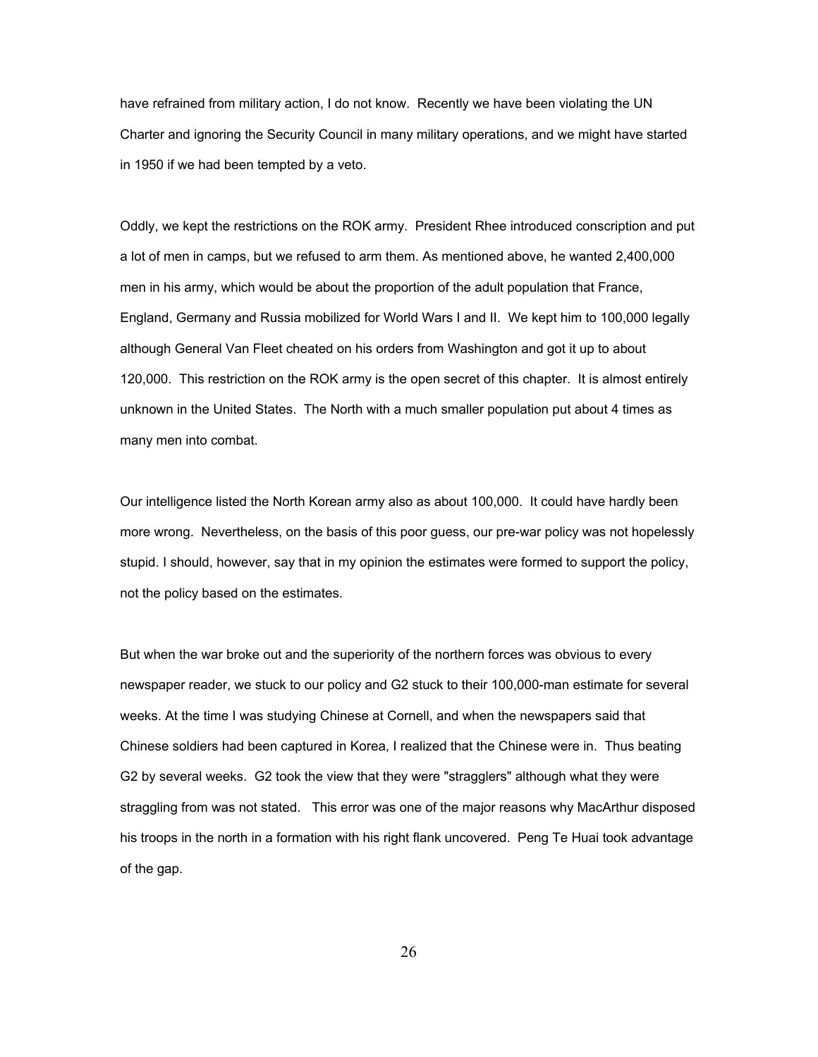have refrained from military action, I do not know. Recently we have been violating the UN Charter and ignoring the Security Council in many military operations, and we might have started in 1950 if we had been tempted by a veto.

Oddly, we kept the restrictions on the ROK army. President Rhee introduced conscription and put a lot of men in camps, but we refused to arm them. As mentioned above, he wanted 2,400,000 men in his army, which would be about the proportion of the adult population that France, England, Germany and Russia mobilized for World Wars I and II. We kept him to 100,000 legally although General Van Fleet cheated on his orders from Washington and got it up to about 120,000. This restriction on the ROK army is the open secret of this chapter. It is almost entirely unknown in the United States. The North with a much smaller population put about 4 times as many men into combat.

Our intelligence listed the North Korean army also as about 100,000. It could have hardly been more wrong. Nevertheless, on the basis of this poor guess, our pre-war policy was not hopelessly stupid. I should, however, say that in my opinion the estimates were formed to support the policy, not the policy based on the estimates.

But when the war broke out and the superiority of the northern forces was obvious to every newspaper reader, we stuck to our policy and G2 stuck to their 100,000-man estimate for several weeks. At the time I was studying Chinese at Cornell, and when the newspapers said that Chinese soldiers had been captured in Korea, I realized that the Chinese were in. Thus beating G2 by several weeks. G2 took the view that they were "stragglers" although what they were straggling from was not stated. This error was one of the major reasons why MacArthur disposed his troops in the north in a formation with his right flank uncovered. Peng Te Huai took advantage of the gap.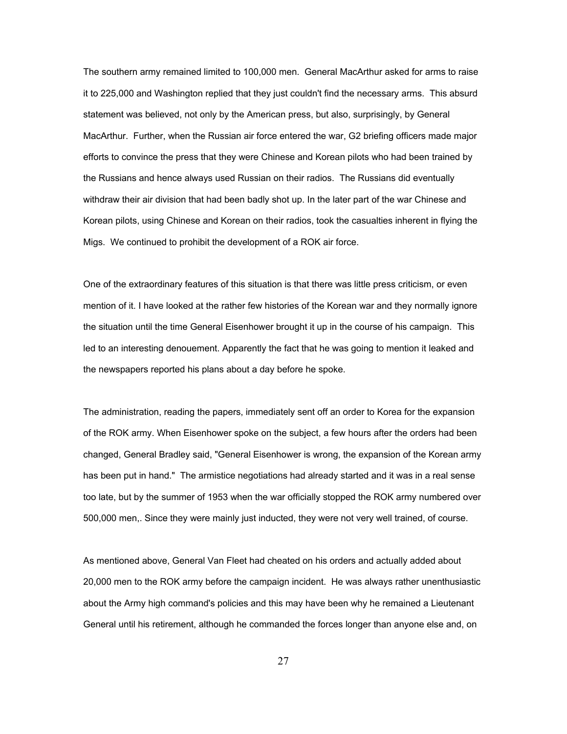The southern army remained limited to 100,000 men. General MacArthur asked for arms to raise it to 225,000 and Washington replied that they just couldn't find the necessary arms. This absurd statement was believed, not only by the American press, but also, surprisingly, by General MacArthur. Further, when the Russian air force entered the war, G2 briefing officers made major efforts to convince the press that they were Chinese and Korean pilots who had been trained by the Russians and hence always used Russian on their radios. The Russians did eventually withdraw their air division that had been badly shot up. In the later part of the war Chinese and Korean pilots, using Chinese and Korean on their radios, took the casualties inherent in flying the Migs. We continued to prohibit the development of a ROK air force.

One of the extraordinary features of this situation is that there was little press criticism, or even mention of it. I have looked at the rather few histories of the Korean war and they normally ignore the situation until the time General Eisenhower brought it up in the course of his campaign. This led to an interesting denouement. Apparently the fact that he was going to mention it leaked and the newspapers reported his plans about a day before he spoke.

The administration, reading the papers, immediately sent off an order to Korea for the expansion of the ROK army. When Eisenhower spoke on the subject, a few hours after the orders had been changed, General Bradley said, "General Eisenhower is wrong, the expansion of the Korean army has been put in hand." The armistice negotiations had already started and it was in a real sense too late, but by the summer of 1953 when the war officially stopped the ROK army numbered over 500,000 men,. Since they were mainly just inducted, they were not very well trained, of course.

As mentioned above, General Van Fleet had cheated on his orders and actually added about 20,000 men to the ROK army before the campaign incident. He was always rather unenthusiastic about the Army high command's policies and this may have been why he remained a Lieutenant General until his retirement, although he commanded the forces longer than anyone else and, on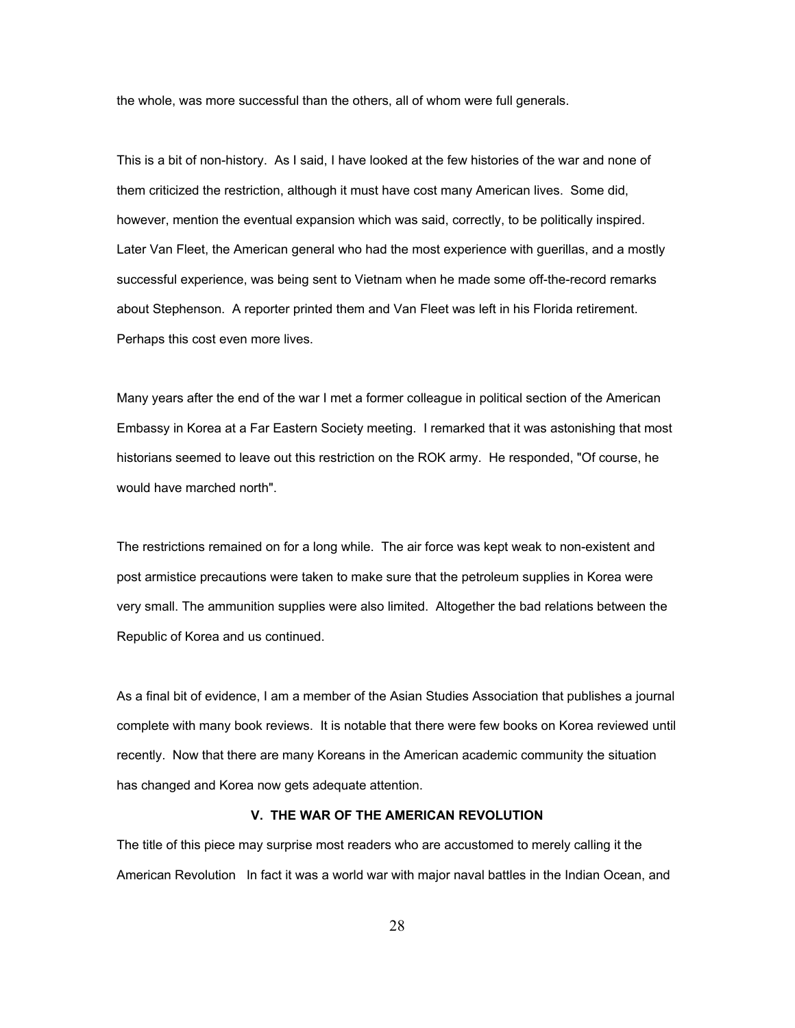the whole, was more successful than the others, all of whom were full generals.

This is a bit of non-history. As I said, I have looked at the few histories of the war and none of them criticized the restriction, although it must have cost many American lives. Some did, however, mention the eventual expansion which was said, correctly, to be politically inspired. Later Van Fleet, the American general who had the most experience with guerillas, and a mostly successful experience, was being sent to Vietnam when he made some off-the-record remarks about Stephenson. A reporter printed them and Van Fleet was left in his Florida retirement. Perhaps this cost even more lives.

Many years after the end of the war I met a former colleague in political section of the American Embassy in Korea at a Far Eastern Society meeting. I remarked that it was astonishing that most historians seemed to leave out this restriction on the ROK army. He responded, "Of course, he would have marched north".

The restrictions remained on for a long while. The air force was kept weak to non-existent and post armistice precautions were taken to make sure that the petroleum supplies in Korea were very small. The ammunition supplies were also limited. Altogether the bad relations between the Republic of Korea and us continued.

As a final bit of evidence, I am a member of the Asian Studies Association that publishes a journal complete with many book reviews. It is notable that there were few books on Korea reviewed until recently. Now that there are many Koreans in the American academic community the situation has changed and Korea now gets adequate attention.

## V. THE WAR OF THE AMERICAN REVOLUTION

The title of this piece may surprise most readers who are accustomed to merely calling it the American Revolution In fact it was a world war with major naval battles in the Indian Ocean, and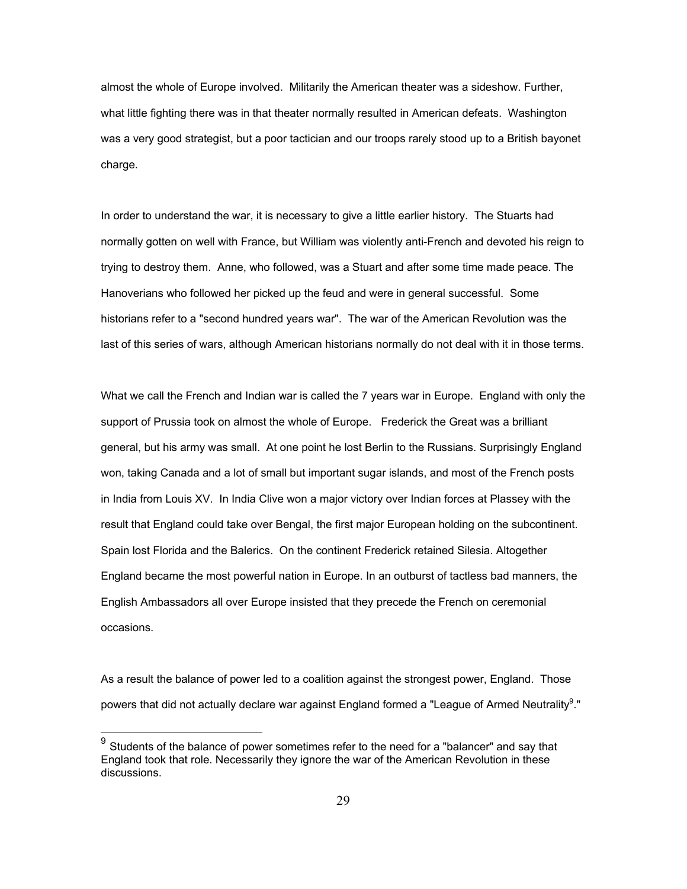almost the whole of Europe involved. Militarily the American theater was a sideshow. Further, what little fighting there was in that theater normally resulted in American defeats. Washington was a very good strategist, but a poor tactician and our troops rarely stood up to a British bayonet charge.

In order to understand the war, it is necessary to give a little earlier history. The Stuarts had normally gotten on well with France, but William was violently anti-French and devoted his reign to trying to destroy them. Anne, who followed, was a Stuart and after some time made peace. The Hanoverians who followed her picked up the feud and were in general successful. Some historians refer to a "second hundred years war". The war of the American Revolution was the last of this series of wars, although American historians normally do not deal with it in those terms.

What we call the French and Indian war is called the 7 years war in Europe. England with only the support of Prussia took on almost the whole of Europe. Frederick the Great was a brilliant general, but his army was small. At one point he lost Berlin to the Russians. Surprisingly England won, taking Canada and a lot of small but important sugar islands, and most of the French posts in India from Louis XV. In India Clive won a major victory over Indian forces at Plassey with the result that England could take over Bengal, the first major European holding on the subcontinent. Spain lost Florida and the Balerics. On the continent Frederick retained Silesia. Altogether England became the most powerful nation in Europe. In an outburst of tactless bad manners, the English Ambassadors all over Europe insisted that they precede the French on ceremonial occasions.

As a result the balance of power led to a coalition against the strongest power, England. Those powers that did not actually declare war against England formed a "League of Armed Neutrality[9]."

---

[9] Students of the balance of power sometimes refer to the need for a "balancer" and say that England took that role. Necessarily they ignore the war of the American Revolution in these discussions.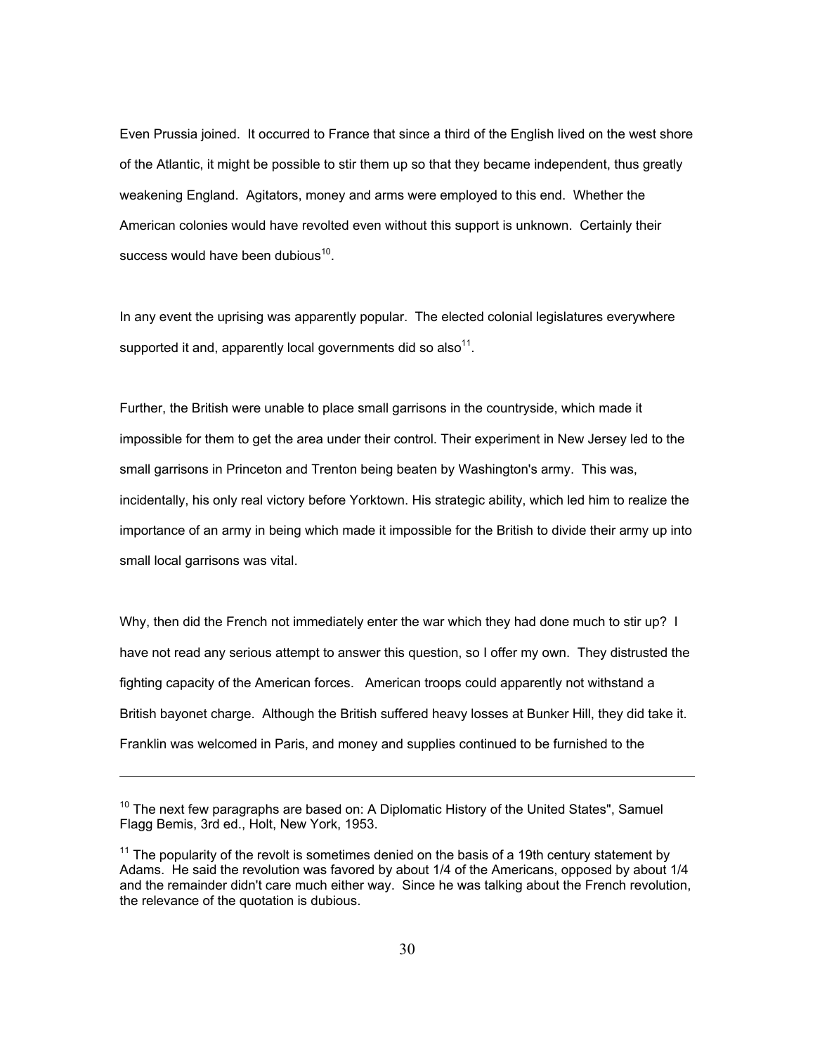Even Prussia joined. It occurred to France that since a third of the English lived on the west shore of the Atlantic, it might be possible to stir them up so that they became independent, thus greatly weakening England. Agitators, money and arms were employed to this end. Whether the American colonies would have revolted even without this support is unknown. Certainly their success would have been dubious[10].

In any event the uprising was apparently popular. The elected colonial legislatures everywhere supported it and, apparently local governments did so also[11].

Further, the British were unable to place small garrisons in the countryside, which made it impossible for them to get the area under their control. Their experiment in New Jersey led to the small garrisons in Princeton and Trenton being beaten by Washington's army. This was, incidentally, his only real victory before Yorktown. His strategic ability, which led him to realize the importance of an army in being which made it impossible for the British to divide their army up into small local garrisons was vital.

Why, then did the French not immediately enter the war which they had done much to stir up? I have not read any serious attempt to answer this question, so I offer my own. They distrusted the fighting capacity of the American forces. American troops could apparently not withstand a British bayonet charge. Although the British suffered heavy losses at Bunker Hill, they did take it. Franklin was welcomed in Paris, and money and supplies continued to be furnished to the

---

[10] The next few paragraphs are based on: A Diplomatic History of the United States", Samuel Flagg Bemis, 3rd ed., Holt, New York, 1953.

[11] The popularity of the revolt is sometimes denied on the basis of a 19th century statement by Adams. He said the revolution was favored by about 1/4 of the Americans, opposed by about 1/4 and the remainder didn't care much either way. Since he was talking about the French revolution, the relevance of the quotation is dubious.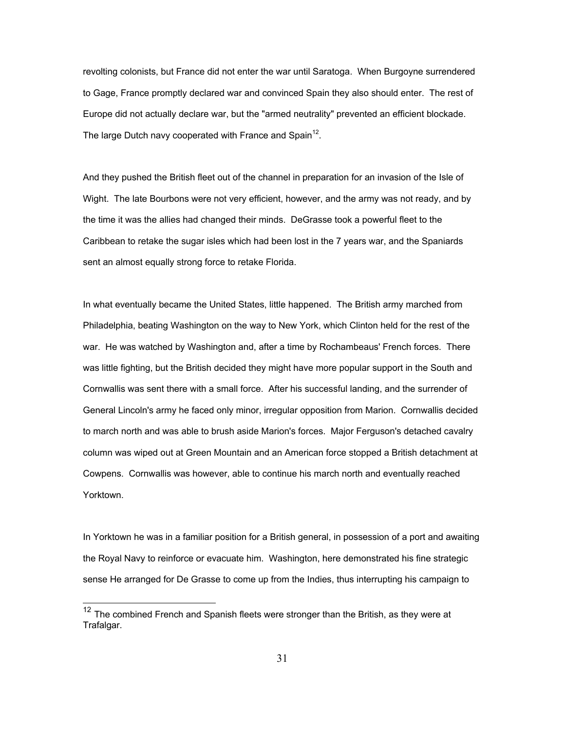revolting colonists, but France did not enter the war until Saratoga. When Burgoyne surrendered to Gage, France promptly declared war and convinced Spain they also should enter. The rest of Europe did not actually declare war, but the "armed neutrality" prevented an efficient blockade. The large Dutch navy cooperated with France and Spain[12].

And they pushed the British fleet out of the channel in preparation for an invasion of the Isle of Wight. The late Bourbons were not very efficient, however, and the army was not ready, and by the time it was the allies had changed their minds. DeGrasse took a powerful fleet to the Caribbean to retake the sugar isles which had been lost in the 7 years war, and the Spaniards sent an almost equally strong force to retake Florida.

In what eventually became the United States, little happened. The British army marched from Philadelphia, beating Washington on the way to New York, which Clinton held for the rest of the war. He was watched by Washington and, after a time by Rochambeaus' French forces. There was little fighting, but the British decided they might have more popular support in the South and Cornwallis was sent there with a small force. After his successful landing, and the surrender of General Lincoln's army he faced only minor, irregular opposition from Marion. Cornwallis decided to march north and was able to brush aside Marion's forces. Major Ferguson's detached cavalry column was wiped out at Green Mountain and an American force stopped a British detachment at Cowpens. Cornwallis was however, able to continue his march north and eventually reached Yorktown.

In Yorktown he was in a familiar position for a British general, in possession of a port and awaiting the Royal Navy to reinforce or evacuate him. Washington, here demonstrated his fine strategic sense He arranged for De Grasse to come up from the Indies, thus interrupting his campaign to

[12] The combined French and Spanish fleets were stronger than the British, as they were at Trafalgar.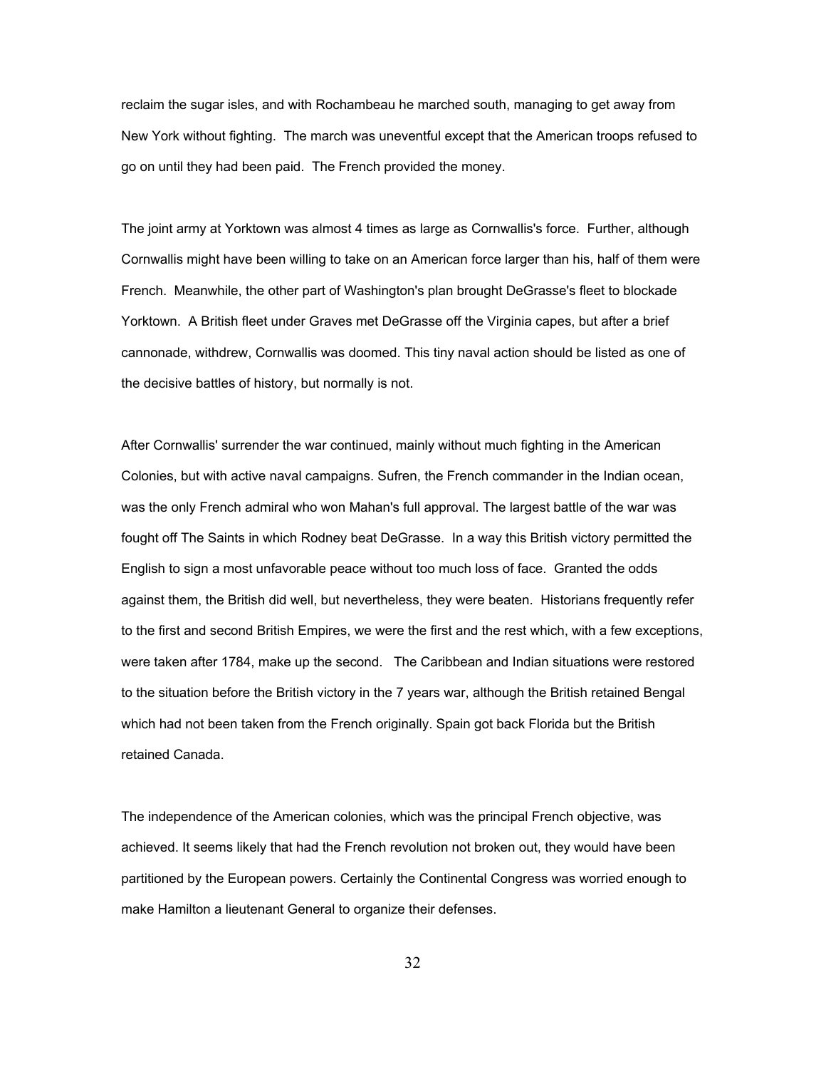reclaim the sugar isles, and with Rochambeau he marched south, managing to get away from New York without fighting. The march was uneventful except that the American troops refused to go on until they had been paid. The French provided the money.

The joint army at Yorktown was almost 4 times as large as Cornwallis's force. Further, although Cornwallis might have been willing to take on an American force larger than his, half of them were French. Meanwhile, the other part of Washington's plan brought DeGrasse's fleet to blockade Yorktown. A British fleet under Graves met DeGrasse off the Virginia capes, but after a brief cannonade, withdrew, Cornwallis was doomed. This tiny naval action should be listed as one of the decisive battles of history, but normally is not.

After Cornwallis' surrender the war continued, mainly without much fighting in the American Colonies, but with active naval campaigns. Sufren, the French commander in the Indian ocean, was the only French admiral who won Mahan's full approval. The largest battle of the war was fought off The Saints in which Rodney beat DeGrasse. In a way this British victory permitted the English to sign a most unfavorable peace without too much loss of face. Granted the odds against them, the British did well, but nevertheless, they were beaten. Historians frequently refer to the first and second British Empires, we were the first and the rest which, with a few exceptions, were taken after 1784, make up the second. The Caribbean and Indian situations were restored to the situation before the British victory in the 7 years war, although the British retained Bengal which had not been taken from the French originally. Spain got back Florida but the British retained Canada.

The independence of the American colonies, which was the principal French objective, was achieved. It seems likely that had the French revolution not broken out, they would have been partitioned by the European powers. Certainly the Continental Congress was worried enough to make Hamilton a lieutenant General to organize their defenses.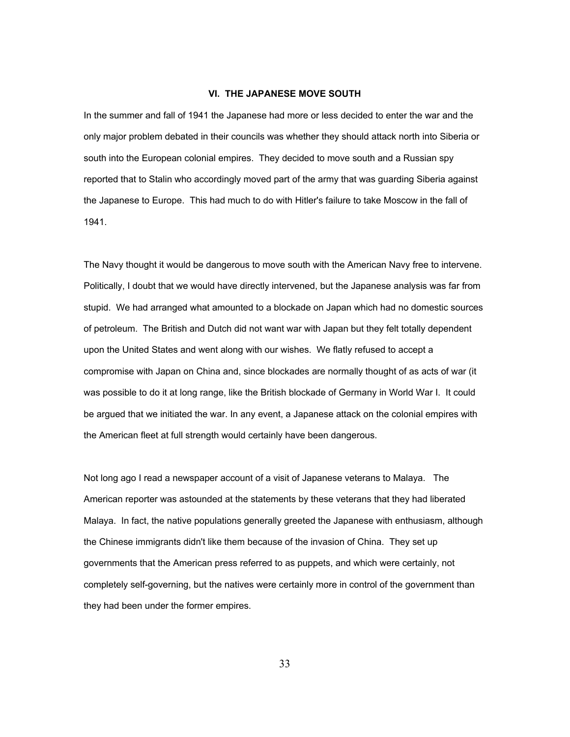## VI. THE JAPANESE MOVE SOUTH

In the summer and fall of 1941 the Japanese had more or less decided to enter the war and the only major problem debated in their councils was whether they should attack north into Siberia or south into the European colonial empires. They decided to move south and a Russian spy reported that to Stalin who accordingly moved part of the army that was guarding Siberia against the Japanese to Europe. This had much to do with Hitler's failure to take Moscow in the fall of 1941.

The Navy thought it would be dangerous to move south with the American Navy free to intervene. Politically, I doubt that we would have directly intervened, but the Japanese analysis was far from stupid. We had arranged what amounted to a blockade on Japan which had no domestic sources of petroleum. The British and Dutch did not want war with Japan but they felt totally dependent upon the United States and went along with our wishes. We flatly refused to accept a compromise with Japan on China and, since blockades are normally thought of as acts of war (it was possible to do it at long range, like the British blockade of Germany in World War I. It could be argued that we initiated the war. In any event, a Japanese attack on the colonial empires with the American fleet at full strength would certainly have been dangerous.

Not long ago I read a newspaper account of a visit of Japanese veterans to Malaya. The American reporter was astounded at the statements by these veterans that they had liberated Malaya. In fact, the native populations generally greeted the Japanese with enthusiasm, although the Chinese immigrants didn't like them because of the invasion of China. They set up governments that the American press referred to as puppets, and which were certainly, not completely self-governing, but the natives were certainly more in control of the government than they had been under the former empires.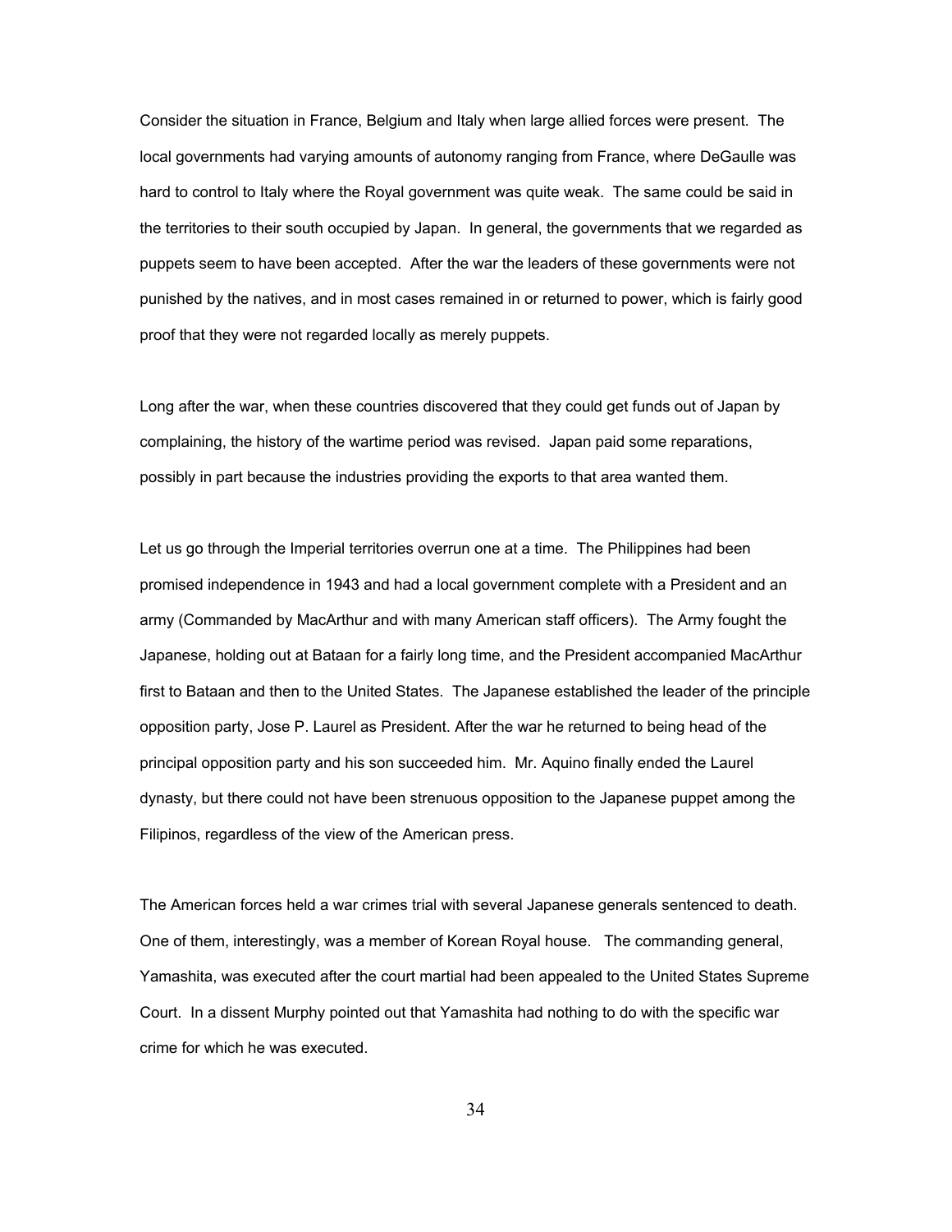Consider the situation in France, Belgium and Italy when large allied forces were present. The local governments had varying amounts of autonomy ranging from France, where DeGaulle was hard to control to Italy where the Royal government was quite weak. The same could be said in the territories to their south occupied by Japan. In general, the governments that we regarded as puppets seem to have been accepted. After the war the leaders of these governments were not punished by the natives, and in most cases remained in or returned to power, which is fairly good proof that they were not regarded locally as merely puppets.

Long after the war, when these countries discovered that they could get funds out of Japan by complaining, the history of the wartime period was revised. Japan paid some reparations, possibly in part because the industries providing the exports to that area wanted them.

Let us go through the Imperial territories overrun one at a time. The Philippines had been promised independence in 1943 and had a local government complete with a President and an army (Commanded by MacArthur and with many American staff officers). The Army fought the Japanese, holding out at Bataan for a fairly long time, and the President accompanied MacArthur first to Bataan and then to the United States. The Japanese established the leader of the principle opposition party, Jose P. Laurel as President. After the war he returned to being head of the principal opposition party and his son succeeded him. Mr. Aquino finally ended the Laurel dynasty, but there could not have been strenuous opposition to the Japanese puppet among the Filipinos, regardless of the view of the American press.

The American forces held a war crimes trial with several Japanese generals sentenced to death. One of them, interestingly, was a member of Korean Royal house. The commanding general, Yamashita, was executed after the court martial had been appealed to the United States Supreme Court. In a dissent Murphy pointed out that Yamashita had nothing to do with the specific war crime for which he was executed.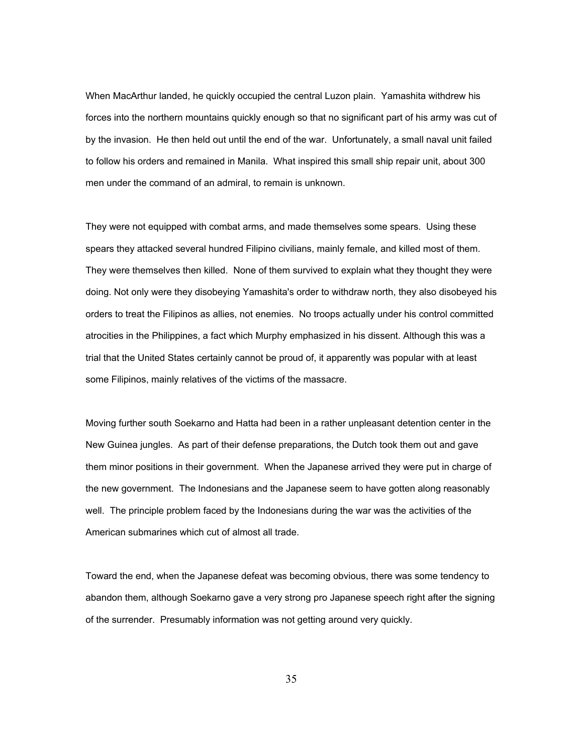When MacArthur landed, he quickly occupied the central Luzon plain. Yamashita withdrew his forces into the northern mountains quickly enough so that no significant part of his army was cut of by the invasion. He then held out until the end of the war. Unfortunately, a small naval unit failed to follow his orders and remained in Manila. What inspired this small ship repair unit, about 300 men under the command of an admiral, to remain is unknown.

They were not equipped with combat arms, and made themselves some spears. Using these spears they attacked several hundred Filipino civilians, mainly female, and killed most of them. They were themselves then killed. None of them survived to explain what they thought they were doing. Not only were they disobeying Yamashita's order to withdraw north, they also disobeyed his orders to treat the Filipinos as allies, not enemies. No troops actually under his control committed atrocities in the Philippines, a fact which Murphy emphasized in his dissent. Although this was a trial that the United States certainly cannot be proud of, it apparently was popular with at least some Filipinos, mainly relatives of the victims of the massacre.

Moving further south Soekarno and Hatta had been in a rather unpleasant detention center in the New Guinea jungles. As part of their defense preparations, the Dutch took them out and gave them minor positions in their government. When the Japanese arrived they were put in charge of the new government. The Indonesians and the Japanese seem to have gotten along reasonably well. The principle problem faced by the Indonesians during the war was the activities of the American submarines which cut of almost all trade.

Toward the end, when the Japanese defeat was becoming obvious, there was some tendency to abandon them, although Soekarno gave a very strong pro Japanese speech right after the signing of the surrender. Presumably information was not getting around very quickly.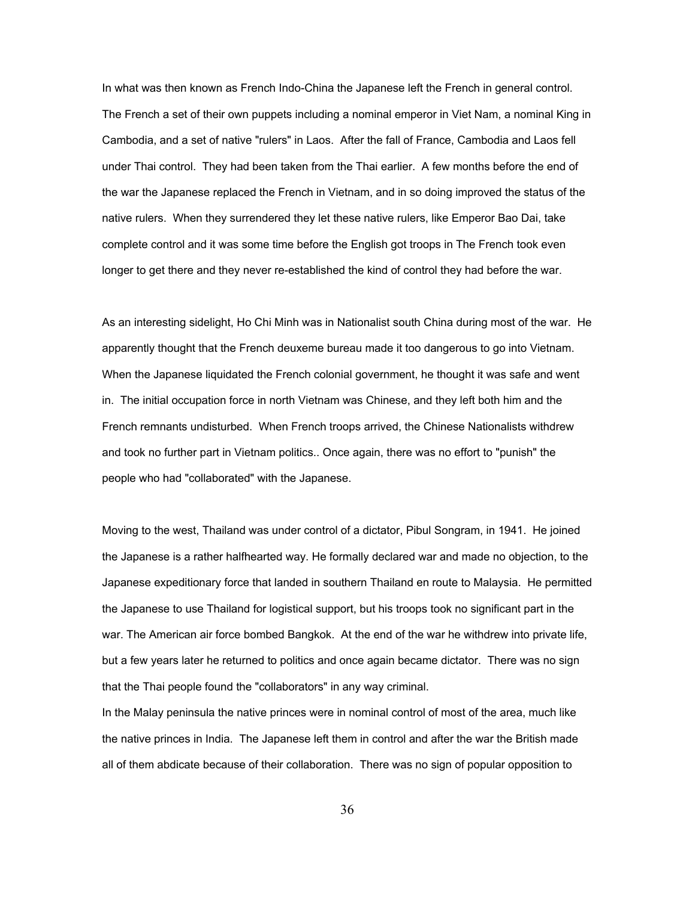In what was then known as French Indo-China the Japanese left the French in general control. The French a set of their own puppets including a nominal emperor in Viet Nam, a nominal King in Cambodia, and a set of native "rulers" in Laos. After the fall of France, Cambodia and Laos fell under Thai control. They had been taken from the Thai earlier. A few months before the end of the war the Japanese replaced the French in Vietnam, and in so doing improved the status of the native rulers. When they surrendered they let these native rulers, like Emperor Bao Dai, take complete control and it was some time before the English got troops in The French took even longer to get there and they never re-established the kind of control they had before the war.

As an interesting sidelight, Ho Chi Minh was in Nationalist south China during most of the war. He apparently thought that the French deuxeme bureau made it too dangerous to go into Vietnam. When the Japanese liquidated the French colonial government, he thought it was safe and went in. The initial occupation force in north Vietnam was Chinese, and they left both him and the French remnants undisturbed. When French troops arrived, the Chinese Nationalists withdrew and took no further part in Vietnam politics.. Once again, there was no effort to "punish" the people who had "collaborated" with the Japanese.

Moving to the west, Thailand was under control of a dictator, Pibul Songram, in 1941. He joined the Japanese is a rather halfhearted way. He formally declared war and made no objection, to the Japanese expeditionary force that landed in southern Thailand en route to Malaysia. He permitted the Japanese to use Thailand for logistical support, but his troops took no significant part in the war. The American air force bombed Bangkok. At the end of the war he withdrew into private life, but a few years later he returned to politics and once again became dictator. There was no sign that the Thai people found the "collaborators" in any way criminal.

In the Malay peninsula the native princes were in nominal control of most of the area, much like the native princes in India. The Japanese left them in control and after the war the British made all of them abdicate because of their collaboration. There was no sign of popular opposition to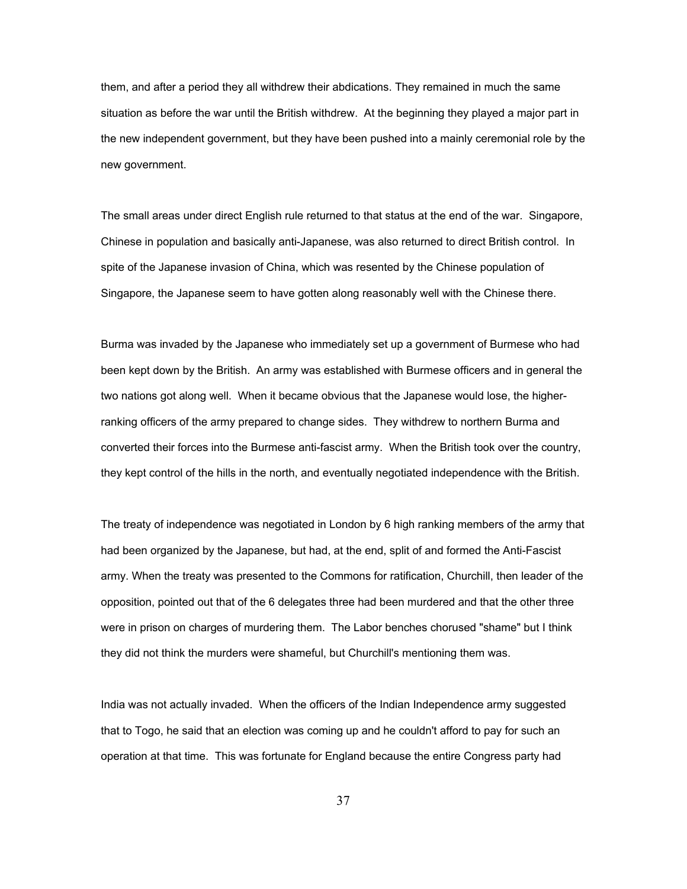them, and after a period they all withdrew their abdications. They remained in much the same situation as before the war until the British withdrew. At the beginning they played a major part in the new independent government, but they have been pushed into a mainly ceremonial role by the new government.

The small areas under direct English rule returned to that status at the end of the war. Singapore, Chinese in population and basically anti-Japanese, was also returned to direct British control. In spite of the Japanese invasion of China, which was resented by the Chinese population of Singapore, the Japanese seem to have gotten along reasonably well with the Chinese there.

Burma was invaded by the Japanese who immediately set up a government of Burmese who had been kept down by the British. An army was established with Burmese officers and in general the two nations got along well. When it became obvious that the Japanese would lose, the higher-ranking officers of the army prepared to change sides. They withdrew to northern Burma and converted their forces into the Burmese anti-fascist army. When the British took over the country, they kept control of the hills in the north, and eventually negotiated independence with the British.

The treaty of independence was negotiated in London by 6 high ranking members of the army that had been organized by the Japanese, but had, at the end, split of and formed the Anti-Fascist army. When the treaty was presented to the Commons for ratification, Churchill, then leader of the opposition, pointed out that of the 6 delegates three had been murdered and that the other three were in prison on charges of murdering them. The Labor benches chorused "shame" but I think they did not think the murders were shameful, but Churchill's mentioning them was.

India was not actually invaded. When the officers of the Indian Independence army suggested that to Togo, he said that an election was coming up and he couldn't afford to pay for such an operation at that time. This was fortunate for England because the entire Congress party had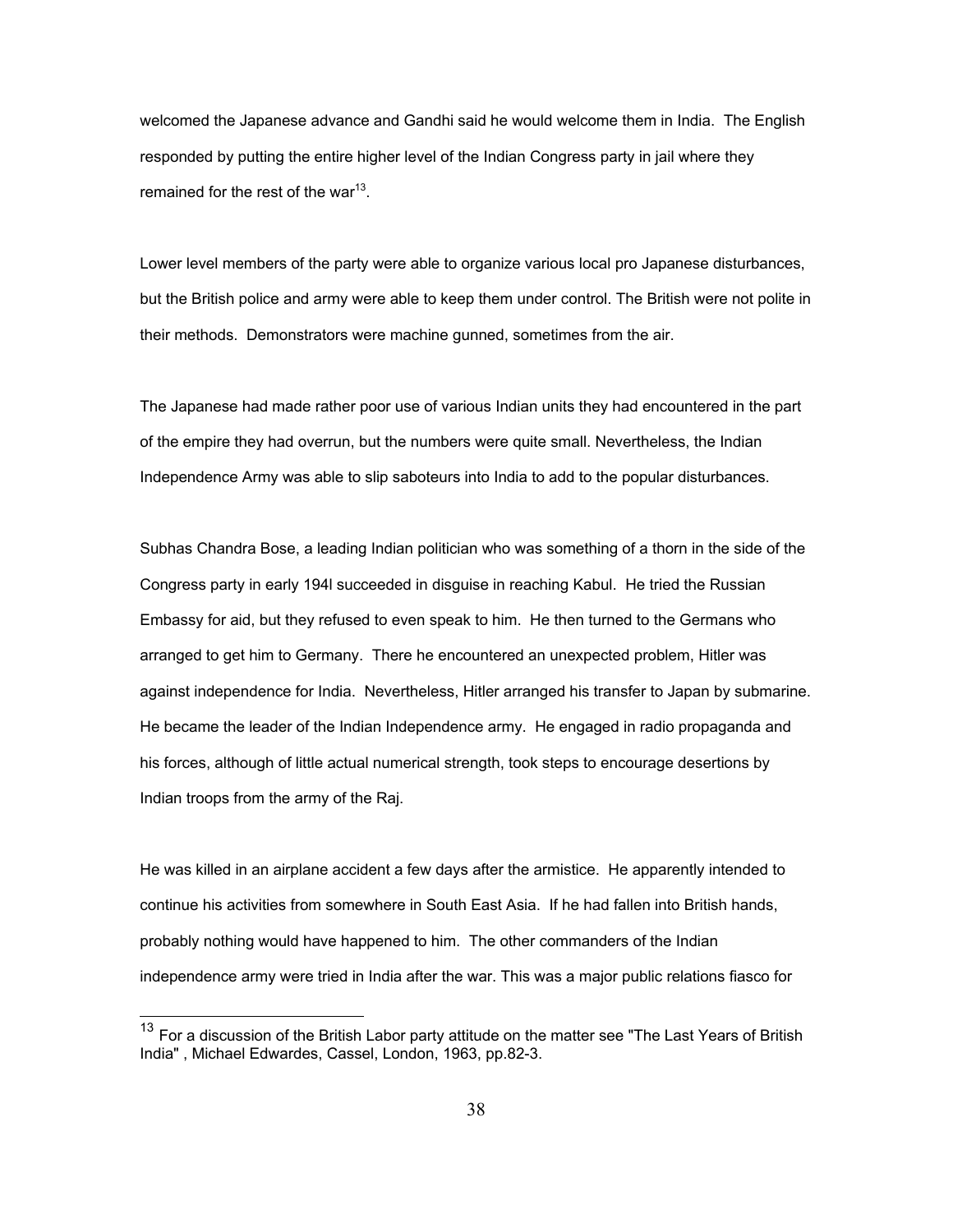welcomed the Japanese advance and Gandhi said he would welcome them in India. The English responded by putting the entire higher level of the Indian Congress party in jail where they remained for the rest of the war[13].

Lower level members of the party were able to organize various local pro Japanese disturbances, but the British police and army were able to keep them under control. The British were not polite in their methods. Demonstrators were machine gunned, sometimes from the air.

The Japanese had made rather poor use of various Indian units they had encountered in the part of the empire they had overrun, but the numbers were quite small. Nevertheless, the Indian Independence Army was able to slip saboteurs into India to add to the popular disturbances.

Subhas Chandra Bose, a leading Indian politician who was something of a thorn in the side of the Congress party in early 194l succeeded in disguise in reaching Kabul. He tried the Russian Embassy for aid, but they refused to even speak to him. He then turned to the Germans who arranged to get him to Germany. There he encountered an unexpected problem, Hitler was against independence for India. Nevertheless, Hitler arranged his transfer to Japan by submarine. He became the leader of the Indian Independence army. He engaged in radio propaganda and his forces, although of little actual numerical strength, took steps to encourage desertions by Indian troops from the army of the Raj.

He was killed in an airplane accident a few days after the armistice. He apparently intended to continue his activities from somewhere in South East Asia. If he had fallen into British hands, probably nothing would have happened to him. The other commanders of the Indian independence army were tried in India after the war. This was a major public relations fiasco for

---

[13] For a discussion of the British Labor party attitude on the matter see "The Last Years of British India" , Michael Edwardes, Cassel, London, 1963, pp.82-3.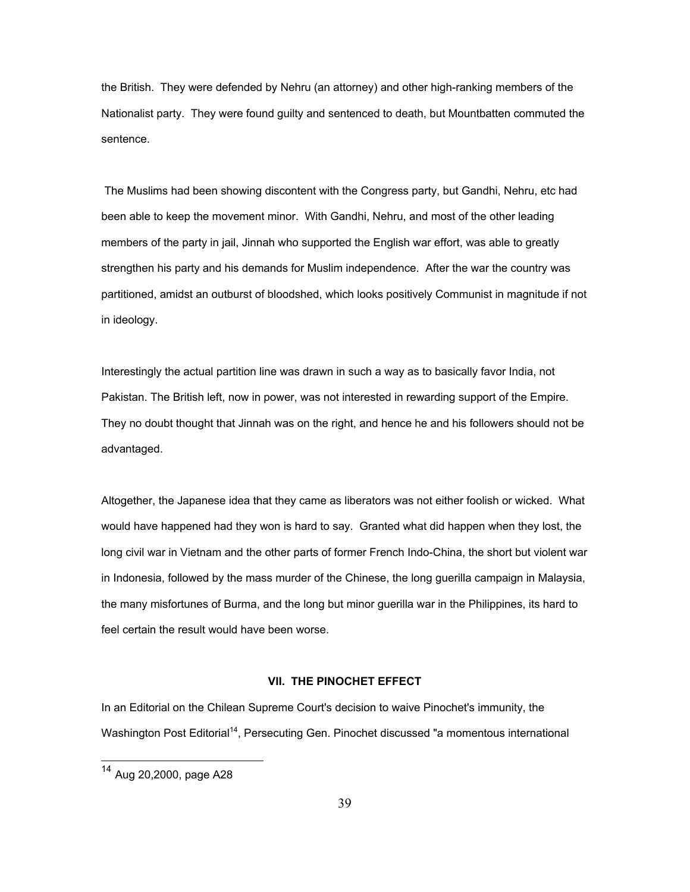the British. They were defended by Nehru (an attorney) and other high-ranking members of the Nationalist party. They were found guilty and sentenced to death, but Mountbatten commuted the sentence.

The Muslims had been showing discontent with the Congress party, but Gandhi, Nehru, etc had been able to keep the movement minor. With Gandhi, Nehru, and most of the other leading members of the party in jail, Jinnah who supported the English war effort, was able to greatly strengthen his party and his demands for Muslim independence. After the war the country was partitioned, amidst an outburst of bloodshed, which looks positively Communist in magnitude if not in ideology.

Interestingly the actual partition line was drawn in such a way as to basically favor India, not Pakistan. The British left, now in power, was not interested in rewarding support of the Empire. They no doubt thought that Jinnah was on the right, and hence he and his followers should not be advantaged.

Altogether, the Japanese idea that they came as liberators was not either foolish or wicked. What would have happened had they won is hard to say. Granted what did happen when they lost, the long civil war in Vietnam and the other parts of former French Indo-China, the short but violent war in Indonesia, followed by the mass murder of the Chinese, the long guerilla campaign in Malaysia, the many misfortunes of Burma, and the long but minor guerilla war in the Philippines, its hard to feel certain the result would have been worse.

## VII. THE PINOCHET EFFECT

In an Editorial on the Chilean Supreme Court's decision to waive Pinochet's immunity, the Washington Post Editorial[14], Persecuting Gen. Pinochet discussed "a momentous international

[14] Aug 20,2000, page A28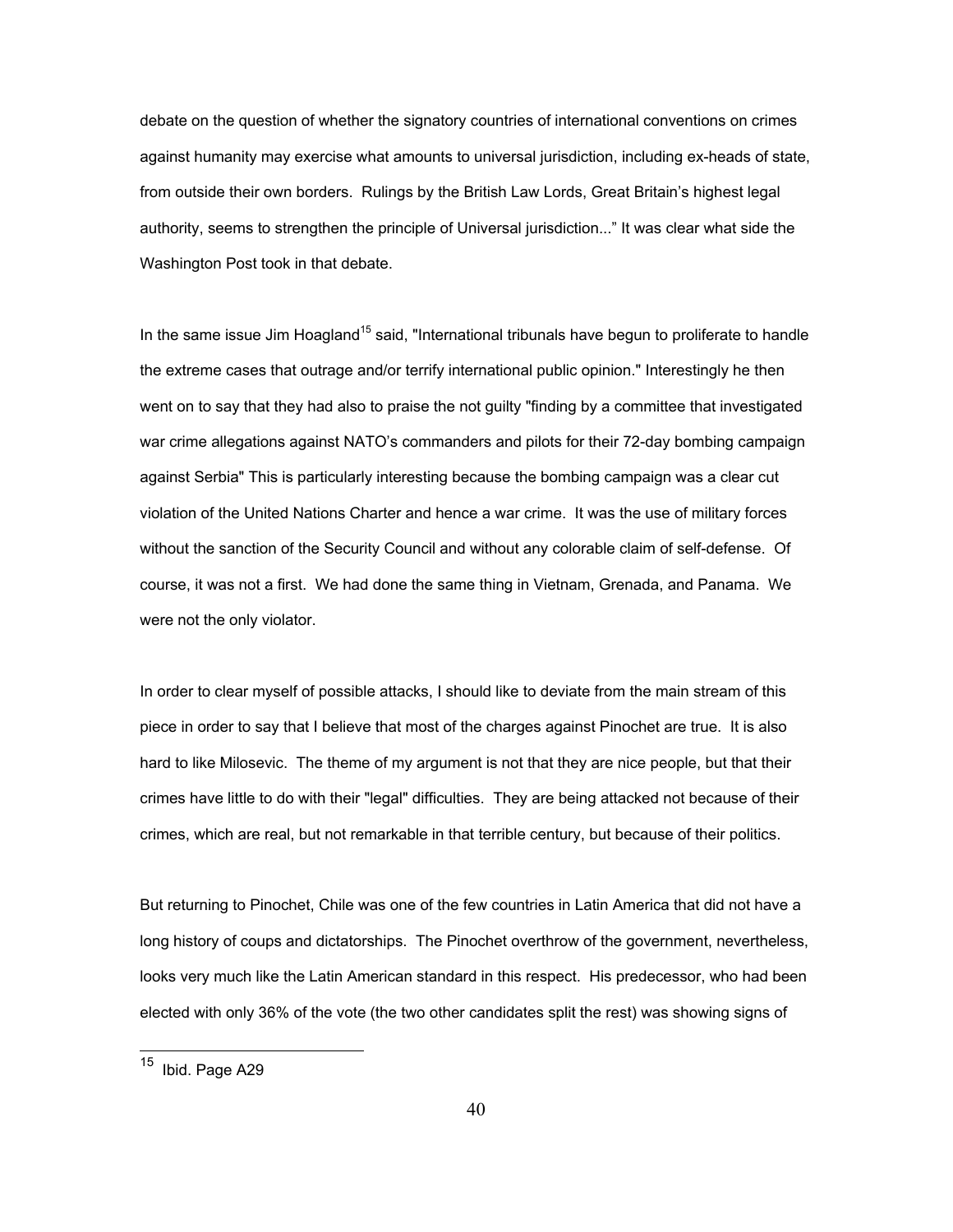debate on the question of whether the signatory countries of international conventions on crimes against humanity may exercise what amounts to universal jurisdiction, including ex-heads of state, from outside their own borders. Rulings by the British Law Lords, Great Britain's highest legal authority, seems to strengthen the principle of Universal jurisdiction..." It was clear what side the Washington Post took in that debate.

In the same issue Jim Hoagland[15] said, "International tribunals have begun to proliferate to handle the extreme cases that outrage and/or terrify international public opinion." Interestingly he then went on to say that they had also to praise the not guilty "finding by a committee that investigated war crime allegations against NATO's commanders and pilots for their 72-day bombing campaign against Serbia" This is particularly interesting because the bombing campaign was a clear cut violation of the United Nations Charter and hence a war crime. It was the use of military forces without the sanction of the Security Council and without any colorable claim of self-defense. Of course, it was not a first. We had done the same thing in Vietnam, Grenada, and Panama. We were not the only violator.

In order to clear myself of possible attacks, I should like to deviate from the main stream of this piece in order to say that I believe that most of the charges against Pinochet are true. It is also hard to like Milosevic. The theme of my argument is not that they are nice people, but that their crimes have little to do with their "legal" difficulties. They are being attacked not because of their crimes, which are real, but not remarkable in that terrible century, but because of their politics.

But returning to Pinochet, Chile was one of the few countries in Latin America that did not have a long history of coups and dictatorships. The Pinochet overthrow of the government, nevertheless, looks very much like the Latin American standard in this respect. His predecessor, who had been elected with only 36% of the vote (the two other candidates split the rest) was showing signs of

---

[15] Ibid. Page A29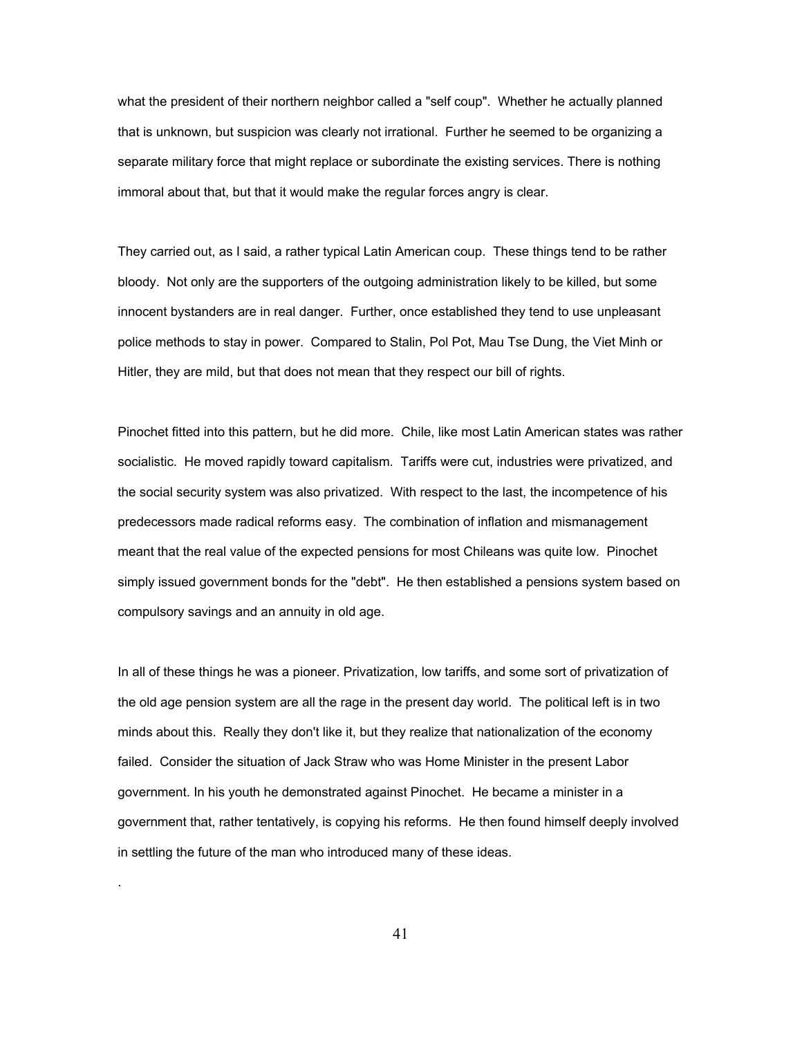what the president of their northern neighbor called a "self coup". Whether he actually planned that is unknown, but suspicion was clearly not irrational. Further he seemed to be organizing a separate military force that might replace or subordinate the existing services. There is nothing immoral about that, but that it would make the regular forces angry is clear.

They carried out, as I said, a rather typical Latin American coup. These things tend to be rather bloody. Not only are the supporters of the outgoing administration likely to be killed, but some innocent bystanders are in real danger. Further, once established they tend to use unpleasant police methods to stay in power. Compared to Stalin, Pol Pot, Mau Tse Dung, the Viet Minh or Hitler, they are mild, but that does not mean that they respect our bill of rights.

Pinochet fitted into this pattern, but he did more. Chile, like most Latin American states was rather socialistic. He moved rapidly toward capitalism. Tariffs were cut, industries were privatized, and the social security system was also privatized. With respect to the last, the incompetence of his predecessors made radical reforms easy. The combination of inflation and mismanagement meant that the real value of the expected pensions for most Chileans was quite low. Pinochet simply issued government bonds for the "debt". He then established a pensions system based on compulsory savings and an annuity in old age.

In all of these things he was a pioneer. Privatization, low tariffs, and some sort of privatization of the old age pension system are all the rage in the present day world. The political left is in two minds about this. Really they don't like it, but they realize that nationalization of the economy failed. Consider the situation of Jack Straw who was Home Minister in the present Labor government. In his youth he demonstrated against Pinochet. He became a minister in a government that, rather tentatively, is copying his reforms. He then found himself deeply involved in settling the future of the man who introduced many of these ideas.

.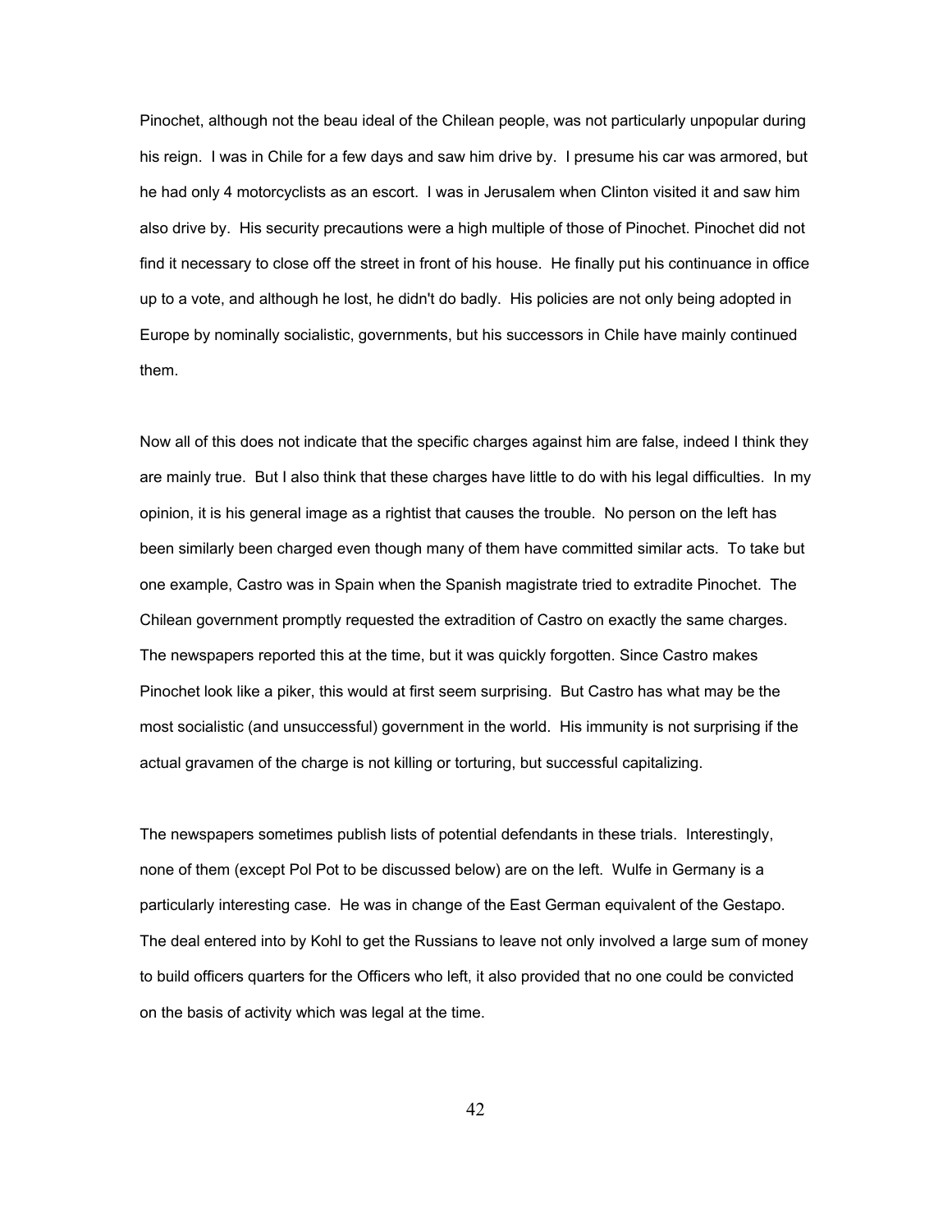Pinochet, although not the beau ideal of the Chilean people, was not particularly unpopular during his reign. I was in Chile for a few days and saw him drive by. I presume his car was armored, but he had only 4 motorcyclists as an escort. I was in Jerusalem when Clinton visited it and saw him also drive by. His security precautions were a high multiple of those of Pinochet. Pinochet did not find it necessary to close off the street in front of his house. He finally put his continuance in office up to a vote, and although he lost, he didn't do badly. His policies are not only being adopted in Europe by nominally socialistic, governments, but his successors in Chile have mainly continued them.

Now all of this does not indicate that the specific charges against him are false, indeed I think they are mainly true. But I also think that these charges have little to do with his legal difficulties. In my opinion, it is his general image as a rightist that causes the trouble. No person on the left has been similarly been charged even though many of them have committed similar acts. To take but one example, Castro was in Spain when the Spanish magistrate tried to extradite Pinochet. The Chilean government promptly requested the extradition of Castro on exactly the same charges. The newspapers reported this at the time, but it was quickly forgotten. Since Castro makes Pinochet look like a piker, this would at first seem surprising. But Castro has what may be the most socialistic (and unsuccessful) government in the world. His immunity is not surprising if the actual gravamen of the charge is not killing or torturing, but successful capitalizing.

The newspapers sometimes publish lists of potential defendants in these trials. Interestingly, none of them (except Pol Pot to be discussed below) are on the left. Wulfe in Germany is a particularly interesting case. He was in change of the East German equivalent of the Gestapo. The deal entered into by Kohl to get the Russians to leave not only involved a large sum of money to build officers quarters for the Officers who left, it also provided that no one could be convicted on the basis of activity which was legal at the time.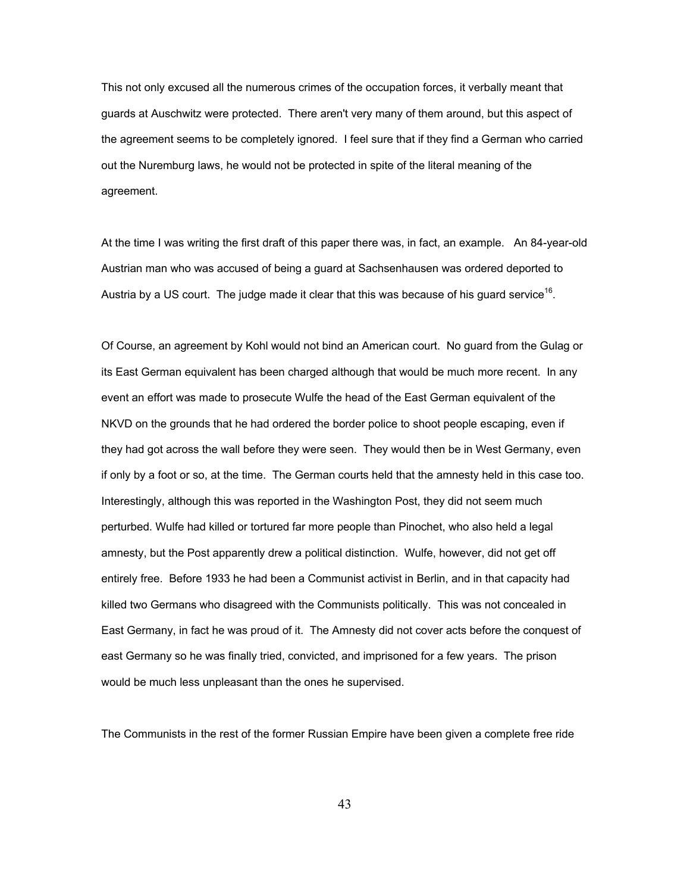This not only excused all the numerous crimes of the occupation forces, it verbally meant that guards at Auschwitz were protected. There aren't very many of them around, but this aspect of the agreement seems to be completely ignored. I feel sure that if they find a German who carried out the Nuremburg laws, he would not be protected in spite of the literal meaning of the agreement.

At the time I was writing the first draft of this paper there was, in fact, an example. An 84-year-old Austrian man who was accused of being a guard at Sachsenhausen was ordered deported to Austria by a US court. The judge made it clear that this was because of his guard service[16].

Of Course, an agreement by Kohl would not bind an American court. No guard from the Gulag or its East German equivalent has been charged although that would be much more recent. In any event an effort was made to prosecute Wulfe the head of the East German equivalent of the NKVD on the grounds that he had ordered the border police to shoot people escaping, even if they had got across the wall before they were seen. They would then be in West Germany, even if only by a foot or so, at the time. The German courts held that the amnesty held in this case too. Interestingly, although this was reported in the Washington Post, they did not seem much perturbed. Wulfe had killed or tortured far more people than Pinochet, who also held a legal amnesty, but the Post apparently drew a political distinction. Wulfe, however, did not get off entirely free. Before 1933 he had been a Communist activist in Berlin, and in that capacity had killed two Germans who disagreed with the Communists politically. This was not concealed in East Germany, in fact he was proud of it. The Amnesty did not cover acts before the conquest of east Germany so he was finally tried, convicted, and imprisoned for a few years. The prison would be much less unpleasant than the ones he supervised.

The Communists in the rest of the former Russian Empire have been given a complete free ride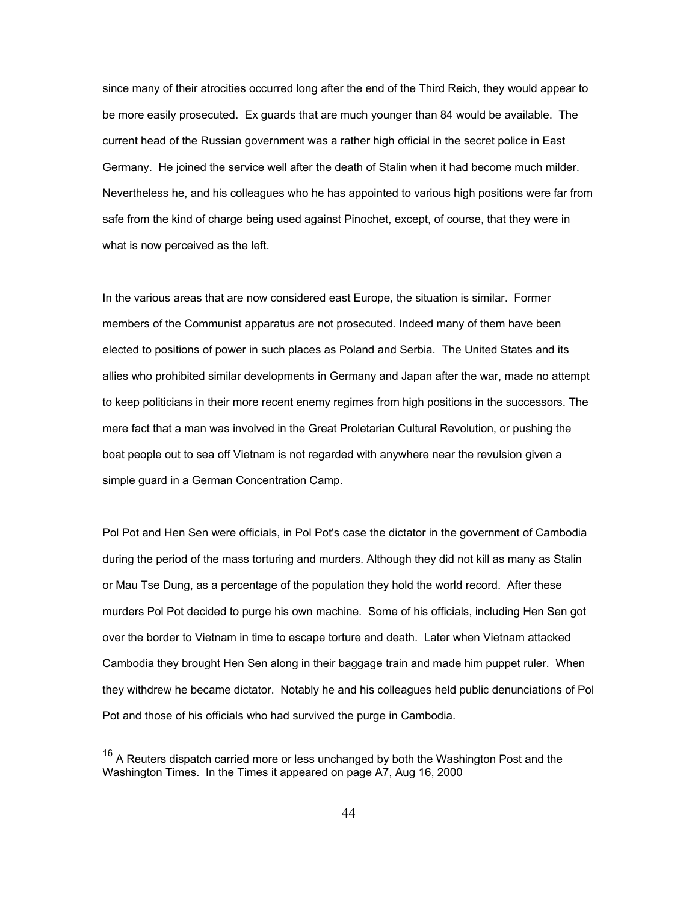since many of their atrocities occurred long after the end of the Third Reich, they would appear to be more easily prosecuted. Ex guards that are much younger than 84 would be available. The current head of the Russian government was a rather high official in the secret police in East Germany. He joined the service well after the death of Stalin when it had become much milder. Nevertheless he, and his colleagues who he has appointed to various high positions were far from safe from the kind of charge being used against Pinochet, except, of course, that they were in what is now perceived as the left.

In the various areas that are now considered east Europe, the situation is similar. Former members of the Communist apparatus are not prosecuted. Indeed many of them have been elected to positions of power in such places as Poland and Serbia. The United States and its allies who prohibited similar developments in Germany and Japan after the war, made no attempt to keep politicians in their more recent enemy regimes from high positions in the successors. The mere fact that a man was involved in the Great Proletarian Cultural Revolution, or pushing the boat people out to sea off Vietnam is not regarded with anywhere near the revulsion given a simple guard in a German Concentration Camp.

Pol Pot and Hen Sen were officials, in Pol Pot's case the dictator in the government of Cambodia during the period of the mass torturing and murders. Although they did not kill as many as Stalin or Mau Tse Dung, as a percentage of the population they hold the world record. After these murders Pol Pot decided to purge his own machine. Some of his officials, including Hen Sen got over the border to Vietnam in time to escape torture and death. Later when Vietnam attacked Cambodia they brought Hen Sen along in their baggage train and made him puppet ruler. When they withdrew he became dictator. Notably he and his colleagues held public denunciations of Pol Pot and those of his officials who had survived the purge in Cambodia.

---

[16] A Reuters dispatch carried more or less unchanged by both the Washington Post and the Washington Times. In the Times it appeared on page A7, Aug 16, 2000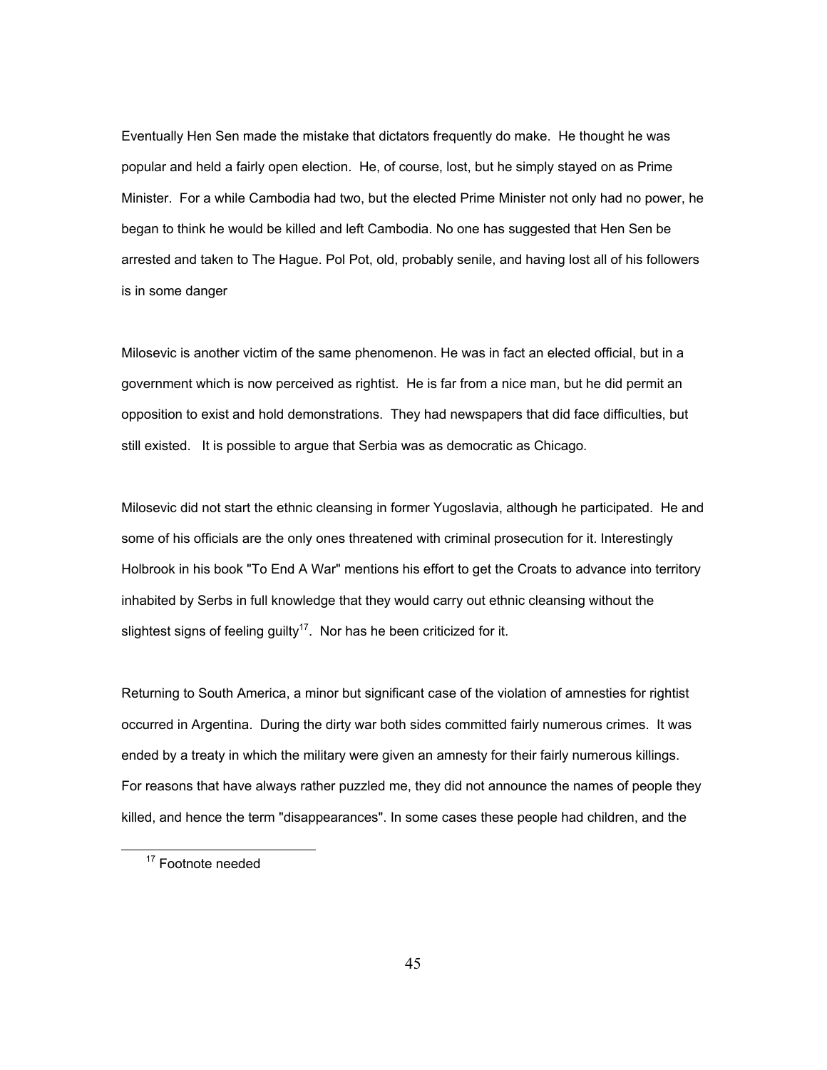Eventually Hen Sen made the mistake that dictators frequently do make. He thought he was popular and held a fairly open election. He, of course, lost, but he simply stayed on as Prime Minister. For a while Cambodia had two, but the elected Prime Minister not only had no power, he began to think he would be killed and left Cambodia. No one has suggested that Hen Sen be arrested and taken to The Hague. Pol Pot, old, probably senile, and having lost all of his followers is in some danger

Milosevic is another victim of the same phenomenon. He was in fact an elected official, but in a government which is now perceived as rightist. He is far from a nice man, but he did permit an opposition to exist and hold demonstrations. They had newspapers that did face difficulties, but still existed. It is possible to argue that Serbia was as democratic as Chicago.

Milosevic did not start the ethnic cleansing in former Yugoslavia, although he participated. He and some of his officials are the only ones threatened with criminal prosecution for it. Interestingly Holbrook in his book "To End A War" mentions his effort to get the Croats to advance into territory inhabited by Serbs in full knowledge that they would carry out ethnic cleansing without the slightest signs of feeling guilty[17]. Nor has he been criticized for it.

Returning to South America, a minor but significant case of the violation of amnesties for rightist occurred in Argentina. During the dirty war both sides committed fairly numerous crimes. It was ended by a treaty in which the military were given an amnesty for their fairly numerous killings. For reasons that have always rather puzzled me, they did not announce the names of people they killed, and hence the term "disappearances". In some cases these people had children, and the

[17] Footnote needed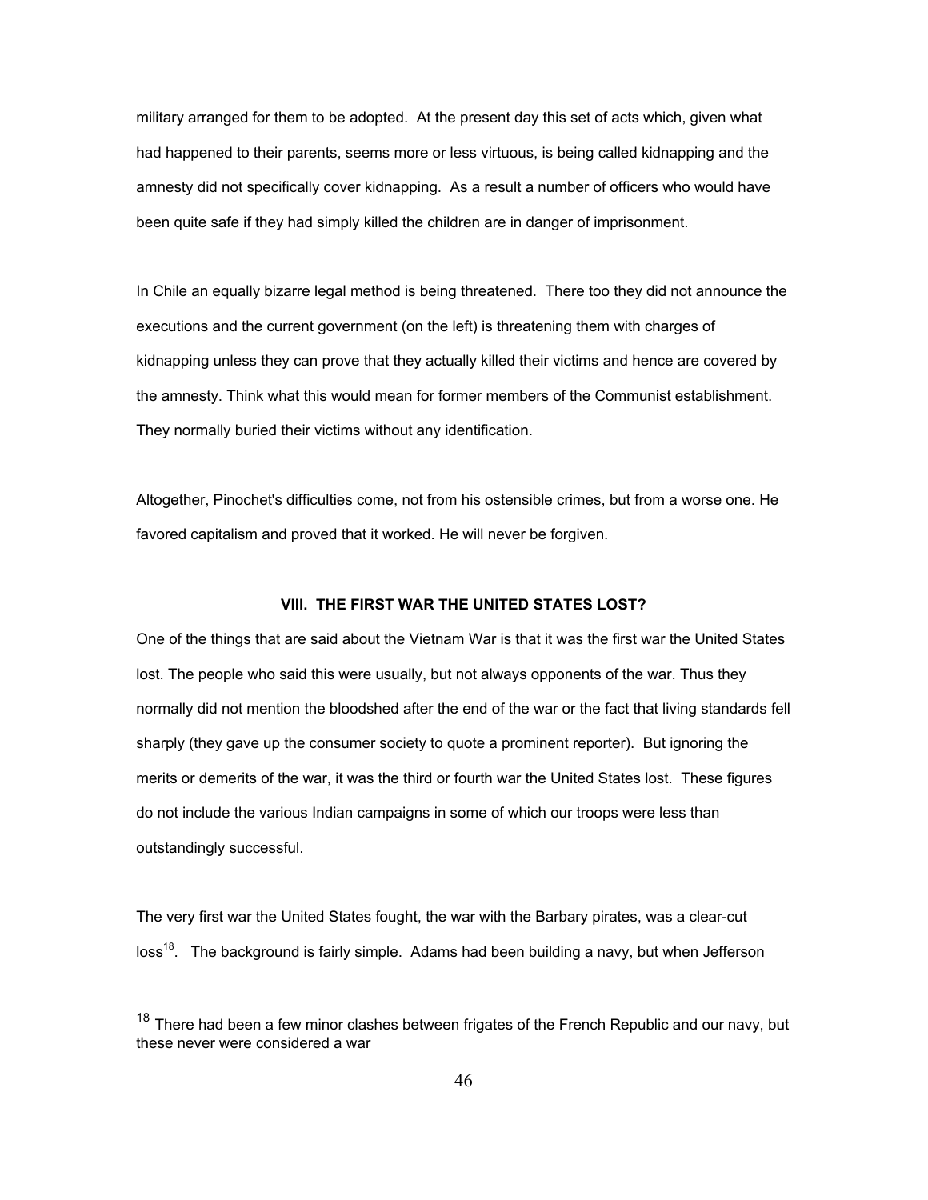military arranged for them to be adopted. At the present day this set of acts which, given what had happened to their parents, seems more or less virtuous, is being called kidnapping and the amnesty did not specifically cover kidnapping. As a result a number of officers who would have been quite safe if they had simply killed the children are in danger of imprisonment.

In Chile an equally bizarre legal method is being threatened. There too they did not announce the executions and the current government (on the left) is threatening them with charges of kidnapping unless they can prove that they actually killed their victims and hence are covered by the amnesty. Think what this would mean for former members of the Communist establishment. They normally buried their victims without any identification.

Altogether, Pinochet's difficulties come, not from his ostensible crimes, but from a worse one. He favored capitalism and proved that it worked. He will never be forgiven.

## VIII. THE FIRST WAR THE UNITED STATES LOST?

One of the things that are said about the Vietnam War is that it was the first war the United States lost. The people who said this were usually, but not always opponents of the war. Thus they normally did not mention the bloodshed after the end of the war or the fact that living standards fell sharply (they gave up the consumer society to quote a prominent reporter). But ignoring the merits or demerits of the war, it was the third or fourth war the United States lost. These figures do not include the various Indian campaigns in some of which our troops were less than outstandingly successful.

The very first war the United States fought, the war with the Barbary pirates, was a clear-cut loss[18]. The background is fairly simple. Adams had been building a navy, but when Jefferson

[18] There had been a few minor clashes between frigates of the French Republic and our navy, but these never were considered a war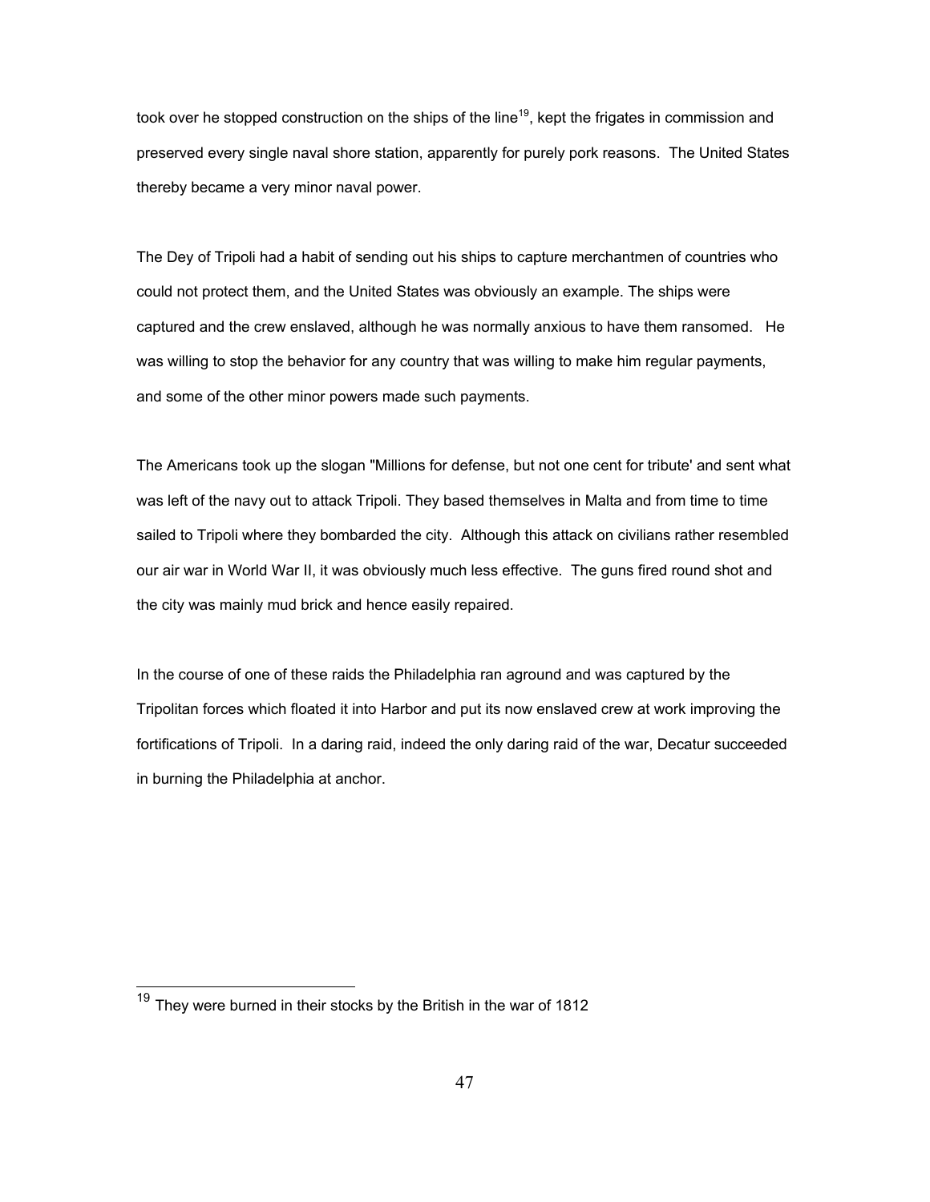took over he stopped construction on the ships of the line[19], kept the frigates in commission and preserved every single naval shore station, apparently for purely pork reasons. The United States thereby became a very minor naval power.

The Dey of Tripoli had a habit of sending out his ships to capture merchantmen of countries who could not protect them, and the United States was obviously an example. The ships were captured and the crew enslaved, although he was normally anxious to have them ransomed. He was willing to stop the behavior for any country that was willing to make him regular payments, and some of the other minor powers made such payments.

The Americans took up the slogan "Millions for defense, but not one cent for tribute' and sent what was left of the navy out to attack Tripoli. They based themselves in Malta and from time to time sailed to Tripoli where they bombarded the city. Although this attack on civilians rather resembled our air war in World War II, it was obviously much less effective. The guns fired round shot and the city was mainly mud brick and hence easily repaired.

In the course of one of these raids the Philadelphia ran aground and was captured by the Tripolitan forces which floated it into Harbor and put its now enslaved crew at work improving the fortifications of Tripoli. In a daring raid, indeed the only daring raid of the war, Decatur succeeded in burning the Philadelphia at anchor.

---

[19] They were burned in their stocks by the British in the war of 1812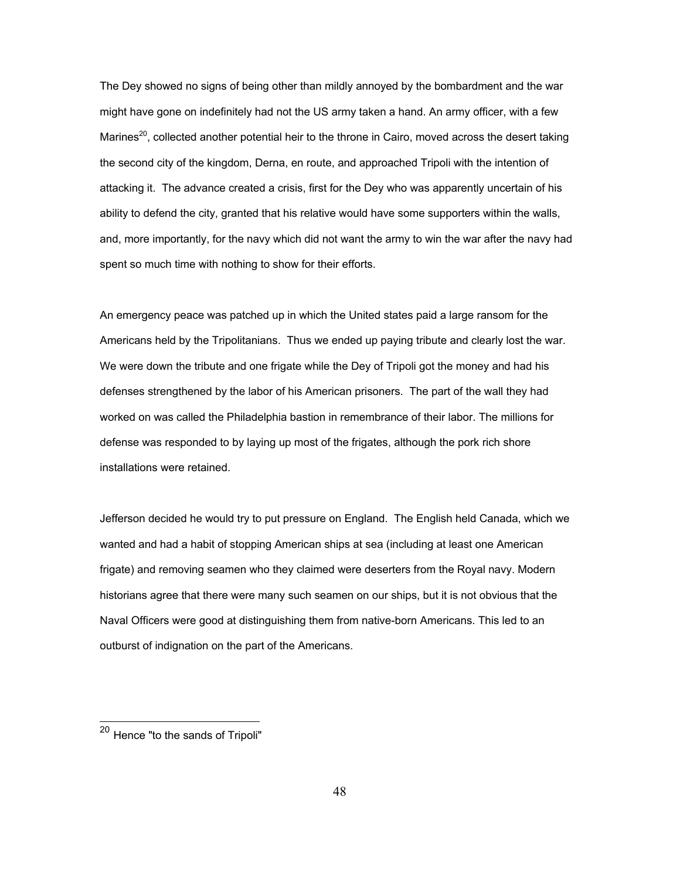The Dey showed no signs of being other than mildly annoyed by the bombardment and the war might have gone on indefinitely had not the US army taken a hand. An army officer, with a few Marines[20], collected another potential heir to the throne in Cairo, moved across the desert taking the second city of the kingdom, Derna, en route, and approached Tripoli with the intention of attacking it. The advance created a crisis, first for the Dey who was apparently uncertain of his ability to defend the city, granted that his relative would have some supporters within the walls, and, more importantly, for the navy which did not want the army to win the war after the navy had spent so much time with nothing to show for their efforts.

An emergency peace was patched up in which the United states paid a large ransom for the Americans held by the Tripolitanians. Thus we ended up paying tribute and clearly lost the war. We were down the tribute and one frigate while the Dey of Tripoli got the money and had his defenses strengthened by the labor of his American prisoners. The part of the wall they had worked on was called the Philadelphia bastion in remembrance of their labor. The millions for defense was responded to by laying up most of the frigates, although the pork rich shore installations were retained.

Jefferson decided he would try to put pressure on England. The English held Canada, which we wanted and had a habit of stopping American ships at sea (including at least one American frigate) and removing seamen who they claimed were deserters from the Royal navy. Modern historians agree that there were many such seamen on our ships, but it is not obvious that the Naval Officers were good at distinguishing them from native-born Americans. This led to an outburst of indignation on the part of the Americans.

---

[20] Hence "to the sands of Tripoli"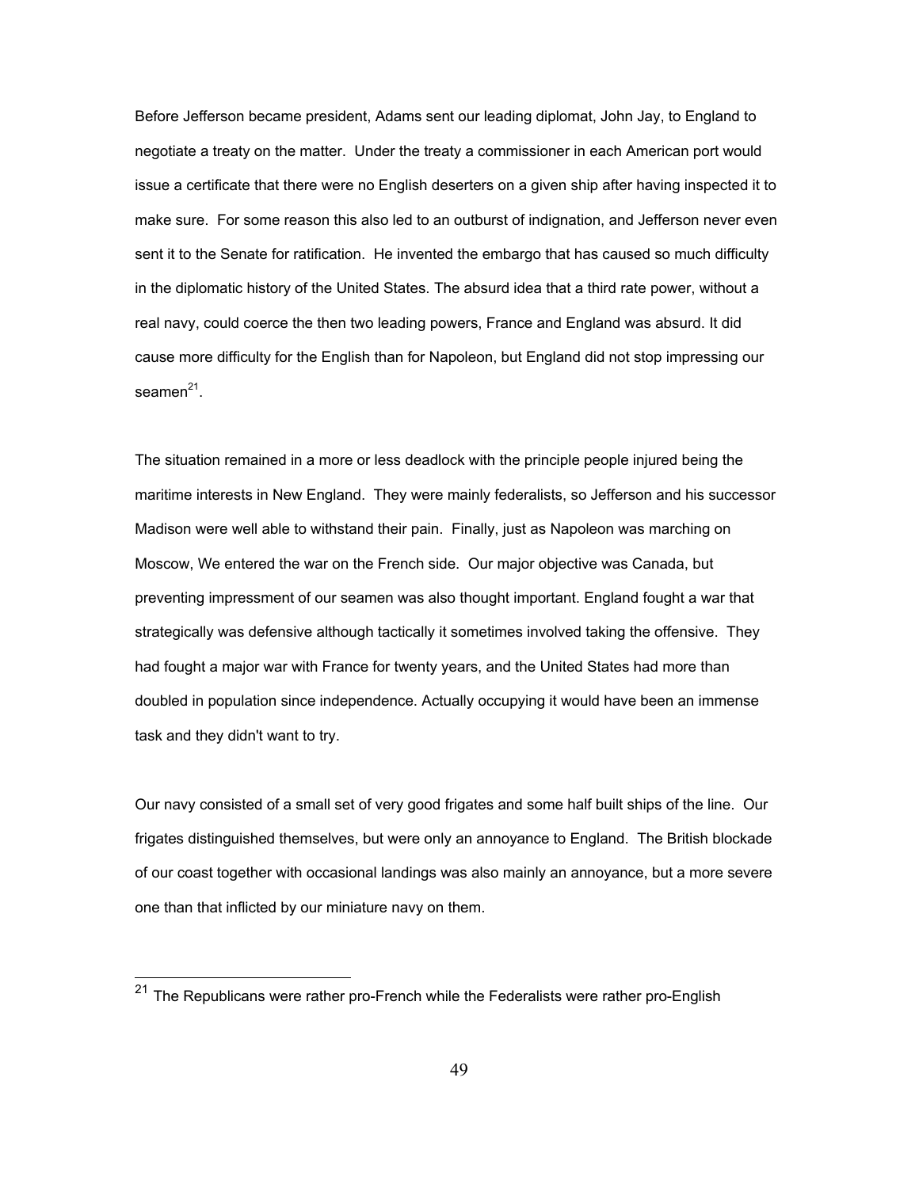Before Jefferson became president, Adams sent our leading diplomat, John Jay, to England to negotiate a treaty on the matter. Under the treaty a commissioner in each American port would issue a certificate that there were no English deserters on a given ship after having inspected it to make sure. For some reason this also led to an outburst of indignation, and Jefferson never even sent it to the Senate for ratification. He invented the embargo that has caused so much difficulty in the diplomatic history of the United States. The absurd idea that a third rate power, without a real navy, could coerce the then two leading powers, France and England was absurd. It did cause more difficulty for the English than for Napoleon, but England did not stop impressing our seamen[21].

The situation remained in a more or less deadlock with the principle people injured being the maritime interests in New England. They were mainly federalists, so Jefferson and his successor Madison were well able to withstand their pain. Finally, just as Napoleon was marching on Moscow, We entered the war on the French side. Our major objective was Canada, but preventing impressment of our seamen was also thought important. England fought a war that strategically was defensive although tactically it sometimes involved taking the offensive. They had fought a major war with France for twenty years, and the United States had more than doubled in population since independence. Actually occupying it would have been an immense task and they didn't want to try.

Our navy consisted of a small set of very good frigates and some half built ships of the line. Our frigates distinguished themselves, but were only an annoyance to England. The British blockade of our coast together with occasional landings was also mainly an annoyance, but a more severe one than that inflicted by our miniature navy on them.

[21] The Republicans were rather pro-French while the Federalists were rather pro-English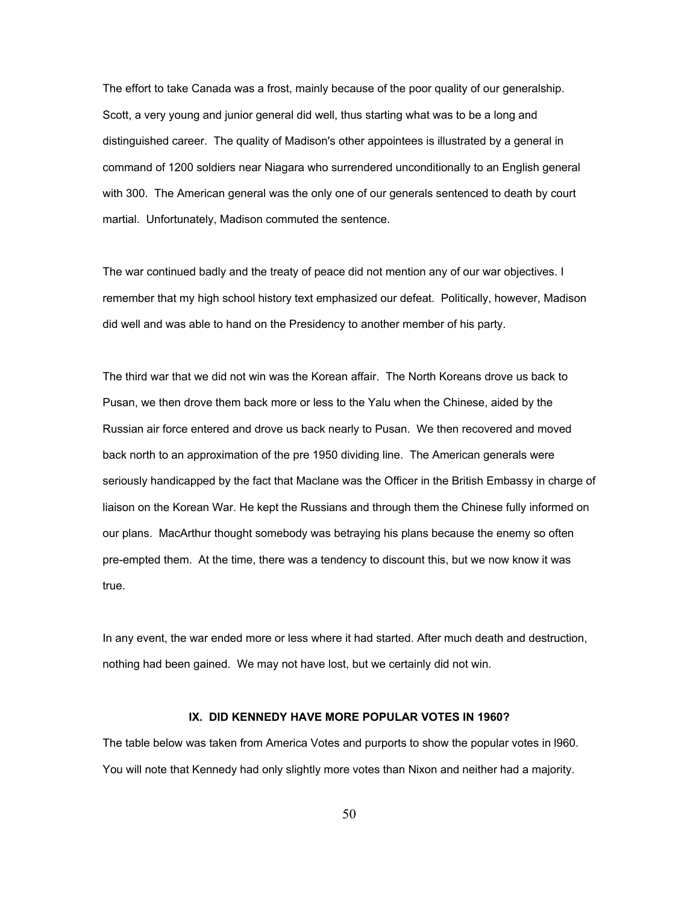The effort to take Canada was a frost, mainly because of the poor quality of our generalship. Scott, a very young and junior general did well, thus starting what was to be a long and distinguished career. The quality of Madison's other appointees is illustrated by a general in command of 1200 soldiers near Niagara who surrendered unconditionally to an English general with 300. The American general was the only one of our generals sentenced to death by court martial. Unfortunately, Madison commuted the sentence.

The war continued badly and the treaty of peace did not mention any of our war objectives. I remember that my high school history text emphasized our defeat. Politically, however, Madison did well and was able to hand on the Presidency to another member of his party.

The third war that we did not win was the Korean affair. The North Koreans drove us back to Pusan, we then drove them back more or less to the Yalu when the Chinese, aided by the Russian air force entered and drove us back nearly to Pusan. We then recovered and moved back north to an approximation of the pre 1950 dividing line. The American generals were seriously handicapped by the fact that Maclane was the Officer in the British Embassy in charge of liaison on the Korean War. He kept the Russians and through them the Chinese fully informed on our plans. MacArthur thought somebody was betraying his plans because the enemy so often pre-empted them. At the time, there was a tendency to discount this, but we now know it was true.

In any event, the war ended more or less where it had started. After much death and destruction, nothing had been gained. We may not have lost, but we certainly did not win.

## IX. DID KENNEDY HAVE MORE POPULAR VOTES IN 1960?

The table below was taken from America Votes and purports to show the popular votes in l960. You will note that Kennedy had only slightly more votes than Nixon and neither had a majority.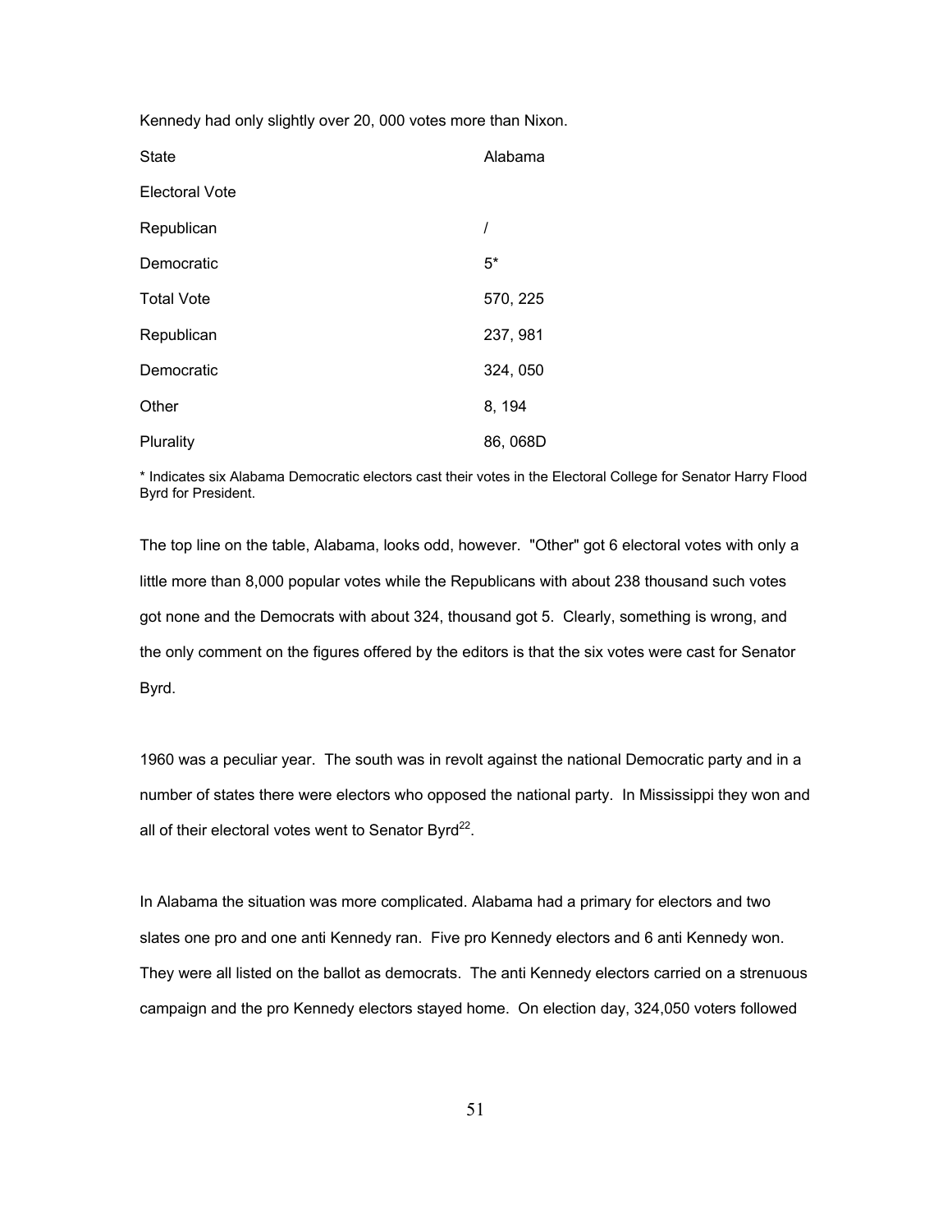Kennedy had only slightly over 20, 000 votes more than Nixon.

| State | Alabama |
|---|---|
| Electoral Vote | |
| Republican | / |
| Democratic | 5* |
| Total Vote | 570, 225 |
| Republican | 237, 981 |
| Democratic | 324, 050 |
| Other | 8, 194 |
| Plurality | 86, 068D |

* Indicates six Alabama Democratic electors cast their votes in the Electoral College for Senator Harry Flood Byrd for President.

The top line on the table, Alabama, looks odd, however. "Other" got 6 electoral votes with only a little more than 8,000 popular votes while the Republicans with about 238 thousand such votes got none and the Democrats with about 324, thousand got 5. Clearly, something is wrong, and the only comment on the figures offered by the editors is that the six votes were cast for Senator Byrd.

1960 was a peculiar year. The south was in revolt against the national Democratic party and in a number of states there were electors who opposed the national party. In Mississippi they won and all of their electoral votes went to Senator Byrd[22].

In Alabama the situation was more complicated. Alabama had a primary for electors and two slates one pro and one anti Kennedy ran. Five pro Kennedy electors and 6 anti Kennedy won. They were all listed on the ballot as democrats. The anti Kennedy electors carried on a strenuous campaign and the pro Kennedy electors stayed home. On election day, 324,050 voters followed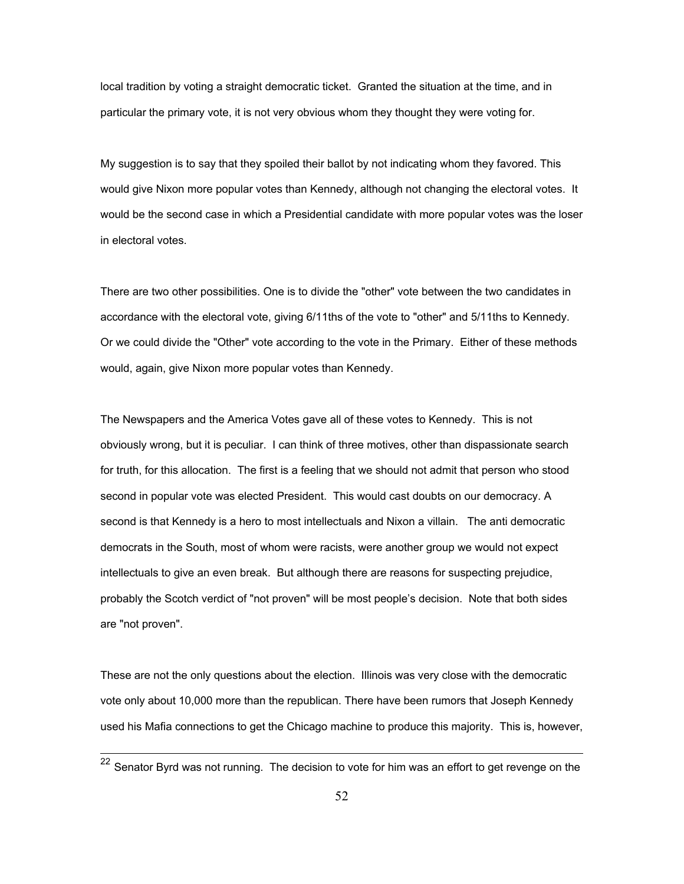local tradition by voting a straight democratic ticket. Granted the situation at the time, and in particular the primary vote, it is not very obvious whom they thought they were voting for.

My suggestion is to say that they spoiled their ballot by not indicating whom they favored. This would give Nixon more popular votes than Kennedy, although not changing the electoral votes. It would be the second case in which a Presidential candidate with more popular votes was the loser in electoral votes.

There are two other possibilities. One is to divide the "other" vote between the two candidates in accordance with the electoral vote, giving 6/11ths of the vote to "other" and 5/11ths to Kennedy. Or we could divide the "Other" vote according to the vote in the Primary. Either of these methods would, again, give Nixon more popular votes than Kennedy.

The Newspapers and the America Votes gave all of these votes to Kennedy. This is not obviously wrong, but it is peculiar. I can think of three motives, other than dispassionate search for truth, for this allocation. The first is a feeling that we should not admit that person who stood second in popular vote was elected President. This would cast doubts on our democracy. A second is that Kennedy is a hero to most intellectuals and Nixon a villain. The anti democratic democrats in the South, most of whom were racists, were another group we would not expect intellectuals to give an even break. But although there are reasons for suspecting prejudice, probably the Scotch verdict of "not proven" will be most people's decision. Note that both sides are "not proven".

These are not the only questions about the election. Illinois was very close with the democratic vote only about 10,000 more than the republican. There have been rumors that Joseph Kennedy used his Mafia connections to get the Chicago machine to produce this majority. This is, however,

---

[22] Senator Byrd was not running. The decision to vote for him was an effort to get revenge on the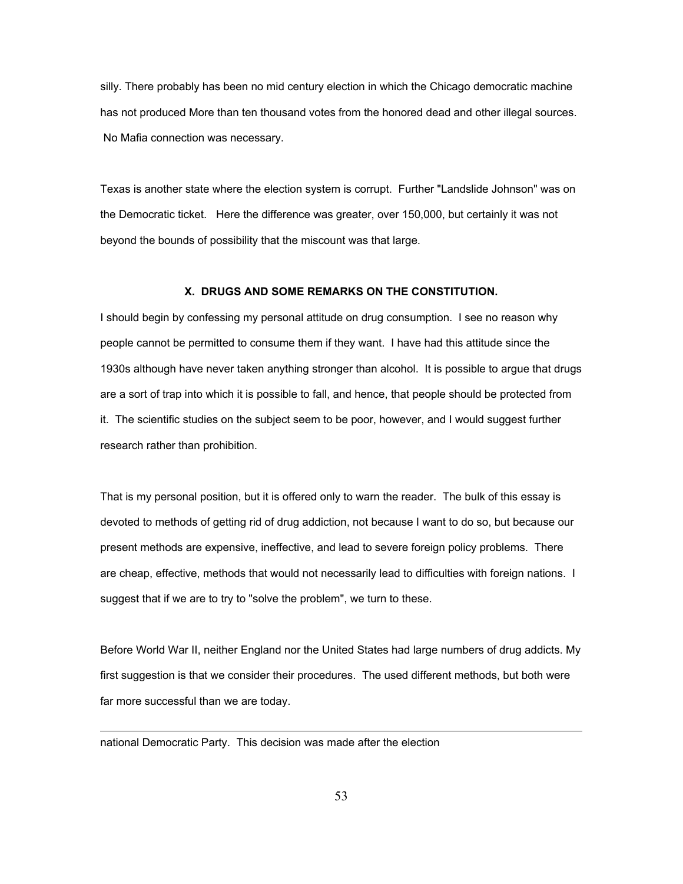silly. There probably has been no mid century election in which the Chicago democratic machine has not produced More than ten thousand votes from the honored dead and other illegal sources. No Mafia connection was necessary.

Texas is another state where the election system is corrupt. Further "Landslide Johnson" was on the Democratic ticket. Here the difference was greater, over 150,000, but certainly it was not beyond the bounds of possibility that the miscount was that large.

### X. DRUGS AND SOME REMARKS ON THE CONSTITUTION.

I should begin by confessing my personal attitude on drug consumption. I see no reason why people cannot be permitted to consume them if they want. I have had this attitude since the 1930s although have never taken anything stronger than alcohol. It is possible to argue that drugs are a sort of trap into which it is possible to fall, and hence, that people should be protected from it. The scientific studies on the subject seem to be poor, however, and I would suggest further research rather than prohibition.

That is my personal position, but it is offered only to warn the reader. The bulk of this essay is devoted to methods of getting rid of drug addiction, not because I want to do so, but because our present methods are expensive, ineffective, and lead to severe foreign policy problems. There are cheap, effective, methods that would not necessarily lead to difficulties with foreign nations. I suggest that if we are to try to "solve the problem", we turn to these.

Before World War II, neither England nor the United States had large numbers of drug addicts. My first suggestion is that we consider their procedures. The used different methods, but both were far more successful than we are today.

---

national Democratic Party. This decision was made after the election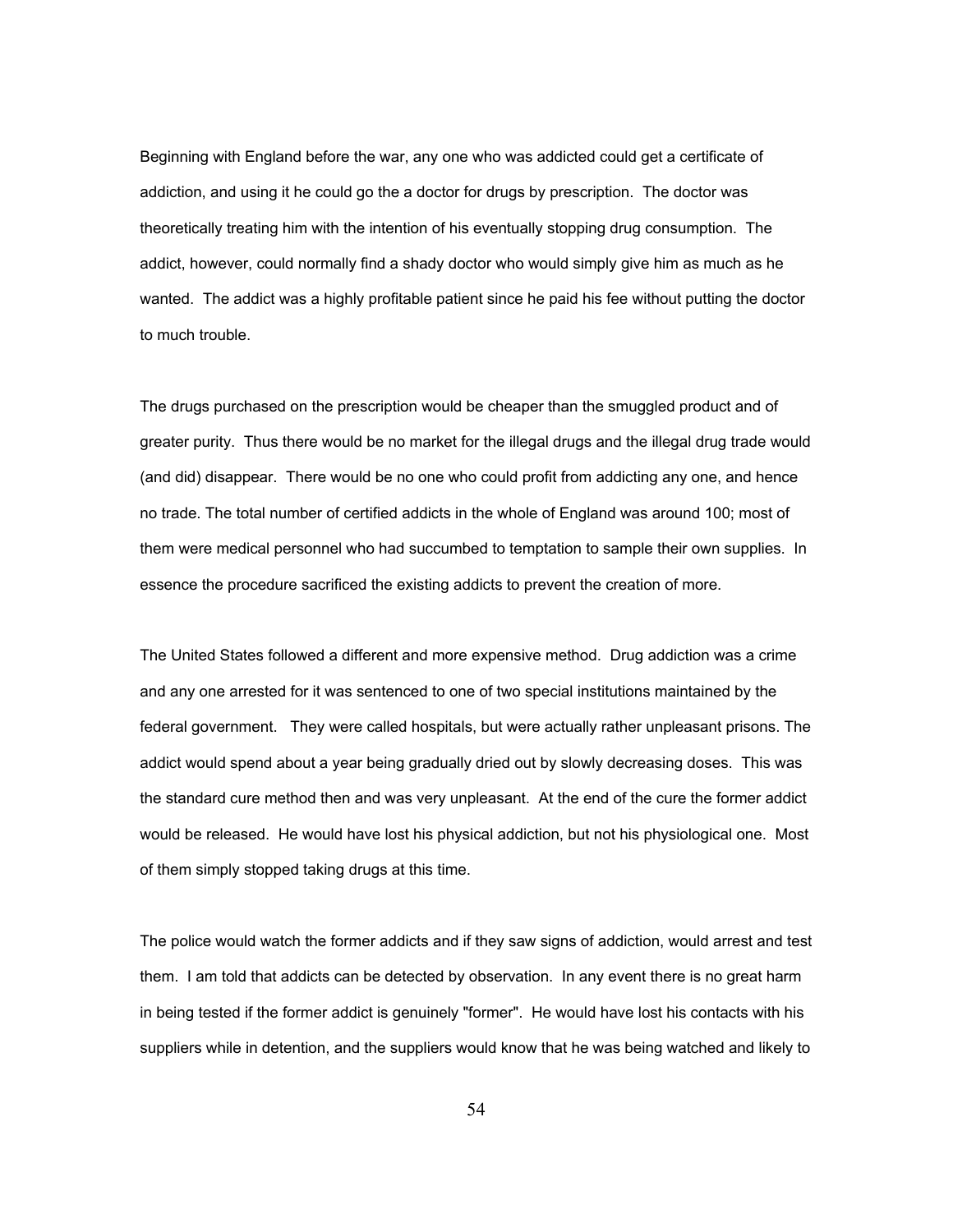Beginning with England before the war, any one who was addicted could get a certificate of addiction, and using it he could go the a doctor for drugs by prescription. The doctor was theoretically treating him with the intention of his eventually stopping drug consumption. The addict, however, could normally find a shady doctor who would simply give him as much as he wanted. The addict was a highly profitable patient since he paid his fee without putting the doctor to much trouble.

The drugs purchased on the prescription would be cheaper than the smuggled product and of greater purity. Thus there would be no market for the illegal drugs and the illegal drug trade would (and did) disappear. There would be no one who could profit from addicting any one, and hence no trade. The total number of certified addicts in the whole of England was around 100; most of them were medical personnel who had succumbed to temptation to sample their own supplies. In essence the procedure sacrificed the existing addicts to prevent the creation of more.

The United States followed a different and more expensive method. Drug addiction was a crime and any one arrested for it was sentenced to one of two special institutions maintained by the federal government. They were called hospitals, but were actually rather unpleasant prisons. The addict would spend about a year being gradually dried out by slowly decreasing doses. This was the standard cure method then and was very unpleasant. At the end of the cure the former addict would be released. He would have lost his physical addiction, but not his physiological one. Most of them simply stopped taking drugs at this time.

The police would watch the former addicts and if they saw signs of addiction, would arrest and test them. I am told that addicts can be detected by observation. In any event there is no great harm in being tested if the former addict is genuinely "former". He would have lost his contacts with his suppliers while in detention, and the suppliers would know that he was being watched and likely to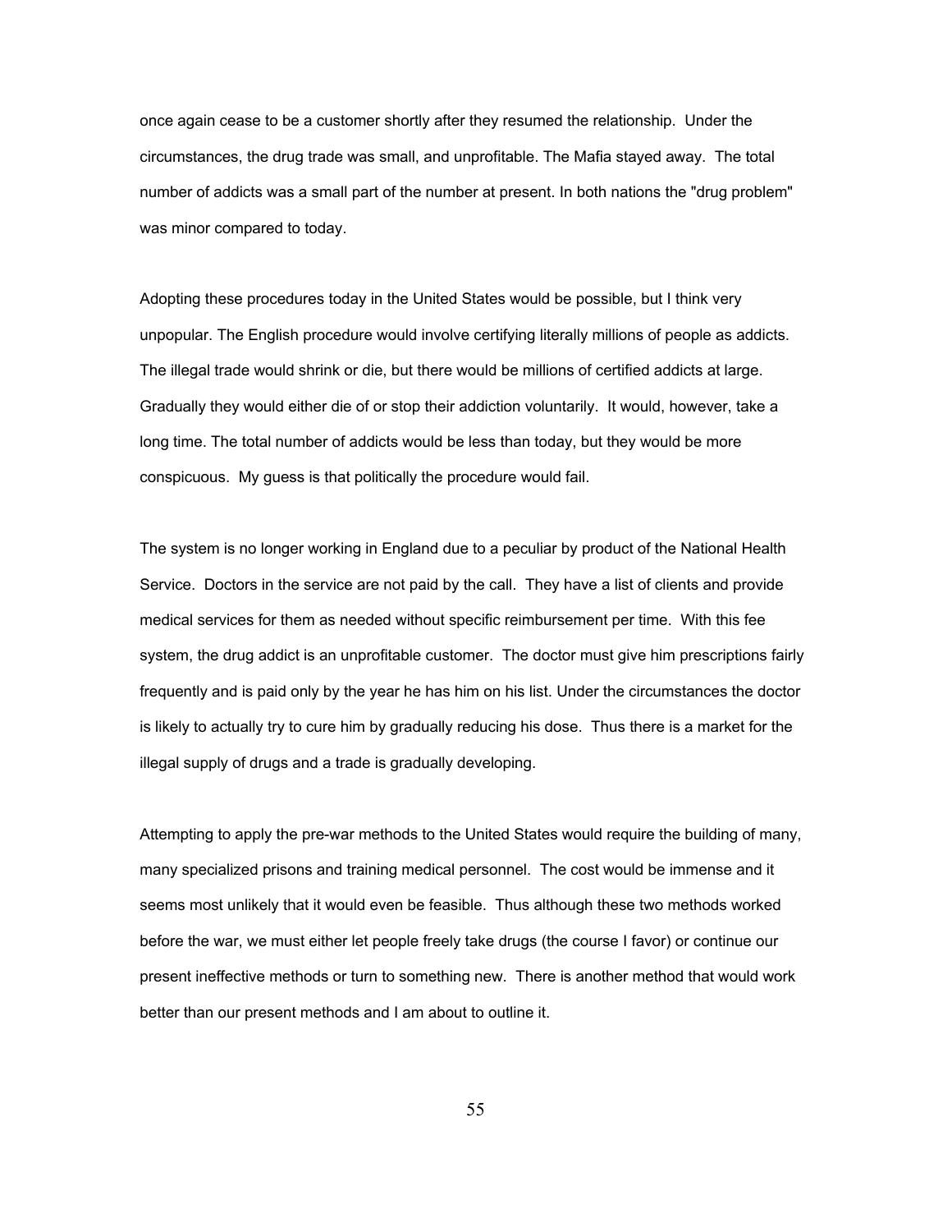once again cease to be a customer shortly after they resumed the relationship. Under the circumstances, the drug trade was small, and unprofitable. The Mafia stayed away. The total number of addicts was a small part of the number at present. In both nations the "drug problem" was minor compared to today.

Adopting these procedures today in the United States would be possible, but I think very unpopular. The English procedure would involve certifying literally millions of people as addicts. The illegal trade would shrink or die, but there would be millions of certified addicts at large. Gradually they would either die of or stop their addiction voluntarily. It would, however, take a long time. The total number of addicts would be less than today, but they would be more conspicuous. My guess is that politically the procedure would fail.

The system is no longer working in England due to a peculiar by product of the National Health Service. Doctors in the service are not paid by the call. They have a list of clients and provide medical services for them as needed without specific reimbursement per time. With this fee system, the drug addict is an unprofitable customer. The doctor must give him prescriptions fairly frequently and is paid only by the year he has him on his list. Under the circumstances the doctor is likely to actually try to cure him by gradually reducing his dose. Thus there is a market for the illegal supply of drugs and a trade is gradually developing.

Attempting to apply the pre-war methods to the United States would require the building of many, many specialized prisons and training medical personnel. The cost would be immense and it seems most unlikely that it would even be feasible. Thus although these two methods worked before the war, we must either let people freely take drugs (the course I favor) or continue our present ineffective methods or turn to something new. There is another method that would work better than our present methods and I am about to outline it.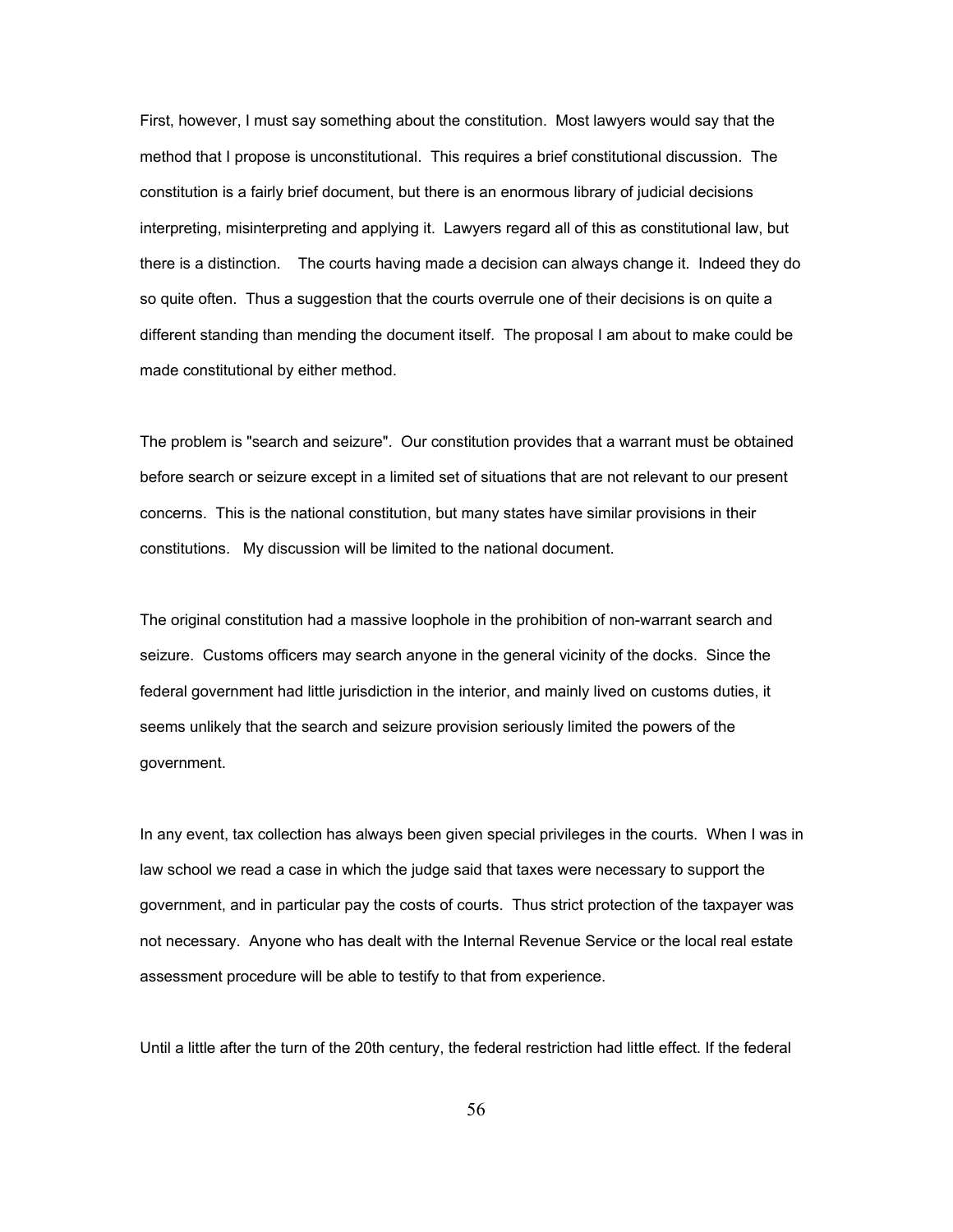First, however, I must say something about the constitution. Most lawyers would say that the method that I propose is unconstitutional. This requires a brief constitutional discussion. The constitution is a fairly brief document, but there is an enormous library of judicial decisions interpreting, misinterpreting and applying it. Lawyers regard all of this as constitutional law, but there is a distinction. The courts having made a decision can always change it. Indeed they do so quite often. Thus a suggestion that the courts overrule one of their decisions is on quite a different standing than mending the document itself. The proposal I am about to make could be made constitutional by either method.

The problem is "search and seizure". Our constitution provides that a warrant must be obtained before search or seizure except in a limited set of situations that are not relevant to our present concerns. This is the national constitution, but many states have similar provisions in their constitutions. My discussion will be limited to the national document.

The original constitution had a massive loophole in the prohibition of non-warrant search and seizure. Customs officers may search anyone in the general vicinity of the docks. Since the federal government had little jurisdiction in the interior, and mainly lived on customs duties, it seems unlikely that the search and seizure provision seriously limited the powers of the government.

In any event, tax collection has always been given special privileges in the courts. When I was in law school we read a case in which the judge said that taxes were necessary to support the government, and in particular pay the costs of courts. Thus strict protection of the taxpayer was not necessary. Anyone who has dealt with the Internal Revenue Service or the local real estate assessment procedure will be able to testify to that from experience.

Until a little after the turn of the 20th century, the federal restriction had little effect. If the federal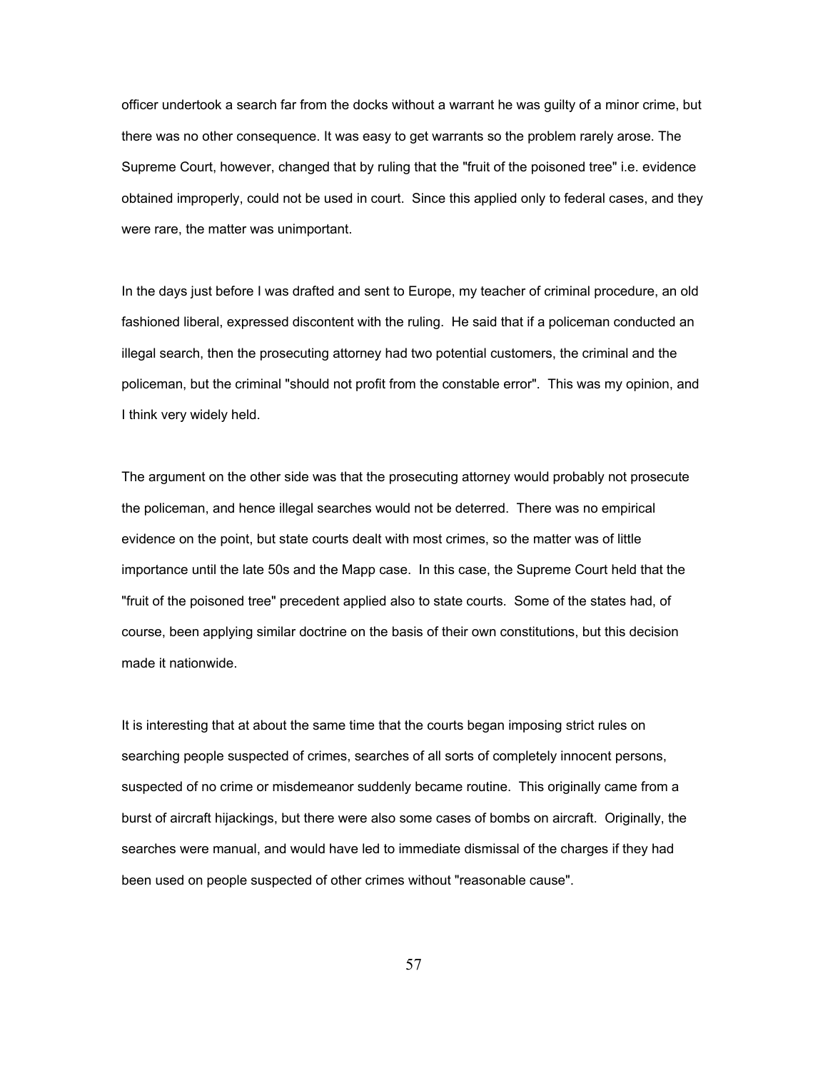officer undertook a search far from the docks without a warrant he was guilty of a minor crime, but there was no other consequence. It was easy to get warrants so the problem rarely arose. The Supreme Court, however, changed that by ruling that the "fruit of the poisoned tree" i.e. evidence obtained improperly, could not be used in court. Since this applied only to federal cases, and they were rare, the matter was unimportant.

In the days just before I was drafted and sent to Europe, my teacher of criminal procedure, an old fashioned liberal, expressed discontent with the ruling. He said that if a policeman conducted an illegal search, then the prosecuting attorney had two potential customers, the criminal and the policeman, but the criminal "should not profit from the constable error". This was my opinion, and I think very widely held.

The argument on the other side was that the prosecuting attorney would probably not prosecute the policeman, and hence illegal searches would not be deterred. There was no empirical evidence on the point, but state courts dealt with most crimes, so the matter was of little importance until the late 50s and the Mapp case. In this case, the Supreme Court held that the "fruit of the poisoned tree" precedent applied also to state courts. Some of the states had, of course, been applying similar doctrine on the basis of their own constitutions, but this decision made it nationwide.

It is interesting that at about the same time that the courts began imposing strict rules on searching people suspected of crimes, searches of all sorts of completely innocent persons, suspected of no crime or misdemeanor suddenly became routine. This originally came from a burst of aircraft hijackings, but there were also some cases of bombs on aircraft. Originally, the searches were manual, and would have led to immediate dismissal of the charges if they had been used on people suspected of other crimes without "reasonable cause".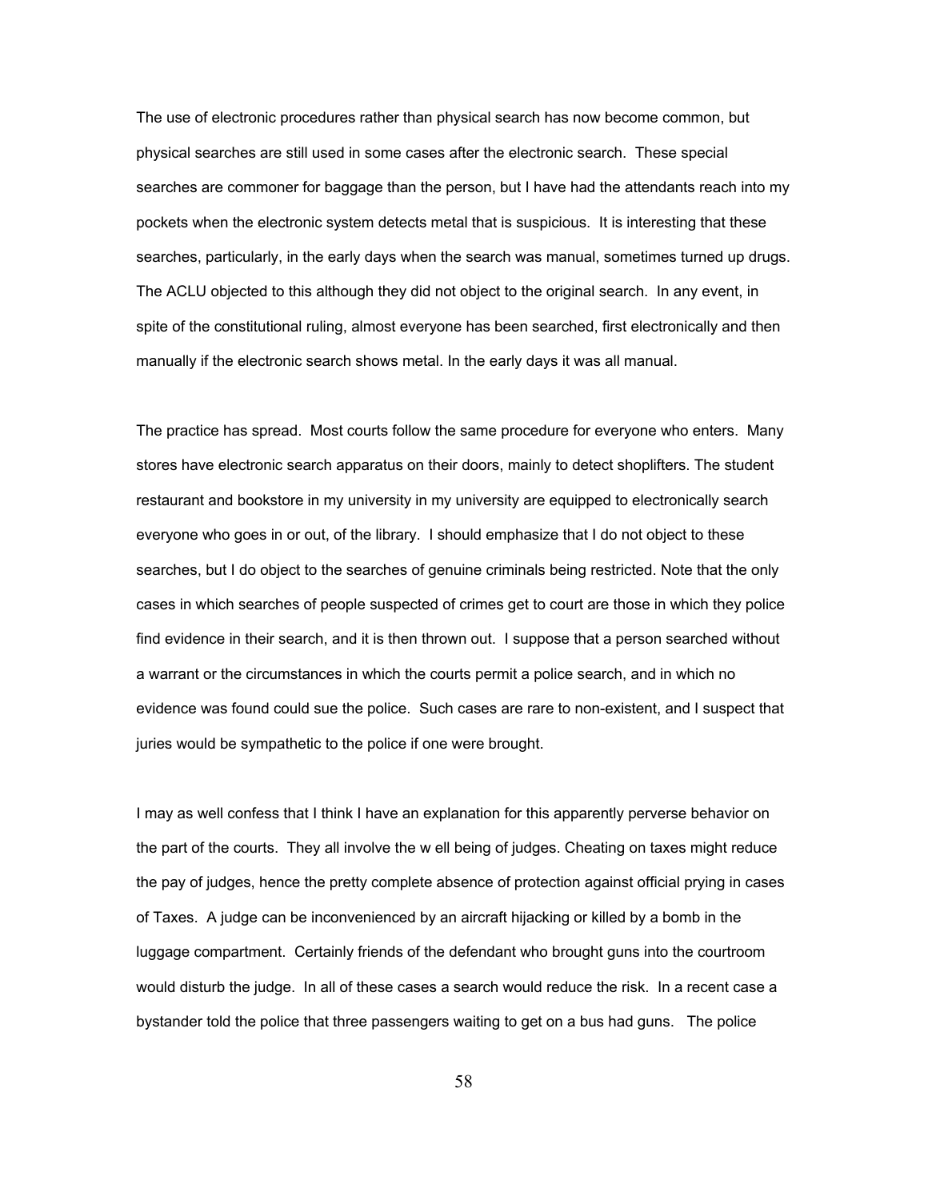The use of electronic procedures rather than physical search has now become common, but physical searches are still used in some cases after the electronic search. These special searches are commoner for baggage than the person, but I have had the attendants reach into my pockets when the electronic system detects metal that is suspicious. It is interesting that these searches, particularly, in the early days when the search was manual, sometimes turned up drugs. The ACLU objected to this although they did not object to the original search. In any event, in spite of the constitutional ruling, almost everyone has been searched, first electronically and then manually if the electronic search shows metal. In the early days it was all manual.

The practice has spread. Most courts follow the same procedure for everyone who enters. Many stores have electronic search apparatus on their doors, mainly to detect shoplifters. The student restaurant and bookstore in my university in my university are equipped to electronically search everyone who goes in or out, of the library. I should emphasize that I do not object to these searches, but I do object to the searches of genuine criminals being restricted. Note that the only cases in which searches of people suspected of crimes get to court are those in which they police find evidence in their search, and it is then thrown out. I suppose that a person searched without a warrant or the circumstances in which the courts permit a police search, and in which no evidence was found could sue the police. Such cases are rare to non-existent, and I suspect that juries would be sympathetic to the police if one were brought.

I may as well confess that I think I have an explanation for this apparently perverse behavior on the part of the courts. They all involve the w ell being of judges. Cheating on taxes might reduce the pay of judges, hence the pretty complete absence of protection against official prying in cases of Taxes. A judge can be inconvenienced by an aircraft hijacking or killed by a bomb in the luggage compartment. Certainly friends of the defendant who brought guns into the courtroom would disturb the judge. In all of these cases a search would reduce the risk. In a recent case a bystander told the police that three passengers waiting to get on a bus had guns. The police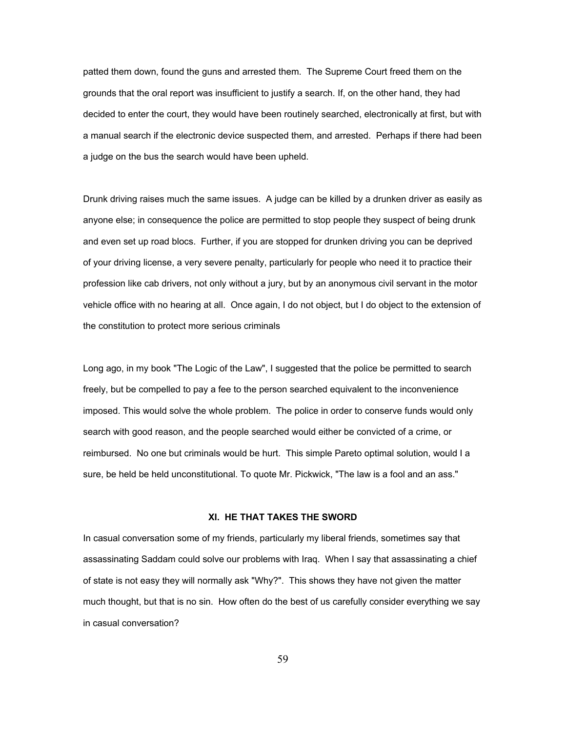patted them down, found the guns and arrested them. The Supreme Court freed them on the grounds that the oral report was insufficient to justify a search. If, on the other hand, they had decided to enter the court, they would have been routinely searched, electronically at first, but with a manual search if the electronic device suspected them, and arrested. Perhaps if there had been a judge on the bus the search would have been upheld.

Drunk driving raises much the same issues. A judge can be killed by a drunken driver as easily as anyone else; in consequence the police are permitted to stop people they suspect of being drunk and even set up road blocs. Further, if you are stopped for drunken driving you can be deprived of your driving license, a very severe penalty, particularly for people who need it to practice their profession like cab drivers, not only without a jury, but by an anonymous civil servant in the motor vehicle office with no hearing at all. Once again, I do not object, but I do object to the extension of the constitution to protect more serious criminals

Long ago, in my book "The Logic of the Law", I suggested that the police be permitted to search freely, but be compelled to pay a fee to the person searched equivalent to the inconvenience imposed. This would solve the whole problem. The police in order to conserve funds would only search with good reason, and the people searched would either be convicted of a crime, or reimbursed. No one but criminals would be hurt. This simple Pareto optimal solution, would I a sure, be held be held unconstitutional. To quote Mr. Pickwick, "The law is a fool and an ass."

## XI. HE THAT TAKES THE SWORD

In casual conversation some of my friends, particularly my liberal friends, sometimes say that assassinating Saddam could solve our problems with Iraq. When I say that assassinating a chief of state is not easy they will normally ask "Why?". This shows they have not given the matter much thought, but that is no sin. How often do the best of us carefully consider everything we say in casual conversation?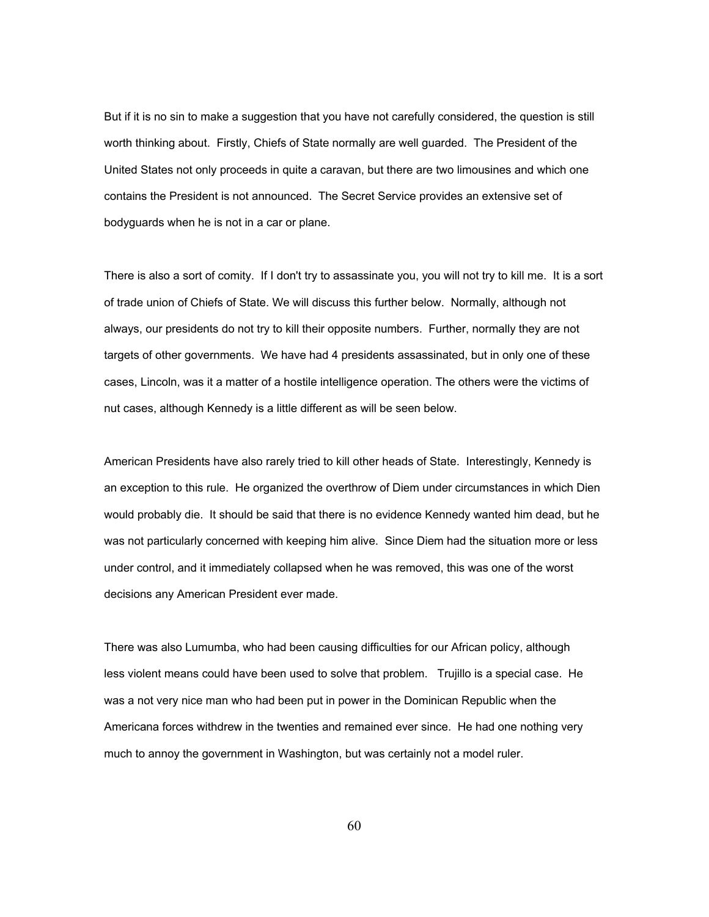But if it is no sin to make a suggestion that you have not carefully considered, the question is still worth thinking about. Firstly, Chiefs of State normally are well guarded. The President of the United States not only proceeds in quite a caravan, but there are two limousines and which one contains the President is not announced. The Secret Service provides an extensive set of bodyguards when he is not in a car or plane.

There is also a sort of comity. If I don't try to assassinate you, you will not try to kill me. It is a sort of trade union of Chiefs of State. We will discuss this further below. Normally, although not always, our presidents do not try to kill their opposite numbers. Further, normally they are not targets of other governments. We have had 4 presidents assassinated, but in only one of these cases, Lincoln, was it a matter of a hostile intelligence operation. The others were the victims of nut cases, although Kennedy is a little different as will be seen below.

American Presidents have also rarely tried to kill other heads of State. Interestingly, Kennedy is an exception to this rule. He organized the overthrow of Diem under circumstances in which Dien would probably die. It should be said that there is no evidence Kennedy wanted him dead, but he was not particularly concerned with keeping him alive. Since Diem had the situation more or less under control, and it immediately collapsed when he was removed, this was one of the worst decisions any American President ever made.

There was also Lumumba, who had been causing difficulties for our African policy, although less violent means could have been used to solve that problem. Trujillo is a special case. He was a not very nice man who had been put in power in the Dominican Republic when the Americana forces withdrew in the twenties and remained ever since. He had one nothing very much to annoy the government in Washington, but was certainly not a model ruler.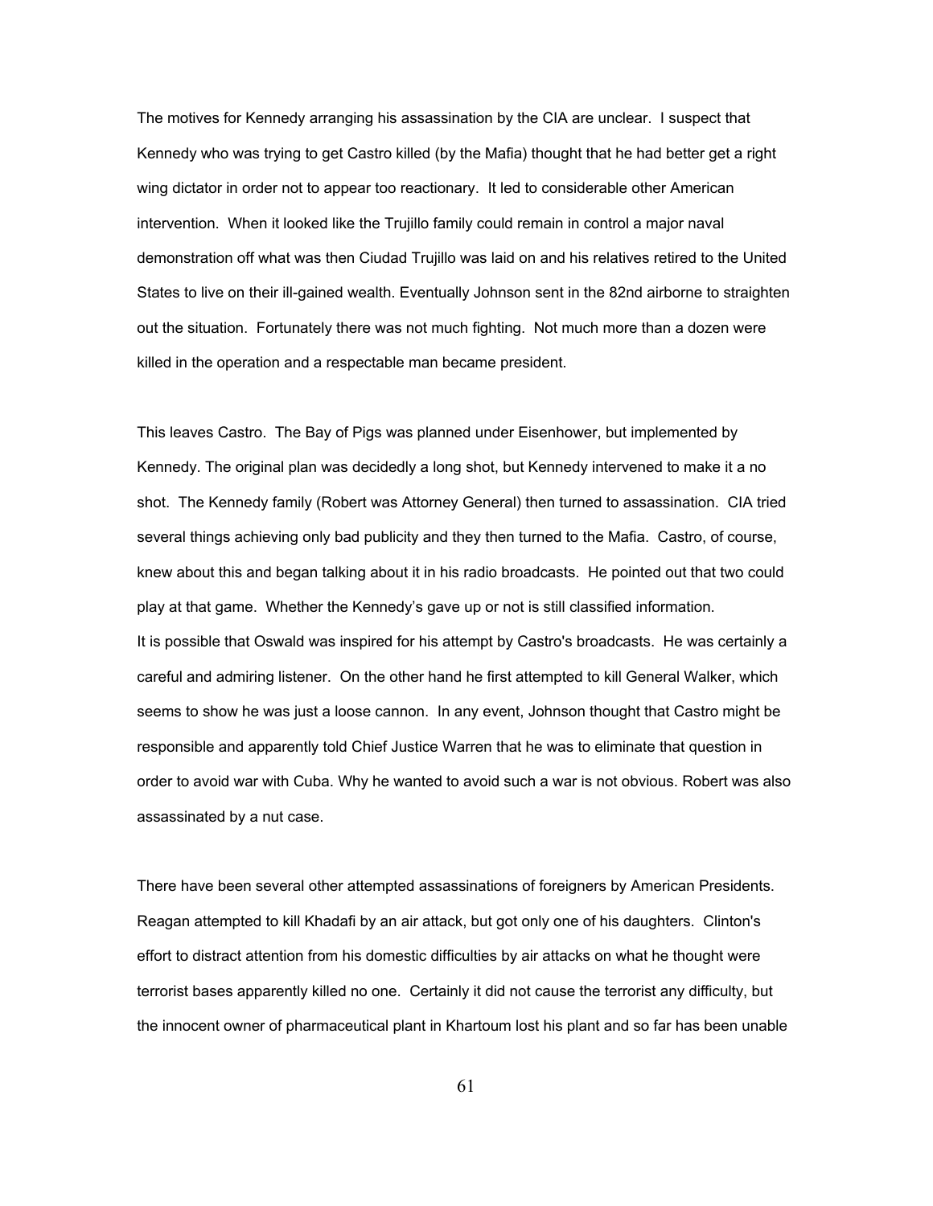The motives for Kennedy arranging his assassination by the CIA are unclear. I suspect that Kennedy who was trying to get Castro killed (by the Mafia) thought that he had better get a right wing dictator in order not to appear too reactionary. It led to considerable other American intervention. When it looked like the Trujillo family could remain in control a major naval demonstration off what was then Ciudad Trujillo was laid on and his relatives retired to the United States to live on their ill-gained wealth. Eventually Johnson sent in the 82nd airborne to straighten out the situation. Fortunately there was not much fighting. Not much more than a dozen were killed in the operation and a respectable man became president.

This leaves Castro. The Bay of Pigs was planned under Eisenhower, but implemented by Kennedy. The original plan was decidedly a long shot, but Kennedy intervened to make it a no shot. The Kennedy family (Robert was Attorney General) then turned to assassination. CIA tried several things achieving only bad publicity and they then turned to the Mafia. Castro, of course, knew about this and began talking about it in his radio broadcasts. He pointed out that two could play at that game. Whether the Kennedy's gave up or not is still classified information.
It is possible that Oswald was inspired for his attempt by Castro's broadcasts. He was certainly a careful and admiring listener. On the other hand he first attempted to kill General Walker, which seems to show he was just a loose cannon. In any event, Johnson thought that Castro might be responsible and apparently told Chief Justice Warren that he was to eliminate that question in order to avoid war with Cuba. Why he wanted to avoid such a war is not obvious. Robert was also assassinated by a nut case.

There have been several other attempted assassinations of foreigners by American Presidents. Reagan attempted to kill Khadafi by an air attack, but got only one of his daughters. Clinton's effort to distract attention from his domestic difficulties by air attacks on what he thought were terrorist bases apparently killed no one. Certainly it did not cause the terrorist any difficulty, but the innocent owner of pharmaceutical plant in Khartoum lost his plant and so far has been unable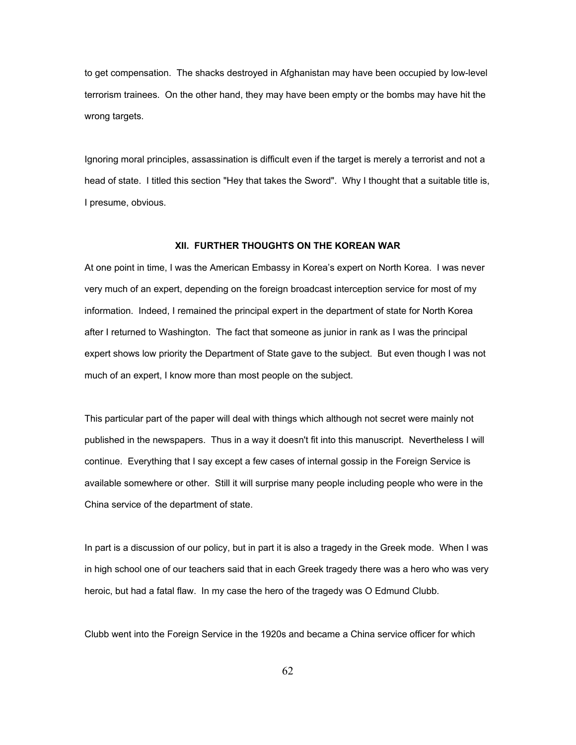to get compensation. The shacks destroyed in Afghanistan may have been occupied by low-level terrorism trainees. On the other hand, they may have been empty or the bombs may have hit the wrong targets.

Ignoring moral principles, assassination is difficult even if the target is merely a terrorist and not a head of state. I titled this section "Hey that takes the Sword". Why I thought that a suitable title is, I presume, obvious.

## XII. FURTHER THOUGHTS ON THE KOREAN WAR

At one point in time, I was the American Embassy in Korea's expert on North Korea. I was never very much of an expert, depending on the foreign broadcast interception service for most of my information. Indeed, I remained the principal expert in the department of state for North Korea after I returned to Washington. The fact that someone as junior in rank as I was the principal expert shows low priority the Department of State gave to the subject. But even though I was not much of an expert, I know more than most people on the subject.

This particular part of the paper will deal with things which although not secret were mainly not published in the newspapers. Thus in a way it doesn't fit into this manuscript. Nevertheless I will continue. Everything that I say except a few cases of internal gossip in the Foreign Service is available somewhere or other. Still it will surprise many people including people who were in the China service of the department of state.

In part is a discussion of our policy, but in part it is also a tragedy in the Greek mode. When I was in high school one of our teachers said that in each Greek tragedy there was a hero who was very heroic, but had a fatal flaw. In my case the hero of the tragedy was O Edmund Clubb.

Clubb went into the Foreign Service in the 1920s and became a China service officer for which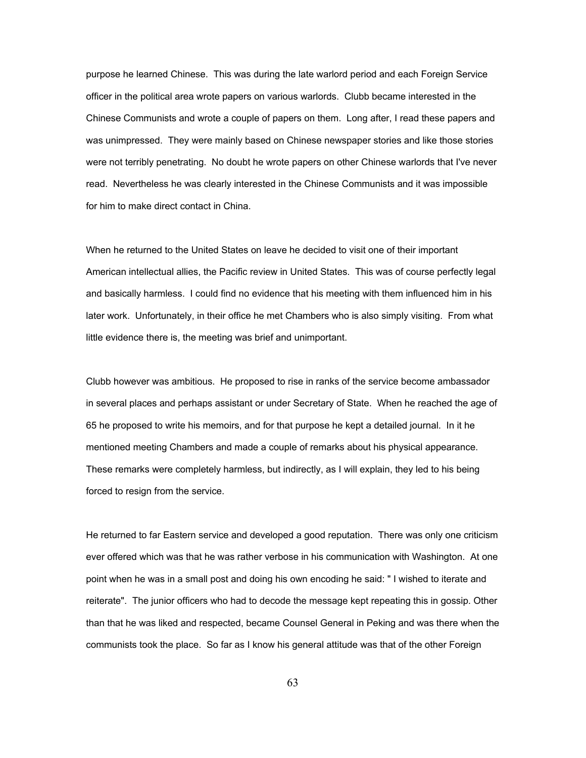purpose he learned Chinese. This was during the late warlord period and each Foreign Service officer in the political area wrote papers on various warlords. Clubb became interested in the Chinese Communists and wrote a couple of papers on them. Long after, I read these papers and was unimpressed. They were mainly based on Chinese newspaper stories and like those stories were not terribly penetrating. No doubt he wrote papers on other Chinese warlords that I've never read. Nevertheless he was clearly interested in the Chinese Communists and it was impossible for him to make direct contact in China.

When he returned to the United States on leave he decided to visit one of their important American intellectual allies, the Pacific review in United States. This was of course perfectly legal and basically harmless. I could find no evidence that his meeting with them influenced him in his later work. Unfortunately, in their office he met Chambers who is also simply visiting. From what little evidence there is, the meeting was brief and unimportant.

Clubb however was ambitious. He proposed to rise in ranks of the service become ambassador in several places and perhaps assistant or under Secretary of State. When he reached the age of 65 he proposed to write his memoirs, and for that purpose he kept a detailed journal. In it he mentioned meeting Chambers and made a couple of remarks about his physical appearance. These remarks were completely harmless, but indirectly, as I will explain, they led to his being forced to resign from the service.

He returned to far Eastern service and developed a good reputation. There was only one criticism ever offered which was that he was rather verbose in his communication with Washington. At one point when he was in a small post and doing his own encoding he said: " I wished to iterate and reiterate". The junior officers who had to decode the message kept repeating this in gossip. Other than that he was liked and respected, became Counsel General in Peking and was there when the communists took the place. So far as I know his general attitude was that of the other Foreign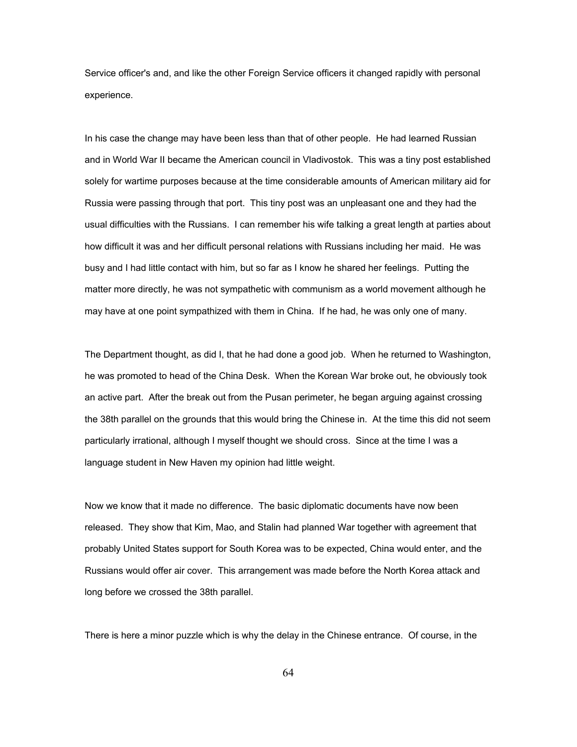Service officer's and, and like the other Foreign Service officers it changed rapidly with personal experience.

In his case the change may have been less than that of other people. He had learned Russian and in World War II became the American council in Vladivostok. This was a tiny post established solely for wartime purposes because at the time considerable amounts of American military aid for Russia were passing through that port. This tiny post was an unpleasant one and they had the usual difficulties with the Russians. I can remember his wife talking a great length at parties about how difficult it was and her difficult personal relations with Russians including her maid. He was busy and I had little contact with him, but so far as I know he shared her feelings. Putting the matter more directly, he was not sympathetic with communism as a world movement although he may have at one point sympathized with them in China. If he had, he was only one of many.

The Department thought, as did I, that he had done a good job. When he returned to Washington, he was promoted to head of the China Desk. When the Korean War broke out, he obviously took an active part. After the break out from the Pusan perimeter, he began arguing against crossing the 38th parallel on the grounds that this would bring the Chinese in. At the time this did not seem particularly irrational, although I myself thought we should cross. Since at the time I was a language student in New Haven my opinion had little weight.

Now we know that it made no difference. The basic diplomatic documents have now been released. They show that Kim, Mao, and Stalin had planned War together with agreement that probably United States support for South Korea was to be expected, China would enter, and the Russians would offer air cover. This arrangement was made before the North Korea attack and long before we crossed the 38th parallel.

There is here a minor puzzle which is why the delay in the Chinese entrance. Of course, in the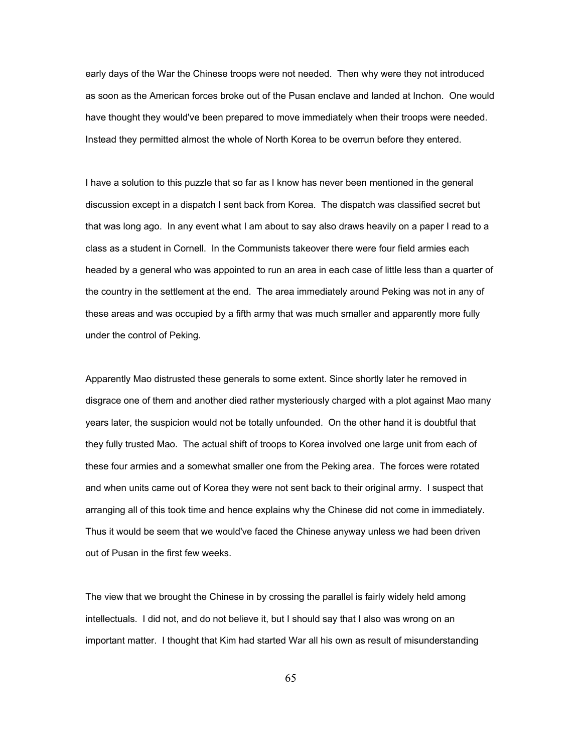early days of the War the Chinese troops were not needed. Then why were they not introduced as soon as the American forces broke out of the Pusan enclave and landed at Inchon. One would have thought they would've been prepared to move immediately when their troops were needed. Instead they permitted almost the whole of North Korea to be overrun before they entered.

I have a solution to this puzzle that so far as I know has never been mentioned in the general discussion except in a dispatch I sent back from Korea. The dispatch was classified secret but that was long ago. In any event what I am about to say also draws heavily on a paper I read to a class as a student in Cornell. In the Communists takeover there were four field armies each headed by a general who was appointed to run an area in each case of little less than a quarter of the country in the settlement at the end. The area immediately around Peking was not in any of these areas and was occupied by a fifth army that was much smaller and apparently more fully under the control of Peking.

Apparently Mao distrusted these generals to some extent. Since shortly later he removed in disgrace one of them and another died rather mysteriously charged with a plot against Mao many years later, the suspicion would not be totally unfounded. On the other hand it is doubtful that they fully trusted Mao. The actual shift of troops to Korea involved one large unit from each of these four armies and a somewhat smaller one from the Peking area. The forces were rotated and when units came out of Korea they were not sent back to their original army. I suspect that arranging all of this took time and hence explains why the Chinese did not come in immediately. Thus it would be seem that we would've faced the Chinese anyway unless we had been driven out of Pusan in the first few weeks.

The view that we brought the Chinese in by crossing the parallel is fairly widely held among intellectuals. I did not, and do not believe it, but I should say that I also was wrong on an important matter. I thought that Kim had started War all his own as result of misunderstanding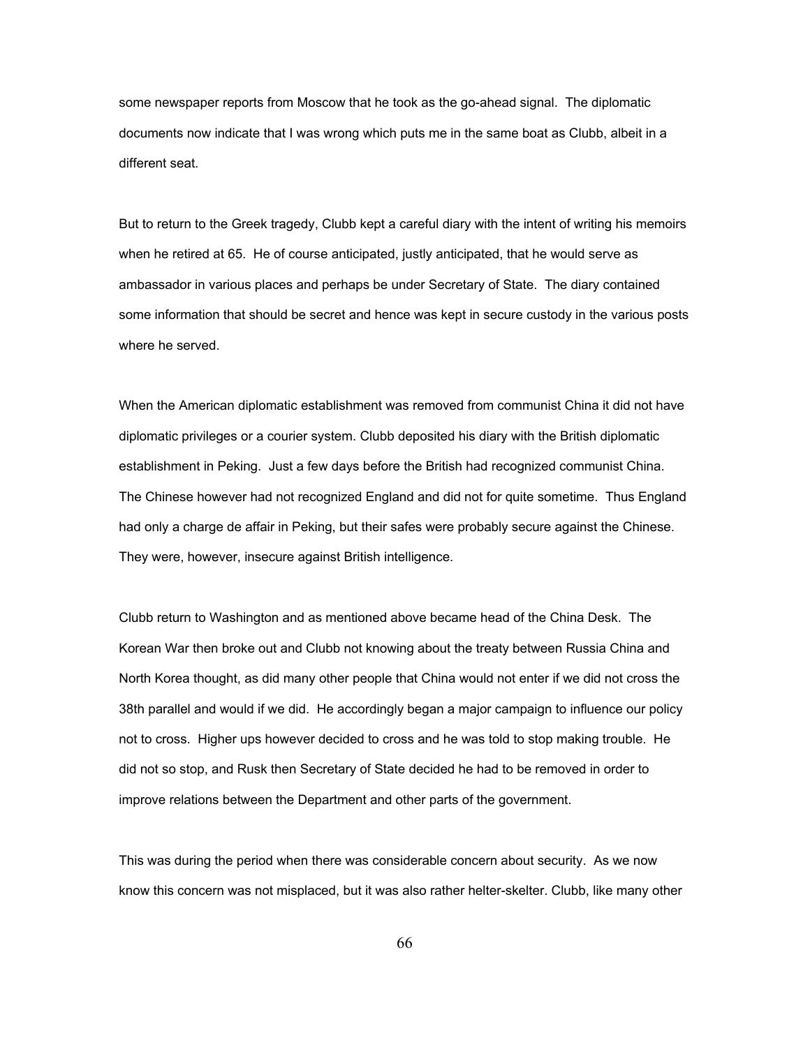some newspaper reports from Moscow that he took as the go-ahead signal. The diplomatic documents now indicate that I was wrong which puts me in the same boat as Clubb, albeit in a different seat.

But to return to the Greek tragedy, Clubb kept a careful diary with the intent of writing his memoirs when he retired at 65. He of course anticipated, justly anticipated, that he would serve as ambassador in various places and perhaps be under Secretary of State. The diary contained some information that should be secret and hence was kept in secure custody in the various posts where he served.

When the American diplomatic establishment was removed from communist China it did not have diplomatic privileges or a courier system. Clubb deposited his diary with the British diplomatic establishment in Peking. Just a few days before the British had recognized communist China. The Chinese however had not recognized England and did not for quite sometime. Thus England had only a charge de affair in Peking, but their safes were probably secure against the Chinese. They were, however, insecure against British intelligence.

Clubb return to Washington and as mentioned above became head of the China Desk. The Korean War then broke out and Clubb not knowing about the treaty between Russia China and North Korea thought, as did many other people that China would not enter if we did not cross the 38th parallel and would if we did. He accordingly began a major campaign to influence our policy not to cross. Higher ups however decided to cross and he was told to stop making trouble. He did not so stop, and Rusk then Secretary of State decided he had to be removed in order to improve relations between the Department and other parts of the government.

This was during the period when there was considerable concern about security. As we now know this concern was not misplaced, but it was also rather helter-skelter. Clubb, like many other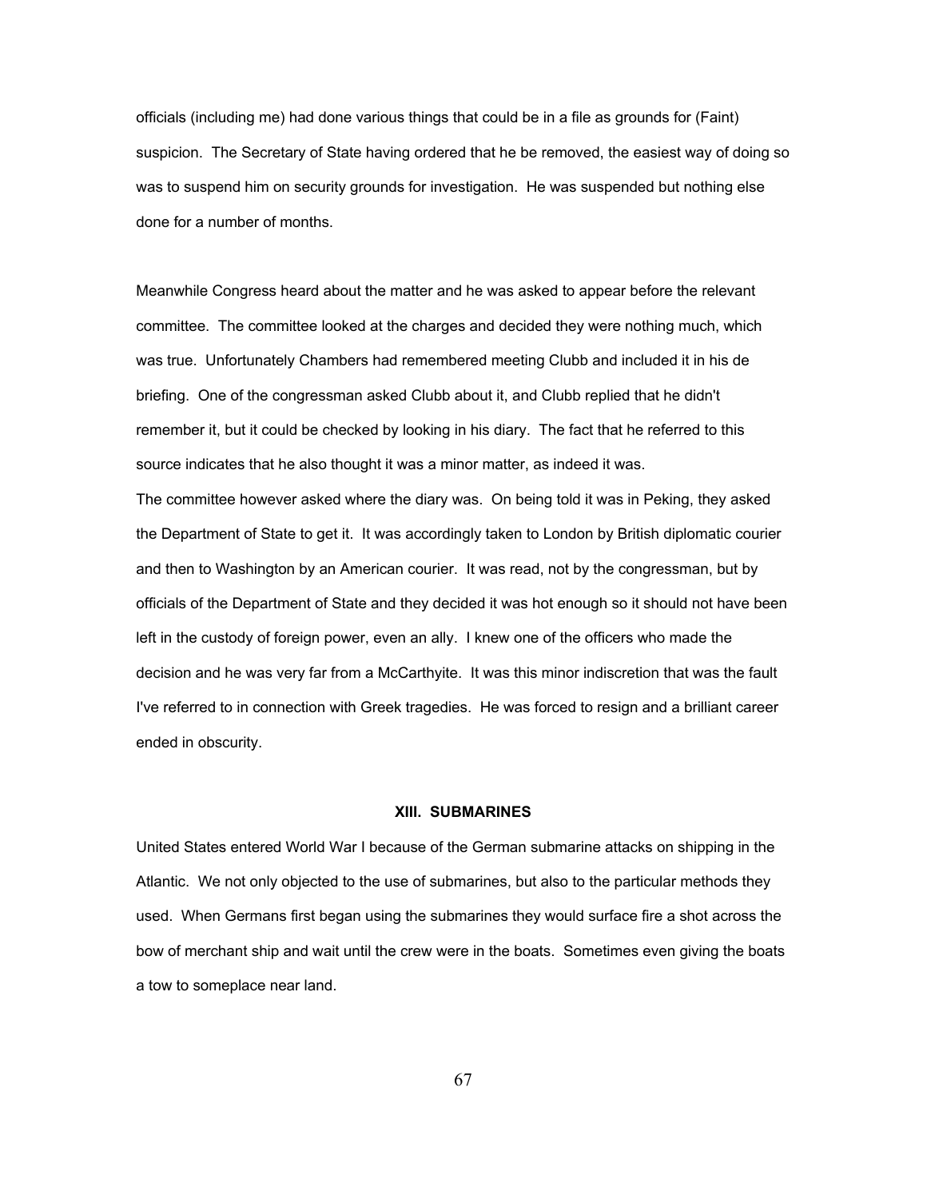officials (including me) had done various things that could be in a file as grounds for (Faint) suspicion. The Secretary of State having ordered that he be removed, the easiest way of doing so was to suspend him on security grounds for investigation. He was suspended but nothing else done for a number of months.

Meanwhile Congress heard about the matter and he was asked to appear before the relevant committee. The committee looked at the charges and decided they were nothing much, which was true. Unfortunately Chambers had remembered meeting Clubb and included it in his de briefing. One of the congressman asked Clubb about it, and Clubb replied that he didn't remember it, but it could be checked by looking in his diary. The fact that he referred to this source indicates that he also thought it was a minor matter, as indeed it was.

The committee however asked where the diary was. On being told it was in Peking, they asked the Department of State to get it. It was accordingly taken to London by British diplomatic courier and then to Washington by an American courier. It was read, not by the congressman, but by officials of the Department of State and they decided it was hot enough so it should not have been left in the custody of foreign power, even an ally. I knew one of the officers who made the decision and he was very far from a McCarthyite. It was this minor indiscretion that was the fault I've referred to in connection with Greek tragedies. He was forced to resign and a brilliant career ended in obscurity.

## XIII. SUBMARINES

United States entered World War I because of the German submarine attacks on shipping in the Atlantic. We not only objected to the use of submarines, but also to the particular methods they used. When Germans first began using the submarines they would surface fire a shot across the bow of merchant ship and wait until the crew were in the boats. Sometimes even giving the boats a tow to someplace near land.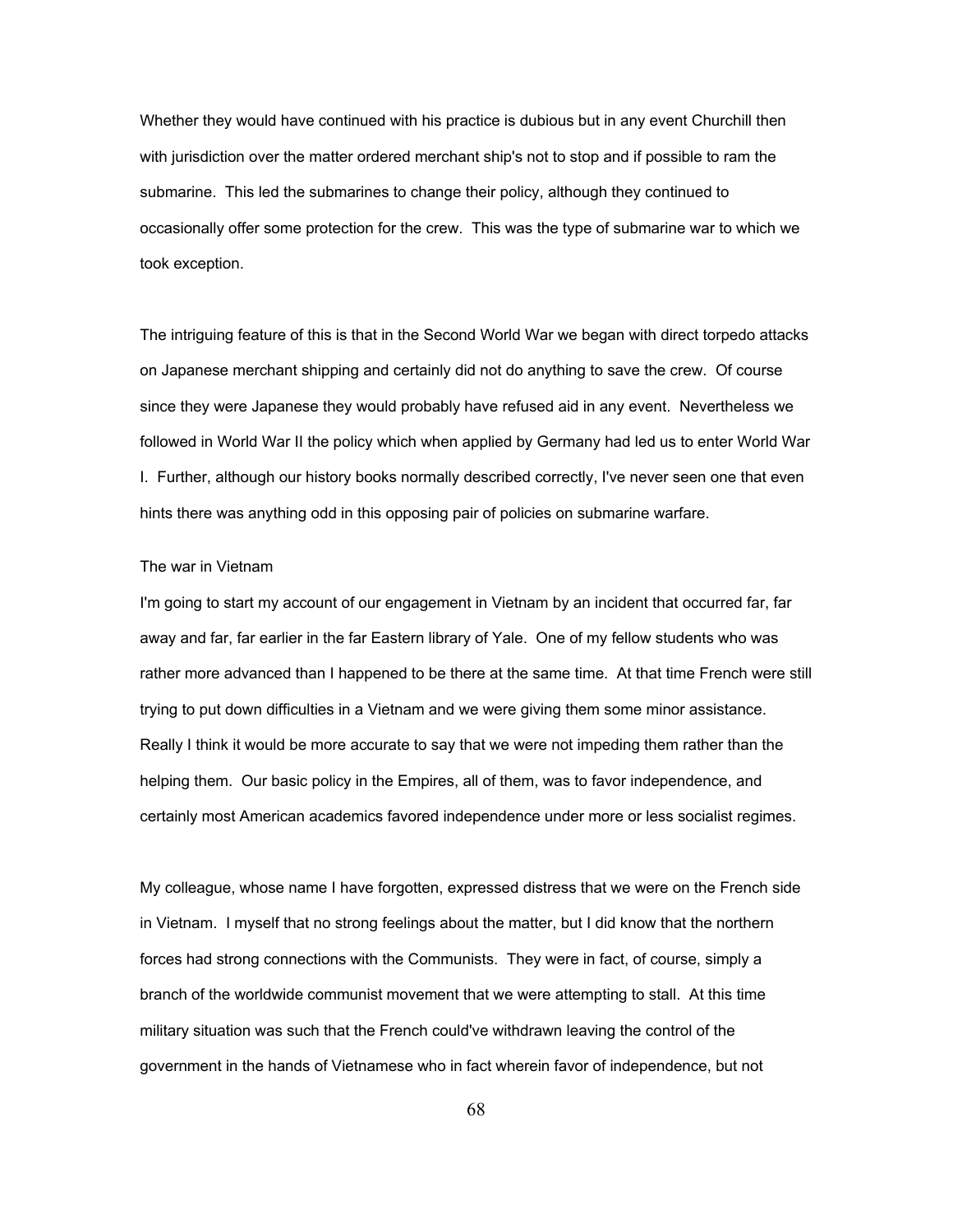Whether they would have continued with his practice is dubious but in any event Churchill then with jurisdiction over the matter ordered merchant ship's not to stop and if possible to ram the submarine. This led the submarines to change their policy, although they continued to occasionally offer some protection for the crew. This was the type of submarine war to which we took exception.

The intriguing feature of this is that in the Second World War we began with direct torpedo attacks on Japanese merchant shipping and certainly did not do anything to save the crew. Of course since they were Japanese they would probably have refused aid in any event. Nevertheless we followed in World War II the policy which when applied by Germany had led us to enter World War I. Further, although our history books normally described correctly, I've never seen one that even hints there was anything odd in this opposing pair of policies on submarine warfare.

### The war in Vietnam

I'm going to start my account of our engagement in Vietnam by an incident that occurred far, far away and far, far earlier in the far Eastern library of Yale. One of my fellow students who was rather more advanced than I happened to be there at the same time. At that time French were still trying to put down difficulties in a Vietnam and we were giving them some minor assistance. Really I think it would be more accurate to say that we were not impeding them rather than the helping them. Our basic policy in the Empires, all of them, was to favor independence, and certainly most American academics favored independence under more or less socialist regimes.

My colleague, whose name I have forgotten, expressed distress that we were on the French side in Vietnam. I myself that no strong feelings about the matter, but I did know that the northern forces had strong connections with the Communists. They were in fact, of course, simply a branch of the worldwide communist movement that we were attempting to stall. At this time military situation was such that the French could've withdrawn leaving the control of the government in the hands of Vietnamese who in fact wherein favor of independence, but not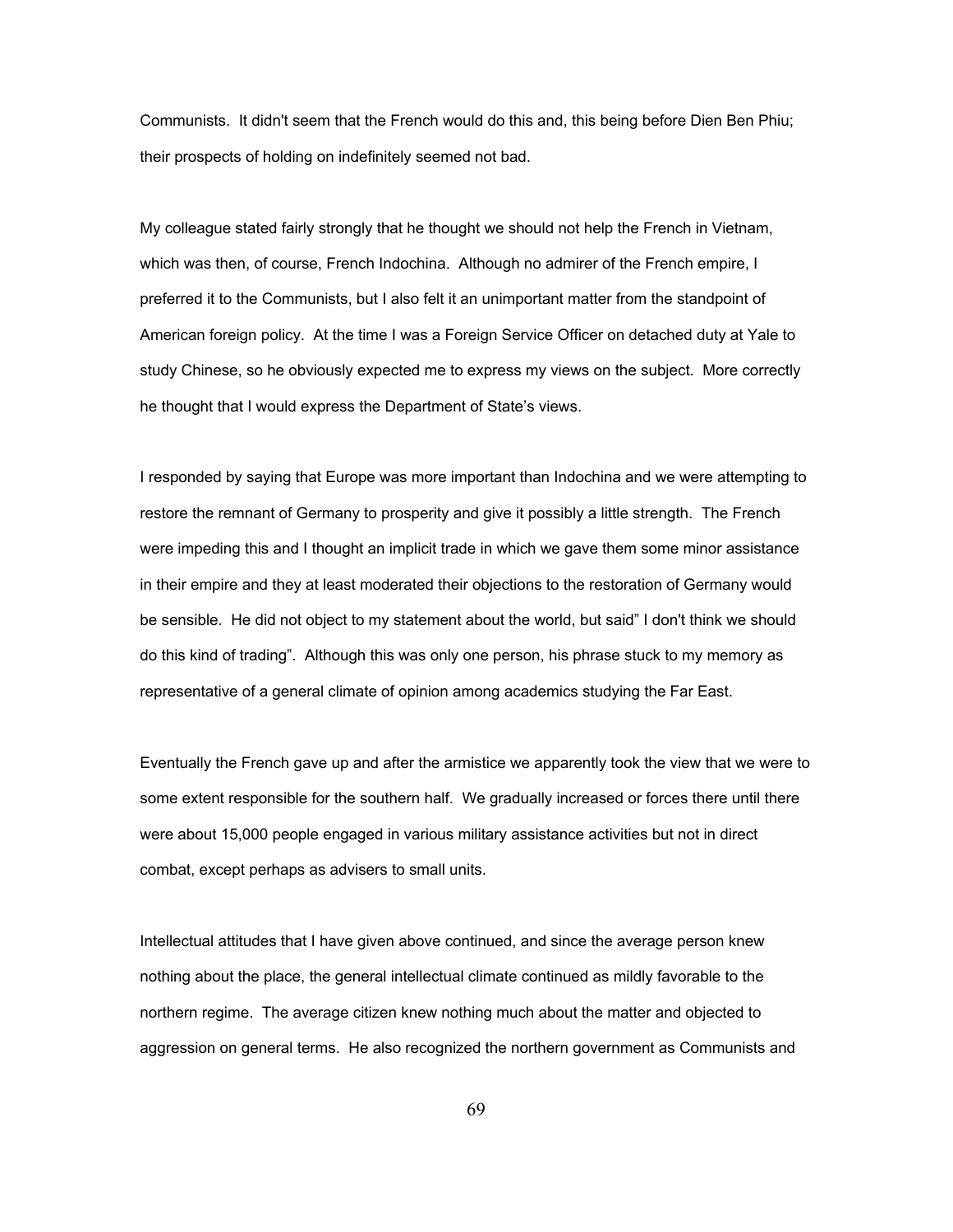Communists. It didn't seem that the French would do this and, this being before Dien Ben Phiu; their prospects of holding on indefinitely seemed not bad.

My colleague stated fairly strongly that he thought we should not help the French in Vietnam, which was then, of course, French Indochina. Although no admirer of the French empire, I preferred it to the Communists, but I also felt it an unimportant matter from the standpoint of American foreign policy. At the time I was a Foreign Service Officer on detached duty at Yale to study Chinese, so he obviously expected me to express my views on the subject. More correctly he thought that I would express the Department of State's views.

I responded by saying that Europe was more important than Indochina and we were attempting to restore the remnant of Germany to prosperity and give it possibly a little strength. The French were impeding this and I thought an implicit trade in which we gave them some minor assistance in their empire and they at least moderated their objections to the restoration of Germany would be sensible. He did not object to my statement about the world, but said" I don't think we should do this kind of trading". Although this was only one person, his phrase stuck to my memory as representative of a general climate of opinion among academics studying the Far East.

Eventually the French gave up and after the armistice we apparently took the view that we were to some extent responsible for the southern half. We gradually increased or forces there until there were about 15,000 people engaged in various military assistance activities but not in direct combat, except perhaps as advisers to small units.

Intellectual attitudes that I have given above continued, and since the average person knew nothing about the place, the general intellectual climate continued as mildly favorable to the northern regime. The average citizen knew nothing much about the matter and objected to aggression on general terms. He also recognized the northern government as Communists and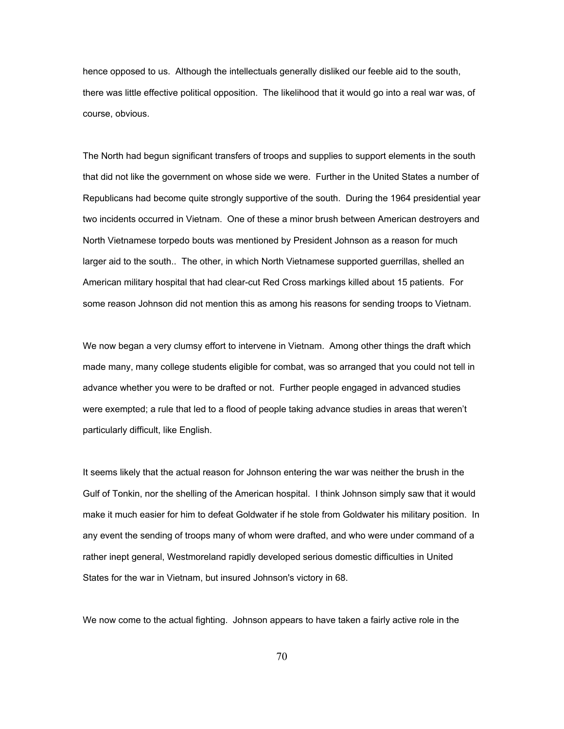hence opposed to us. Although the intellectuals generally disliked our feeble aid to the south, there was little effective political opposition. The likelihood that it would go into a real war was, of course, obvious.

The North had begun significant transfers of troops and supplies to support elements in the south that did not like the government on whose side we were. Further in the United States a number of Republicans had become quite strongly supportive of the south. During the 1964 presidential year two incidents occurred in Vietnam. One of these a minor brush between American destroyers and North Vietnamese torpedo bouts was mentioned by President Johnson as a reason for much larger aid to the south.. The other, in which North Vietnamese supported guerrillas, shelled an American military hospital that had clear-cut Red Cross markings killed about 15 patients. For some reason Johnson did not mention this as among his reasons for sending troops to Vietnam.

We now began a very clumsy effort to intervene in Vietnam. Among other things the draft which made many, many college students eligible for combat, was so arranged that you could not tell in advance whether you were to be drafted or not. Further people engaged in advanced studies were exempted; a rule that led to a flood of people taking advance studies in areas that weren't particularly difficult, like English.

It seems likely that the actual reason for Johnson entering the war was neither the brush in the Gulf of Tonkin, nor the shelling of the American hospital. I think Johnson simply saw that it would make it much easier for him to defeat Goldwater if he stole from Goldwater his military position. In any event the sending of troops many of whom were drafted, and who were under command of a rather inept general, Westmoreland rapidly developed serious domestic difficulties in United States for the war in Vietnam, but insured Johnson's victory in 68.

We now come to the actual fighting. Johnson appears to have taken a fairly active role in the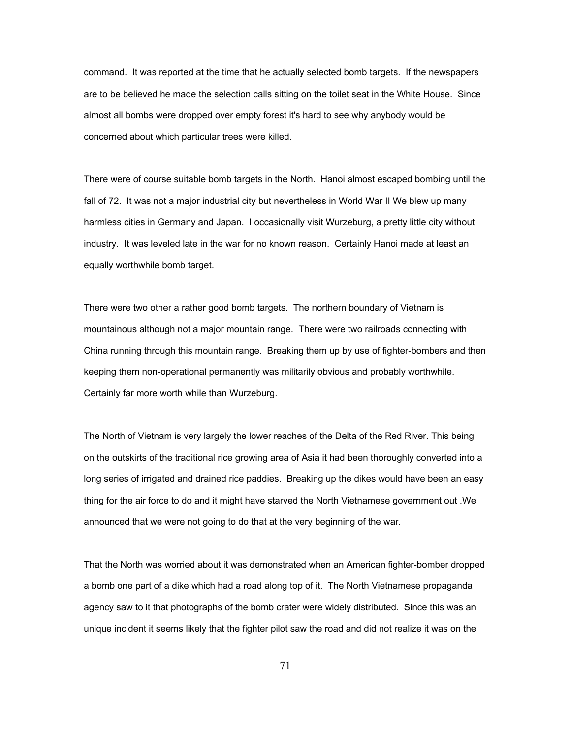command. It was reported at the time that he actually selected bomb targets. If the newspapers are to be believed he made the selection calls sitting on the toilet seat in the White House. Since almost all bombs were dropped over empty forest it's hard to see why anybody would be concerned about which particular trees were killed.

There were of course suitable bomb targets in the North. Hanoi almost escaped bombing until the fall of 72. It was not a major industrial city but nevertheless in World War II We blew up many harmless cities in Germany and Japan. I occasionally visit Wurzeburg, a pretty little city without industry. It was leveled late in the war for no known reason. Certainly Hanoi made at least an equally worthwhile bomb target.

There were two other a rather good bomb targets. The northern boundary of Vietnam is mountainous although not a major mountain range. There were two railroads connecting with China running through this mountain range. Breaking them up by use of fighter-bombers and then keeping them non-operational permanently was militarily obvious and probably worthwhile. Certainly far more worth while than Wurzeburg.

The North of Vietnam is very largely the lower reaches of the Delta of the Red River. This being on the outskirts of the traditional rice growing area of Asia it had been thoroughly converted into a long series of irrigated and drained rice paddies. Breaking up the dikes would have been an easy thing for the air force to do and it might have starved the North Vietnamese government out .We announced that we were not going to do that at the very beginning of the war.

That the North was worried about it was demonstrated when an American fighter-bomber dropped a bomb one part of a dike which had a road along top of it. The North Vietnamese propaganda agency saw to it that photographs of the bomb crater were widely distributed. Since this was an unique incident it seems likely that the fighter pilot saw the road and did not realize it was on the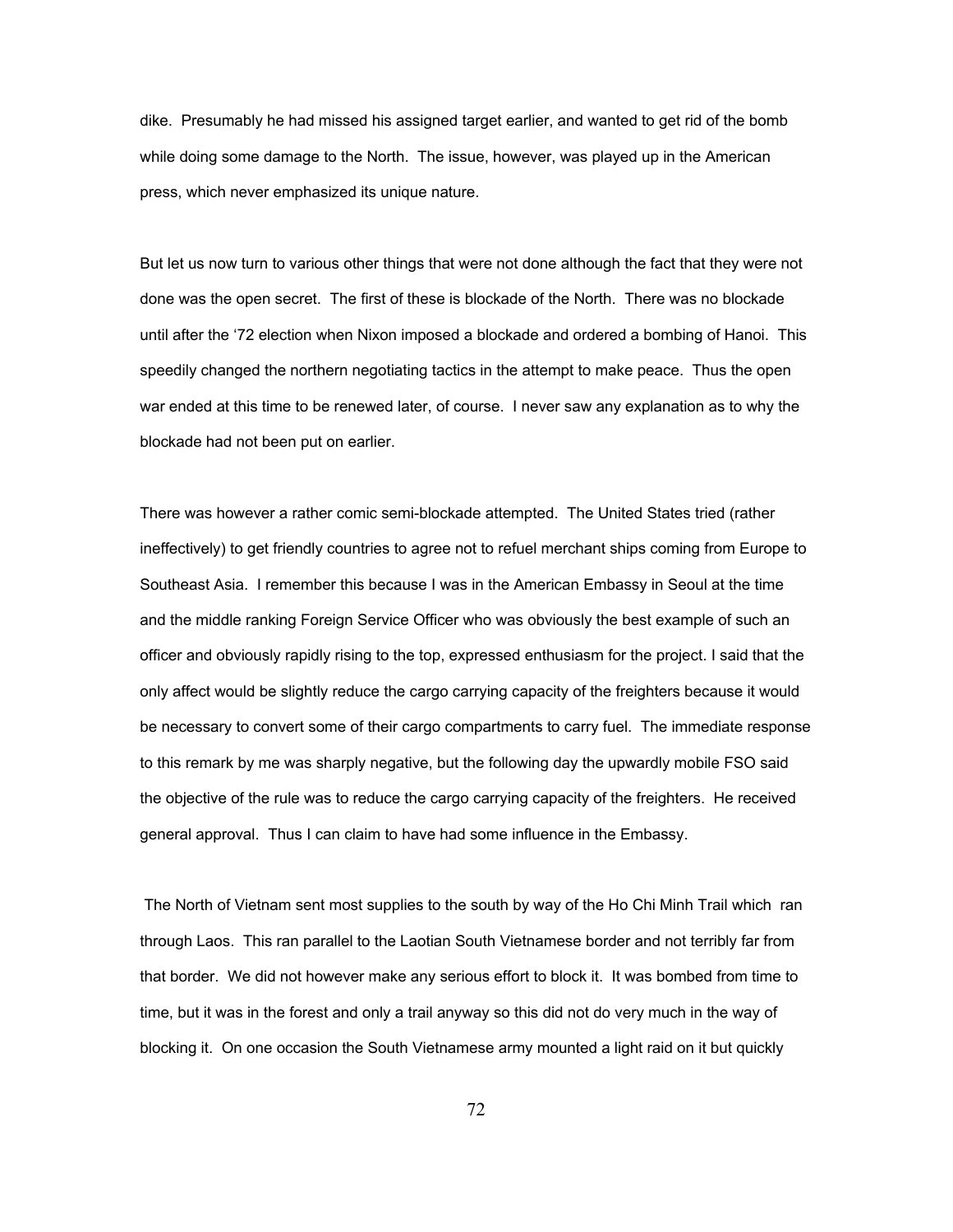dike. Presumably he had missed his assigned target earlier, and wanted to get rid of the bomb while doing some damage to the North. The issue, however, was played up in the American press, which never emphasized its unique nature.

But let us now turn to various other things that were not done although the fact that they were not done was the open secret. The first of these is blockade of the North. There was no blockade until after the '72 election when Nixon imposed a blockade and ordered a bombing of Hanoi. This speedily changed the northern negotiating tactics in the attempt to make peace. Thus the open war ended at this time to be renewed later, of course. I never saw any explanation as to why the blockade had not been put on earlier.

There was however a rather comic semi-blockade attempted. The United States tried (rather ineffectively) to get friendly countries to agree not to refuel merchant ships coming from Europe to Southeast Asia. I remember this because I was in the American Embassy in Seoul at the time and the middle ranking Foreign Service Officer who was obviously the best example of such an officer and obviously rapidly rising to the top, expressed enthusiasm for the project. I said that the only affect would be slightly reduce the cargo carrying capacity of the freighters because it would be necessary to convert some of their cargo compartments to carry fuel. The immediate response to this remark by me was sharply negative, but the following day the upwardly mobile FSO said the objective of the rule was to reduce the cargo carrying capacity of the freighters. He received general approval. Thus I can claim to have had some influence in the Embassy.

The North of Vietnam sent most supplies to the south by way of the Ho Chi Minh Trail which ran through Laos. This ran parallel to the Laotian South Vietnamese border and not terribly far from that border. We did not however make any serious effort to block it. It was bombed from time to time, but it was in the forest and only a trail anyway so this did not do very much in the way of blocking it. On one occasion the South Vietnamese army mounted a light raid on it but quickly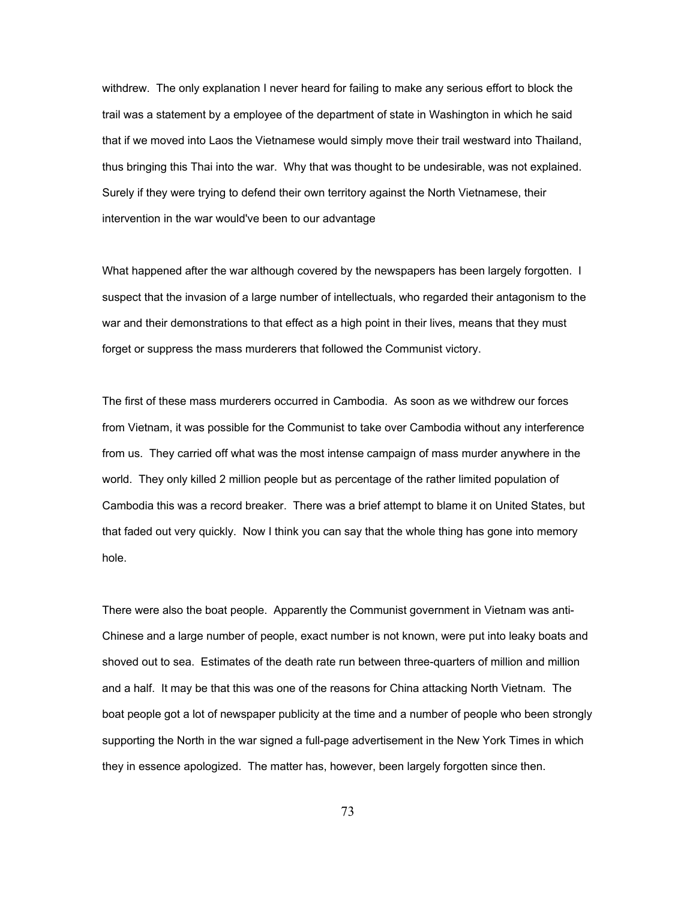withdrew. The only explanation I never heard for failing to make any serious effort to block the trail was a statement by a employee of the department of state in Washington in which he said that if we moved into Laos the Vietnamese would simply move their trail westward into Thailand, thus bringing this Thai into the war. Why that was thought to be undesirable, was not explained. Surely if they were trying to defend their own territory against the North Vietnamese, their intervention in the war would've been to our advantage

What happened after the war although covered by the newspapers has been largely forgotten. I suspect that the invasion of a large number of intellectuals, who regarded their antagonism to the war and their demonstrations to that effect as a high point in their lives, means that they must forget or suppress the mass murderers that followed the Communist victory.

The first of these mass murderers occurred in Cambodia. As soon as we withdrew our forces from Vietnam, it was possible for the Communist to take over Cambodia without any interference from us. They carried off what was the most intense campaign of mass murder anywhere in the world. They only killed 2 million people but as percentage of the rather limited population of Cambodia this was a record breaker. There was a brief attempt to blame it on United States, but that faded out very quickly. Now I think you can say that the whole thing has gone into memory hole.

There were also the boat people. Apparently the Communist government in Vietnam was anti-Chinese and a large number of people, exact number is not known, were put into leaky boats and shoved out to sea. Estimates of the death rate run between three-quarters of million and million and a half. It may be that this was one of the reasons for China attacking North Vietnam. The boat people got a lot of newspaper publicity at the time and a number of people who been strongly supporting the North in the war signed a full-page advertisement in the New York Times in which they in essence apologized. The matter has, however, been largely forgotten since then.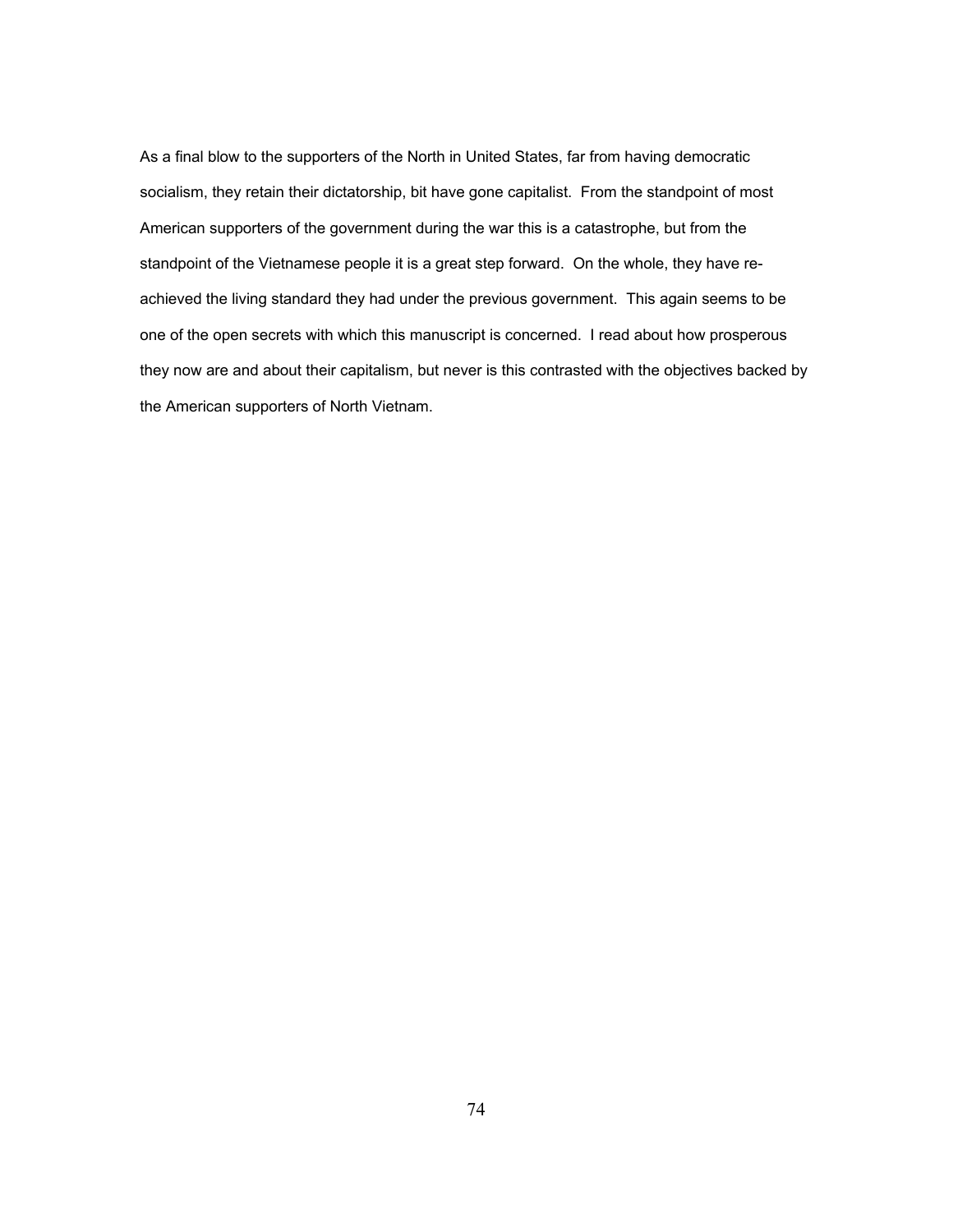As a final blow to the supporters of the North in United States, far from having democratic socialism, they retain their dictatorship, bit have gone capitalist. From the standpoint of most American supporters of the government during the war this is a catastrophe, but from the standpoint of the Vietnamese people it is a great step forward. On the whole, they have re-achieved the living standard they had under the previous government. This again seems to be one of the open secrets with which this manuscript is concerned. I read about how prosperous they now are and about their capitalism, but never is this contrasted with the objectives backed by the American supporters of North Vietnam.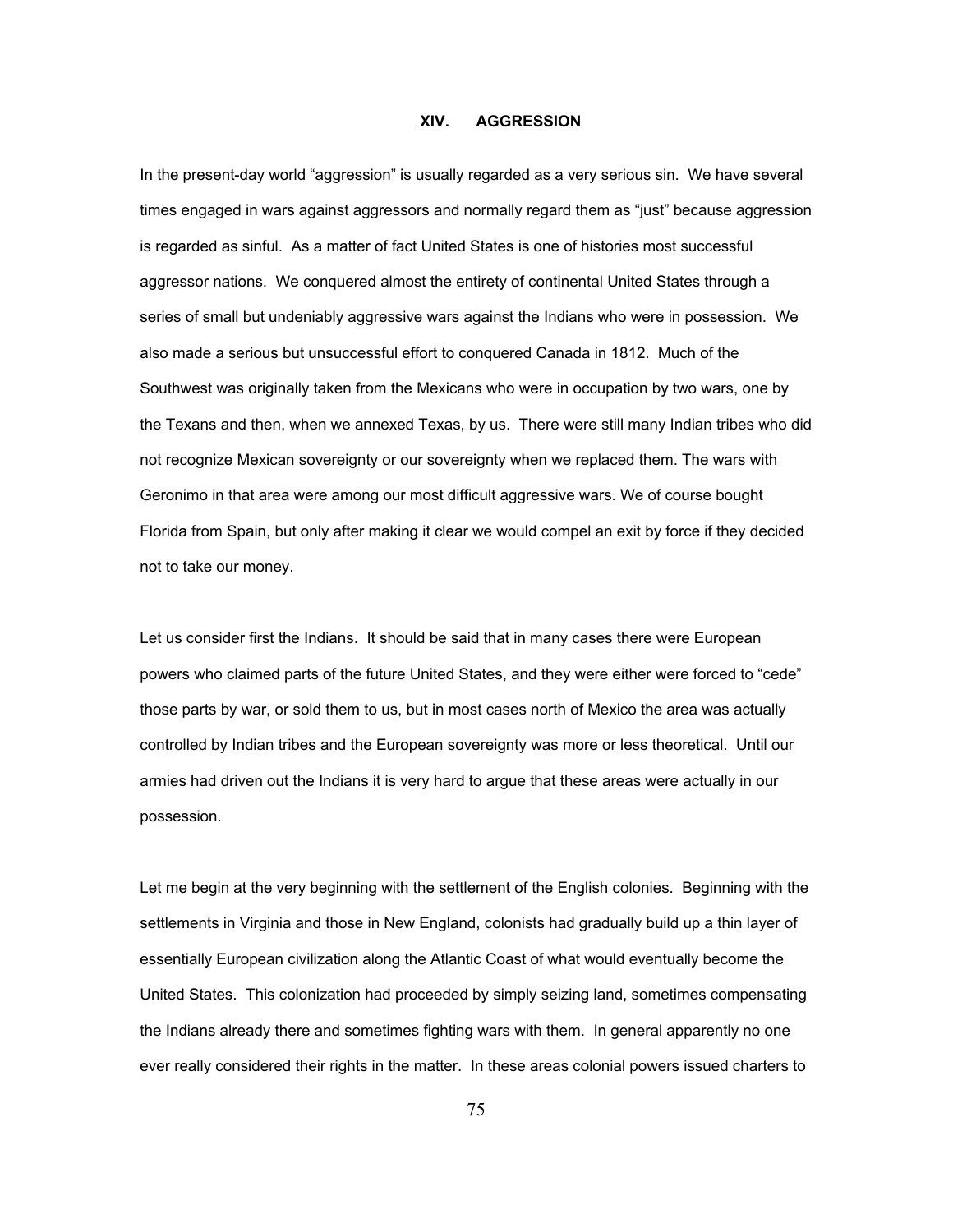## XIV. AGGRESSION

In the present-day world "aggression" is usually regarded as a very serious sin. We have several times engaged in wars against aggressors and normally regard them as "just" because aggression is regarded as sinful. As a matter of fact United States is one of histories most successful aggressor nations. We conquered almost the entirety of continental United States through a series of small but undeniably aggressive wars against the Indians who were in possession. We also made a serious but unsuccessful effort to conquered Canada in 1812. Much of the Southwest was originally taken from the Mexicans who were in occupation by two wars, one by the Texans and then, when we annexed Texas, by us. There were still many Indian tribes who did not recognize Mexican sovereignty or our sovereignty when we replaced them. The wars with Geronimo in that area were among our most difficult aggressive wars. We of course bought Florida from Spain, but only after making it clear we would compel an exit by force if they decided not to take our money.

Let us consider first the Indians. It should be said that in many cases there were European powers who claimed parts of the future United States, and they were either were forced to "cede" those parts by war, or sold them to us, but in most cases north of Mexico the area was actually controlled by Indian tribes and the European sovereignty was more or less theoretical. Until our armies had driven out the Indians it is very hard to argue that these areas were actually in our possession.

Let me begin at the very beginning with the settlement of the English colonies. Beginning with the settlements in Virginia and those in New England, colonists had gradually build up a thin layer of essentially European civilization along the Atlantic Coast of what would eventually become the United States. This colonization had proceeded by simply seizing land, sometimes compensating the Indians already there and sometimes fighting wars with them. In general apparently no one ever really considered their rights in the matter. In these areas colonial powers issued charters to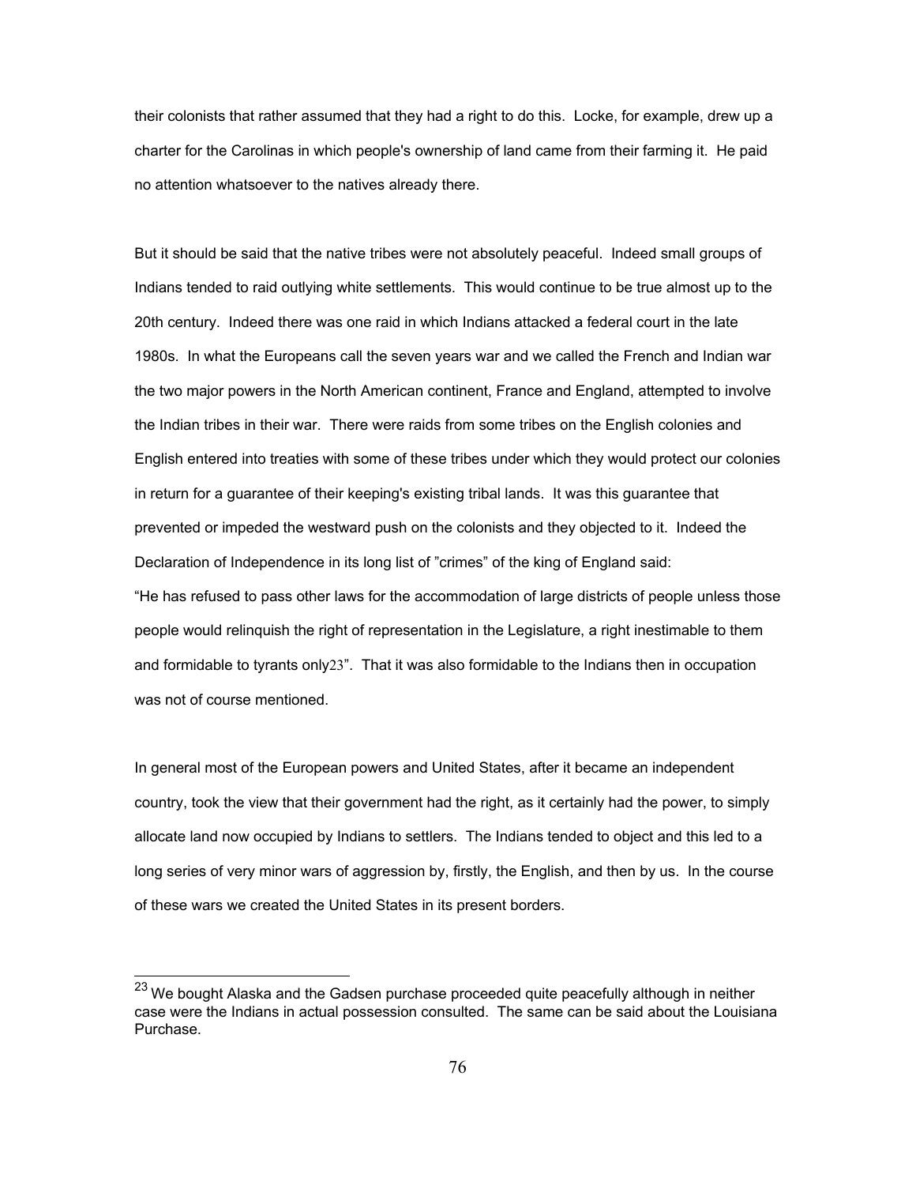their colonists that rather assumed that they had a right to do this. Locke, for example, drew up a charter for the Carolinas in which people's ownership of land came from their farming it. He paid no attention whatsoever to the natives already there.

But it should be said that the native tribes were not absolutely peaceful. Indeed small groups of Indians tended to raid outlying white settlements. This would continue to be true almost up to the 20th century. Indeed there was one raid in which Indians attacked a federal court in the late 1980s. In what the Europeans call the seven years war and we called the French and Indian war the two major powers in the North American continent, France and England, attempted to involve the Indian tribes in their war. There were raids from some tribes on the English colonies and English entered into treaties with some of these tribes under which they would protect our colonies in return for a guarantee of their keeping's existing tribal lands. It was this guarantee that prevented or impeded the westward push on the colonists and they objected to it. Indeed the Declaration of Independence in its long list of "crimes" of the king of England said:
"He has refused to pass other laws for the accommodation of large districts of people unless those people would relinquish the right of representation in the Legislature, a right inestimable to them and formidable to tyrants only[23]". That it was also formidable to the Indians then in occupation was not of course mentioned.

In general most of the European powers and United States, after it became an independent country, took the view that their government had the right, as it certainly had the power, to simply allocate land now occupied by Indians to settlers. The Indians tended to object and this led to a long series of very minor wars of aggression by, firstly, the English, and then by us. In the course of these wars we created the United States in its present borders.

---

[23] We bought Alaska and the Gadsen purchase proceeded quite peacefully although in neither case were the Indians in actual possession consulted. The same can be said about the Louisiana Purchase.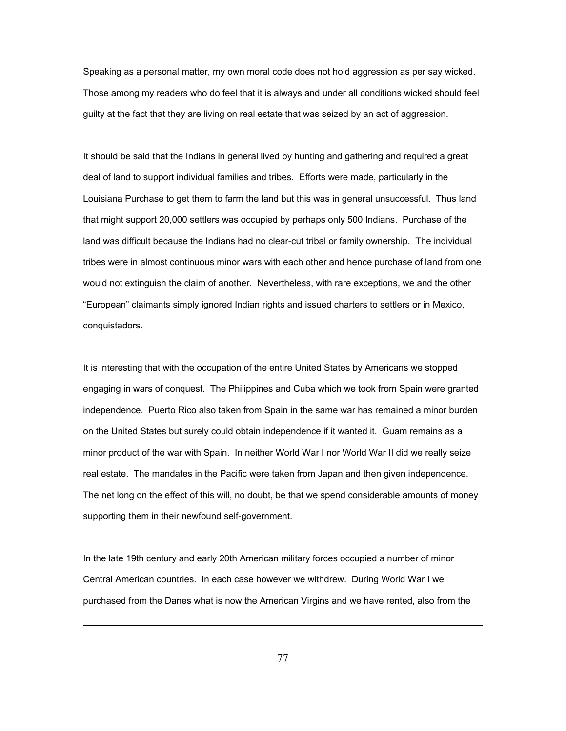Speaking as a personal matter, my own moral code does not hold aggression as per say wicked. Those among my readers who do feel that it is always and under all conditions wicked should feel guilty at the fact that they are living on real estate that was seized by an act of aggression.

It should be said that the Indians in general lived by hunting and gathering and required a great deal of land to support individual families and tribes. Efforts were made, particularly in the Louisiana Purchase to get them to farm the land but this was in general unsuccessful. Thus land that might support 20,000 settlers was occupied by perhaps only 500 Indians. Purchase of the land was difficult because the Indians had no clear-cut tribal or family ownership. The individual tribes were in almost continuous minor wars with each other and hence purchase of land from one would not extinguish the claim of another. Nevertheless, with rare exceptions, we and the other "European" claimants simply ignored Indian rights and issued charters to settlers or in Mexico, conquistadors.

It is interesting that with the occupation of the entire United States by Americans we stopped engaging in wars of conquest. The Philippines and Cuba which we took from Spain were granted independence. Puerto Rico also taken from Spain in the same war has remained a minor burden on the United States but surely could obtain independence if it wanted it. Guam remains as a minor product of the war with Spain. In neither World War I nor World War II did we really seize real estate. The mandates in the Pacific were taken from Japan and then given independence. The net long on the effect of this will, no doubt, be that we spend considerable amounts of money supporting them in their newfound self-government.

In the late 19th century and early 20th American military forces occupied a number of minor Central American countries. In each case however we withdrew. During World War I we purchased from the Danes what is now the American Virgins and we have rented, also from the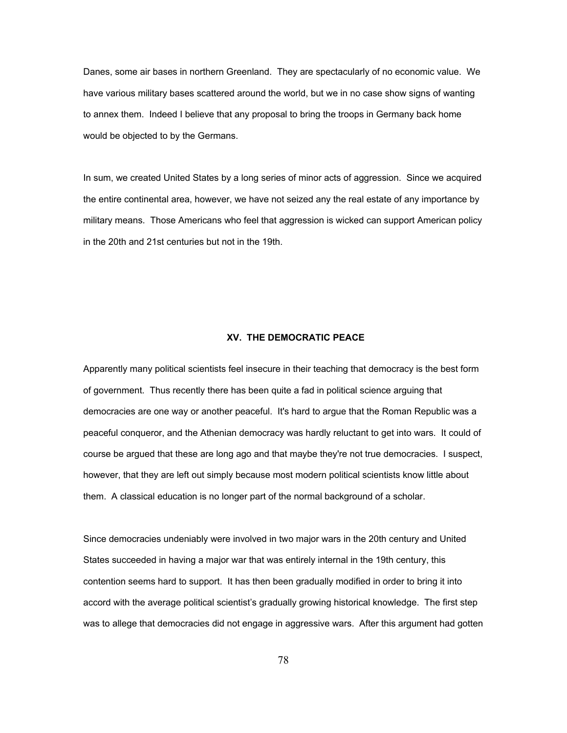Danes, some air bases in northern Greenland. They are spectacularly of no economic value. We have various military bases scattered around the world, but we in no case show signs of wanting to annex them. Indeed I believe that any proposal to bring the troops in Germany back home would be objected to by the Germans.

In sum, we created United States by a long series of minor acts of aggression. Since we acquired the entire continental area, however, we have not seized any the real estate of any importance by military means. Those Americans who feel that aggression is wicked can support American policy in the 20th and 21st centuries but not in the 19th.

## XV. THE DEMOCRATIC PEACE

Apparently many political scientists feel insecure in their teaching that democracy is the best form of government. Thus recently there has been quite a fad in political science arguing that democracies are one way or another peaceful. It's hard to argue that the Roman Republic was a peaceful conqueror, and the Athenian democracy was hardly reluctant to get into wars. It could of course be argued that these are long ago and that maybe they're not true democracies. I suspect, however, that they are left out simply because most modern political scientists know little about them. A classical education is no longer part of the normal background of a scholar.

Since democracies undeniably were involved in two major wars in the 20th century and United States succeeded in having a major war that was entirely internal in the 19th century, this contention seems hard to support. It has then been gradually modified in order to bring it into accord with the average political scientist's gradually growing historical knowledge. The first step was to allege that democracies did not engage in aggressive wars. After this argument had gotten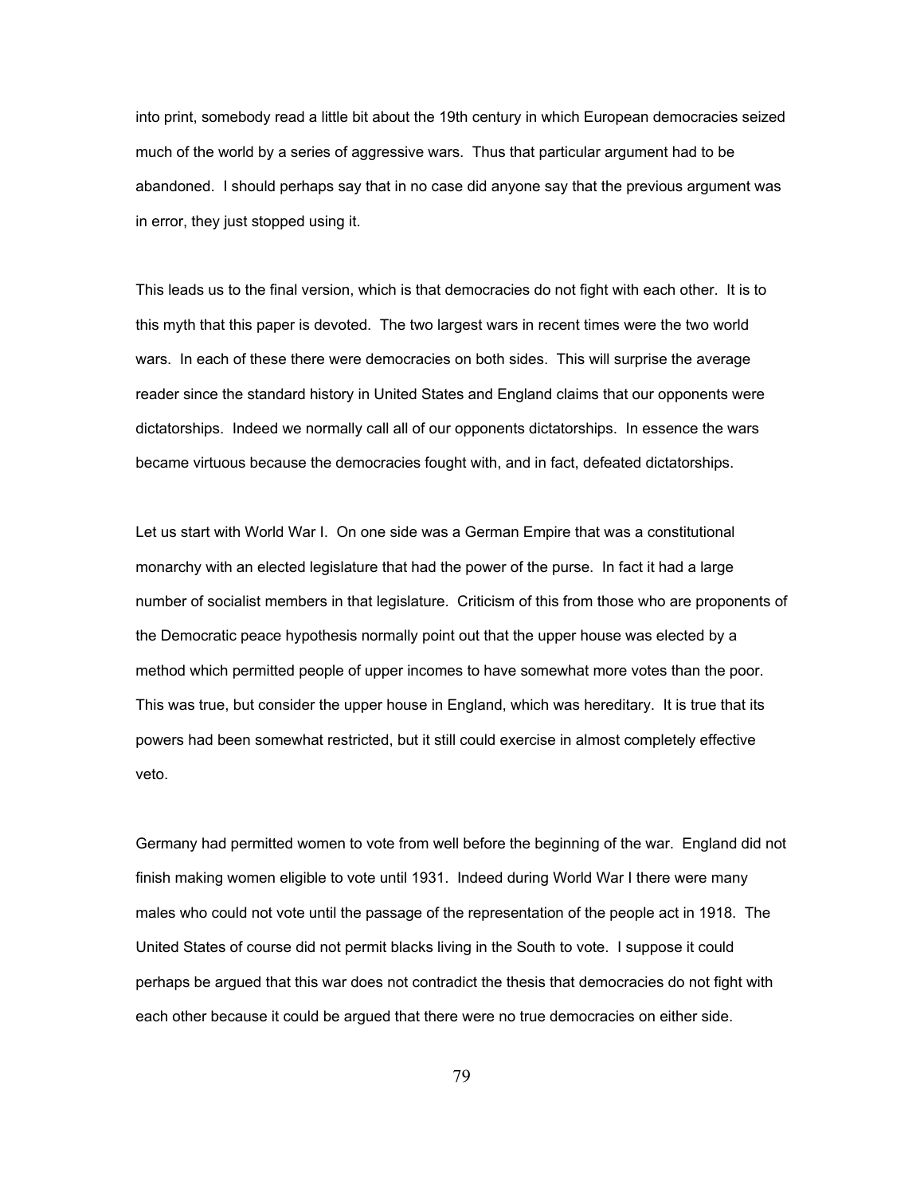into print, somebody read a little bit about the 19th century in which European democracies seized much of the world by a series of aggressive wars. Thus that particular argument had to be abandoned. I should perhaps say that in no case did anyone say that the previous argument was in error, they just stopped using it.

This leads us to the final version, which is that democracies do not fight with each other. It is to this myth that this paper is devoted. The two largest wars in recent times were the two world wars. In each of these there were democracies on both sides. This will surprise the average reader since the standard history in United States and England claims that our opponents were dictatorships. Indeed we normally call all of our opponents dictatorships. In essence the wars became virtuous because the democracies fought with, and in fact, defeated dictatorships.

Let us start with World War I. On one side was a German Empire that was a constitutional monarchy with an elected legislature that had the power of the purse. In fact it had a large number of socialist members in that legislature. Criticism of this from those who are proponents of the Democratic peace hypothesis normally point out that the upper house was elected by a method which permitted people of upper incomes to have somewhat more votes than the poor. This was true, but consider the upper house in England, which was hereditary. It is true that its powers had been somewhat restricted, but it still could exercise in almost completely effective veto.

Germany had permitted women to vote from well before the beginning of the war. England did not finish making women eligible to vote until 1931. Indeed during World War I there were many males who could not vote until the passage of the representation of the people act in 1918. The United States of course did not permit blacks living in the South to vote. I suppose it could perhaps be argued that this war does not contradict the thesis that democracies do not fight with each other because it could be argued that there were no true democracies on either side.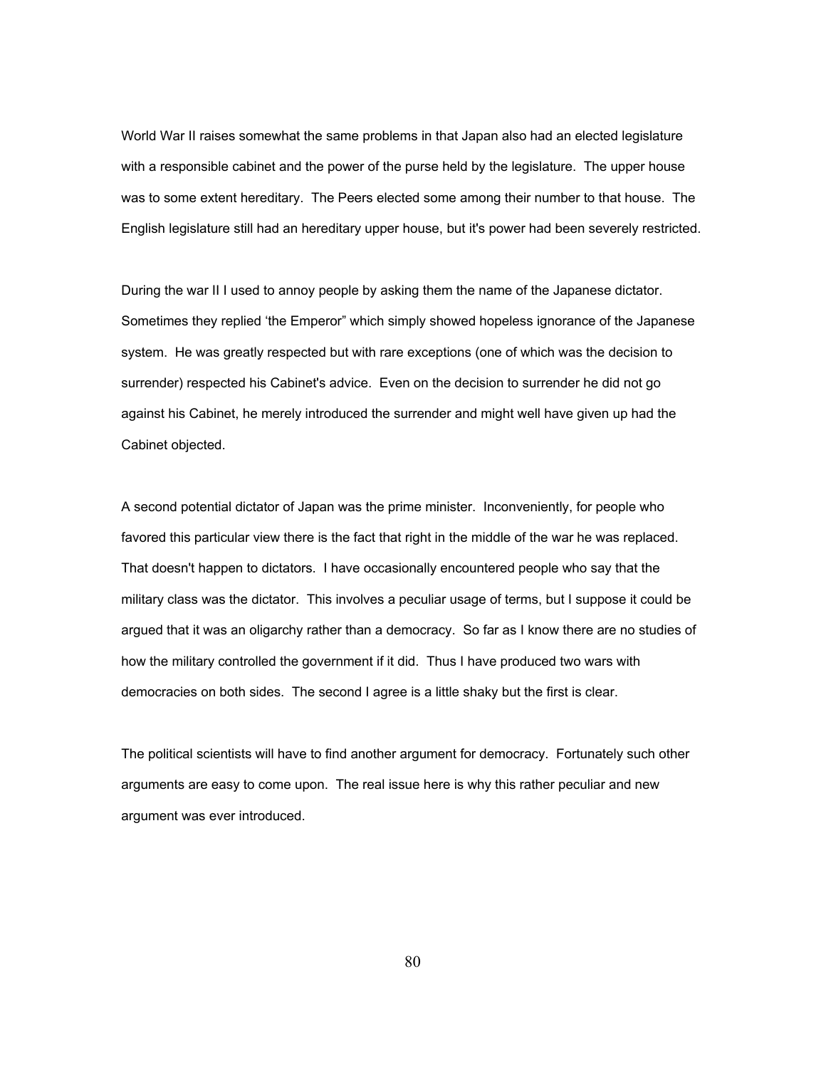World War II raises somewhat the same problems in that Japan also had an elected legislature with a responsible cabinet and the power of the purse held by the legislature. The upper house was to some extent hereditary. The Peers elected some among their number to that house. The English legislature still had an hereditary upper house, but it's power had been severely restricted.

During the war II I used to annoy people by asking them the name of the Japanese dictator. Sometimes they replied 'the Emperor" which simply showed hopeless ignorance of the Japanese system. He was greatly respected but with rare exceptions (one of which was the decision to surrender) respected his Cabinet's advice. Even on the decision to surrender he did not go against his Cabinet, he merely introduced the surrender and might well have given up had the Cabinet objected.

A second potential dictator of Japan was the prime minister. Inconveniently, for people who favored this particular view there is the fact that right in the middle of the war he was replaced. That doesn't happen to dictators. I have occasionally encountered people who say that the military class was the dictator. This involves a peculiar usage of terms, but I suppose it could be argued that it was an oligarchy rather than a democracy. So far as I know there are no studies of how the military controlled the government if it did. Thus I have produced two wars with democracies on both sides. The second I agree is a little shaky but the first is clear.

The political scientists will have to find another argument for democracy. Fortunately such other arguments are easy to come upon. The real issue here is why this rather peculiar and new argument was ever introduced.